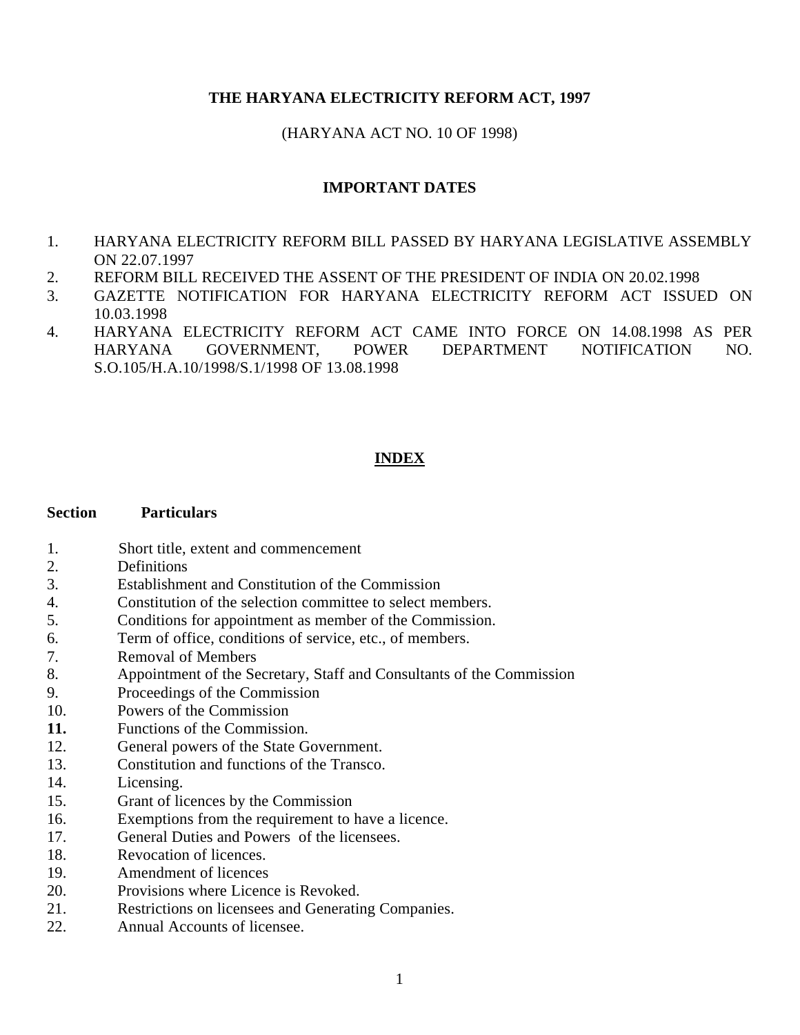# THE HARYANA ELECTRICITY REFORM ACT, 1997

(HARYANA ACT NO. 10 OF 1998)

## IMPORTANT DATES

1. HARYANA ELECTRICITY REFORM BILL PASSED BY HARYANA LEGISLATIVE ASSEMBLY ON 22.07.1997
2. REFORM BILL RECEIVED THE ASSENT OF THE PRESIDENT OF INDIA ON 20.02.1998
3. GAZETTE NOTIFICATION FOR HARYANA ELECTRICITY REFORM ACT ISSUED ON 10.03.1998
4. HARYANA ELECTRICITY REFORM ACT CAME INTO FORCE ON 14.08.1998 AS PER HARYANA GOVERNMENT, POWER DEPARTMENT NOTIFICATION NO. S.O.105/H.A.10/1998/S.1/1998 OF 13.08.1998

## INDEX

| Section | Particulars |
|---|---|
| 1. | Short title, extent and commencement |
| 2. | Definitions |
| 3. | Establishment and Constitution of the Commission |
| 4. | Constitution of the selection committee to select members. |
| 5. | Conditions for appointment as member of the Commission. |
| 6. | Term of office, conditions of service, etc., of members. |
| 7. | Removal of Members |
| 8. | Appointment of the Secretary, Staff and Consultants of the Commission |
| 9. | Proceedings of the Commission |
| 10. | Powers of the Commission |
| **11.** | Functions of the Commission. |
| 12. | General powers of the State Government. |
| 13. | Constitution and functions of the Transco. |
| 14. | Licensing. |
| 15. | Grant of licences by the Commission |
| 16. | Exemptions from the requirement to have a licence. |
| 17. | General Duties and Powers of the licensees. |
| 18. | Revocation of licences. |
| 19. | Amendment of licences |
| 20. | Provisions where Licence is Revoked. |
| 21. | Restrictions on licensees and Generating Companies. |
| 22. | Annual Accounts of licensee. |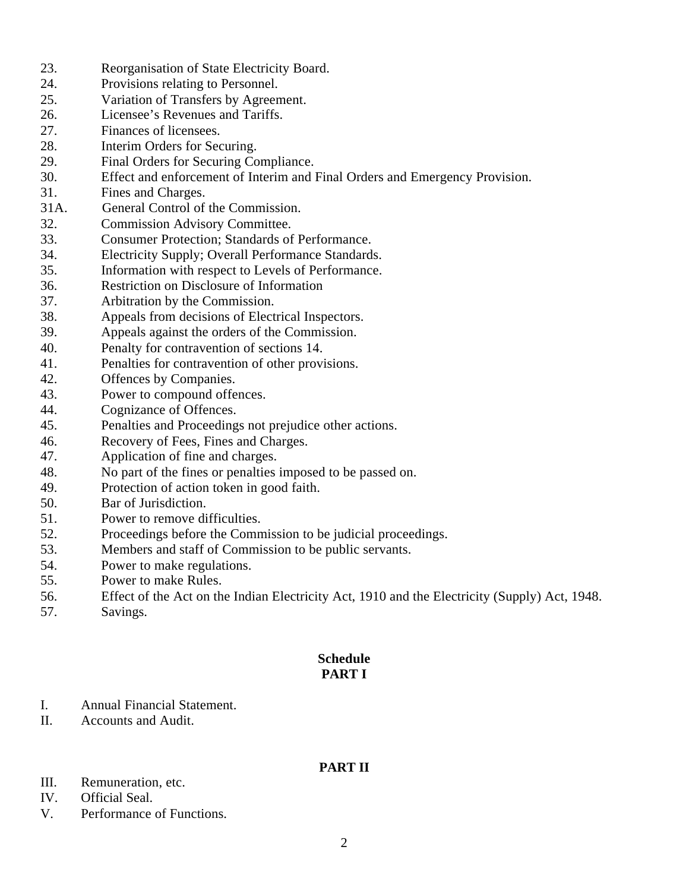23. Reorganisation of State Electricity Board.
24. Provisions relating to Personnel.
25. Variation of Transfers by Agreement.
26. Licensee's Revenues and Tariffs.
27. Finances of licensees.
28. Interim Orders for Securing.
29. Final Orders for Securing Compliance.
30. Effect and enforcement of Interim and Final Orders and Emergency Provision.
31. Fines and Charges.
31A. General Control of the Commission.
32. Commission Advisory Committee.
33. Consumer Protection; Standards of Performance.
34. Electricity Supply; Overall Performance Standards.
35. Information with respect to Levels of Performance.
36. Restriction on Disclosure of Information
37. Arbitration by the Commission.
38. Appeals from decisions of Electrical Inspectors.
39. Appeals against the orders of the Commission.
40. Penalty for contravention of sections 14.
41. Penalties for contravention of other provisions.
42. Offences by Companies.
43. Power to compound offences.
44. Cognizance of Offences.
45. Penalties and Proceedings not prejudice other actions.
46. Recovery of Fees, Fines and Charges.
47. Application of fine and charges.
48. No part of the fines or penalties imposed to be passed on.
49. Protection of action token in good faith.
50. Bar of Jurisdiction.
51. Power to remove difficulties.
52. Proceedings before the Commission to be judicial proceedings.
53. Members and staff of Commission to be public servants.
54. Power to make regulations.
55. Power to make Rules.
56. Effect of the Act on the Indian Electricity Act, 1910 and the Electricity (Supply) Act, 1948.
57. Savings.

**Schedule**
**PART I**

I. Annual Financial Statement.
II. Accounts and Audit.

**PART II**

III. Remuneration, etc.
IV. Official Seal.
V. Performance of Functions.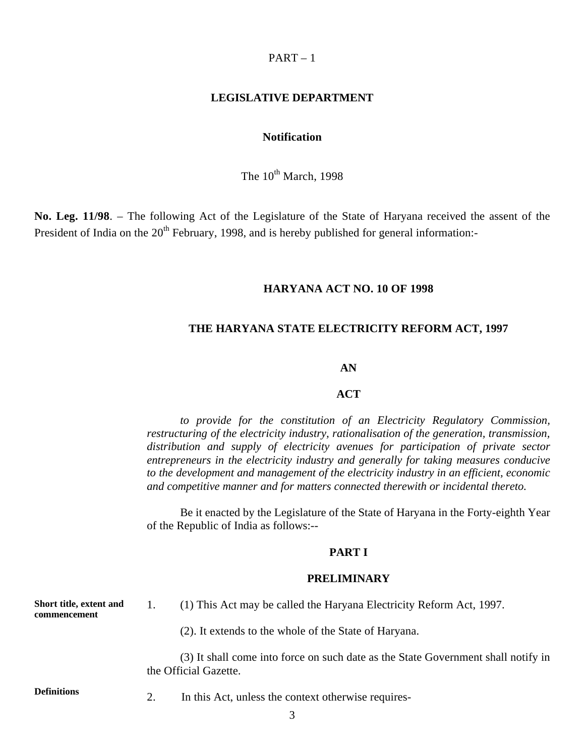PART – 1

## LEGISLATIVE DEPARTMENT

### Notification

The 10th March, 1998

**No. Leg. 11/98**. – The following Act of the Legislature of the State of Haryana received the assent of the President of India on the 20th February, 1998, and is hereby published for general information:-

## HARYANA ACT NO. 10 OF 1998

## THE HARYANA STATE ELECTRICITY REFORM ACT, 1997

**AN**

**ACT**

*to provide for the constitution of an Electricity Regulatory Commission, restructuring of the electricity industry, rationalisation of the generation, transmission, distribution and supply of electricity avenues for participation of private sector entrepreneurs in the electricity industry and generally for taking measures conducive to the development and management of the electricity industry in an efficient, economic and competitive manner and for matters connected therewith or incidental thereto.*

Be it enacted by the Legislature of the State of Haryana in the Forty-eighth Year of the Republic of India as follows:--

### PART I

### PRELIMINARY

**Short title, extent and commencement**

1. (1) This Act may be called the Haryana Electricity Reform Act, 1997.

(2). It extends to the whole of the State of Haryana.

(3) It shall come into force on such date as the State Government shall notify in the Official Gazette.

**Definitions**

2. In this Act, unless the context otherwise requires-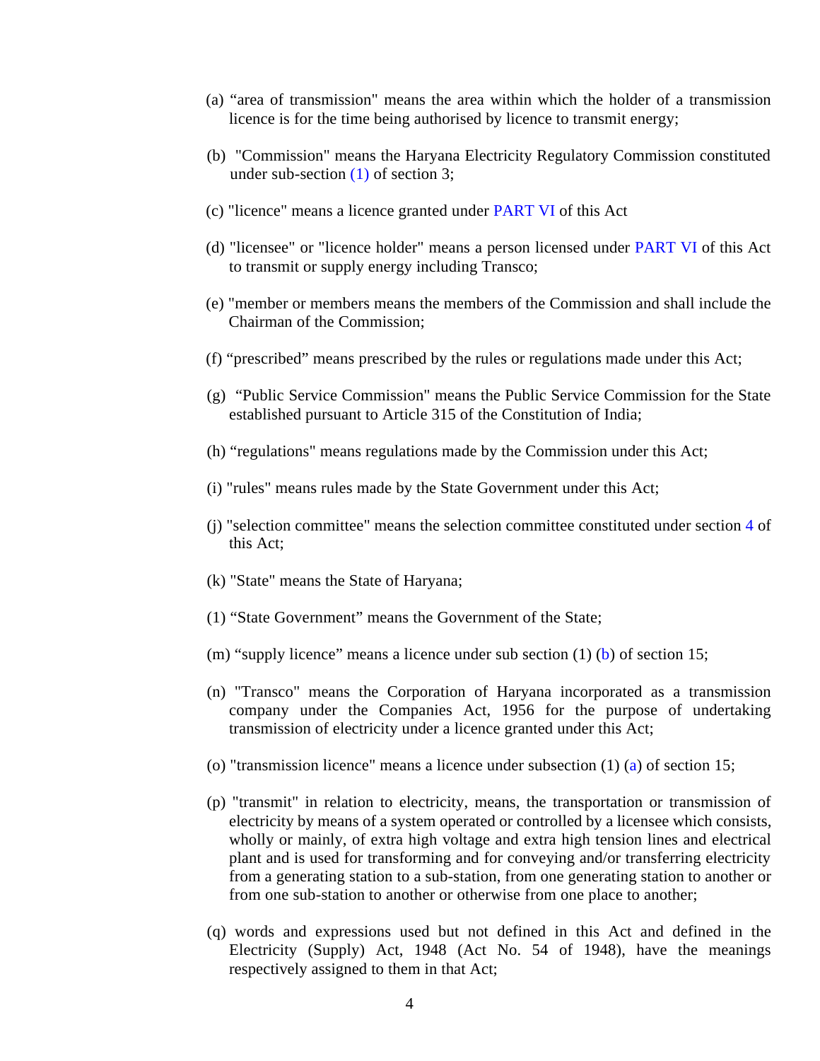(a) “area of transmission" means the area within which the holder of a transmission licence is for the time being authorised by licence to transmit energy;

(b) "Commission" means the Haryana Electricity Regulatory Commission constituted under sub-section (1) of section 3;

(c) "licence" means a licence granted under PART VI of this Act

(d) "licensee" or "licence holder" means a person licensed under PART VI of this Act to transmit or supply energy including Transco;

(e) "member or members means the members of the Commission and shall include the Chairman of the Commission;

(f) “prescribed” means prescribed by the rules or regulations made under this Act;

(g) “Public Service Commission" means the Public Service Commission for the State established pursuant to Article 315 of the Constitution of India;

(h) “regulations" means regulations made by the Commission under this Act;

(i) "rules" means rules made by the State Government under this Act;

(j) "selection committee" means the selection committee constituted under section 4 of this Act;

(k) "State" means the State of Haryana;

(1) “State Government” means the Government of the State;

(m) “supply licence” means a licence under sub section (1) (b) of section 15;

(n) "Transco" means the Corporation of Haryana incorporated as a transmission company under the Companies Act, 1956 for the purpose of undertaking transmission of electricity under a licence granted under this Act;

(o) "transmission licence" means a licence under subsection (1) (a) of section 15;

(p) "transmit" in relation to electricity, means, the transportation or transmission of electricity by means of a system operated or controlled by a licensee which consists, wholly or mainly, of extra high voltage and extra high tension lines and electrical plant and is used for transforming and for conveying and/or transferring electricity from a generating station to a sub-station, from one generating station to another or from one sub-station to another or otherwise from one place to another;

(q) words and expressions used but not defined in this Act and defined in the Electricity (Supply) Act, 1948 (Act No. 54 of 1948), have the meanings respectively assigned to them in that Act;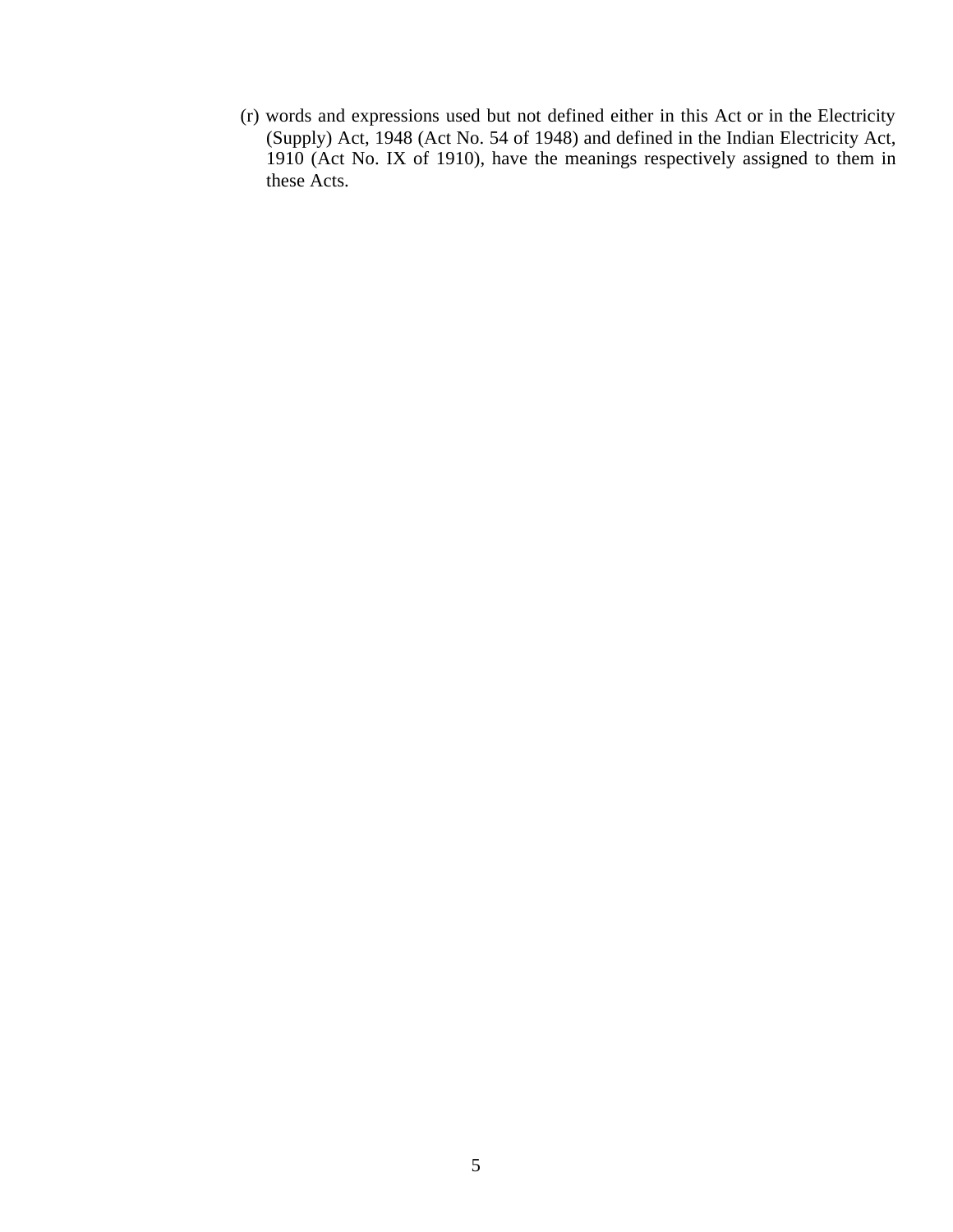(r) words and expressions used but not defined either in this Act or in the Electricity (Supply) Act, 1948 (Act No. 54 of 1948) and defined in the Indian Electricity Act, 1910 (Act No. IX of 1910), have the meanings respectively assigned to them in these Acts.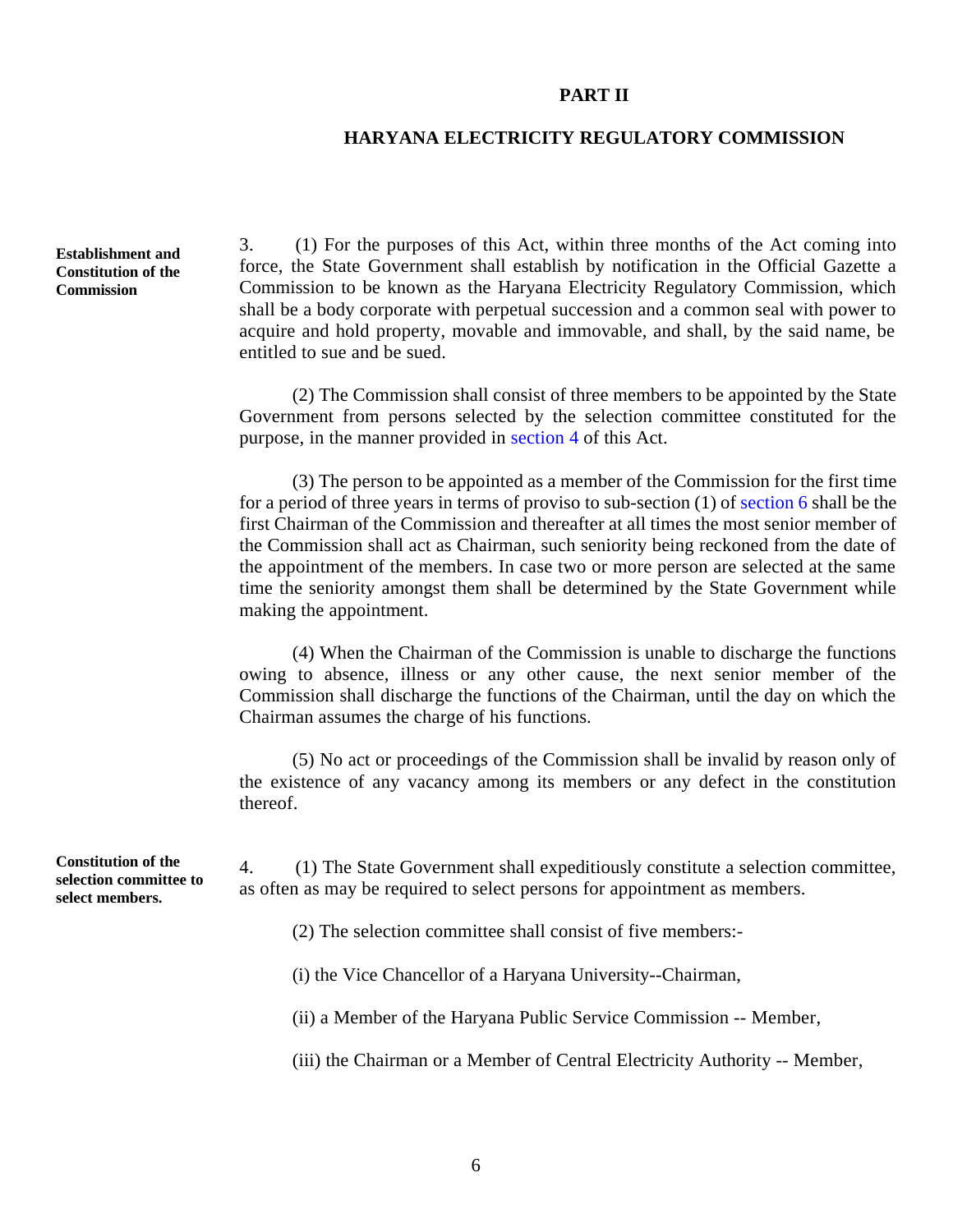## PART II

## HARYANA ELECTRICITY REGULATORY COMMISSION

**Establishment and Constitution of the Commission**

3. (1) For the purposes of this Act, within three months of the Act coming into force, the State Government shall establish by notification in the Official Gazette a Commission to be known as the Haryana Electricity Regulatory Commission, which shall be a body corporate with perpetual succession and a common seal with power to acquire and hold property, movable and immovable, and shall, by the said name, be entitled to sue and be sued.

(2) The Commission shall consist of three members to be appointed by the State Government from persons selected by the selection committee constituted for the purpose, in the manner provided in section 4 of this Act.

(3) The person to be appointed as a member of the Commission for the first time for a period of three years in terms of proviso to sub-section (1) of section 6 shall be the first Chairman of the Commission and thereafter at all times the most senior member of the Commission shall act as Chairman, such seniority being reckoned from the date of the appointment of the members. In case two or more person are selected at the same time the seniority amongst them shall be determined by the State Government while making the appointment.

(4) When the Chairman of the Commission is unable to discharge the functions owing to absence, illness or any other cause, the next senior member of the Commission shall discharge the functions of the Chairman, until the day on which the Chairman assumes the charge of his functions.

(5) No act or proceedings of the Commission shall be invalid by reason only of the existence of any vacancy among its members or any defect in the constitution thereof.

**Constitution of the selection committee to select members.**

4. (1) The State Government shall expeditiously constitute a selection committee, as often as may be required to select persons for appointment as members.

(2) The selection committee shall consist of five members:-

(i) the Vice Chancellor of a Haryana University--Chairman,

(ii) a Member of the Haryana Public Service Commission -- Member,

(iii) the Chairman or a Member of Central Electricity Authority -- Member,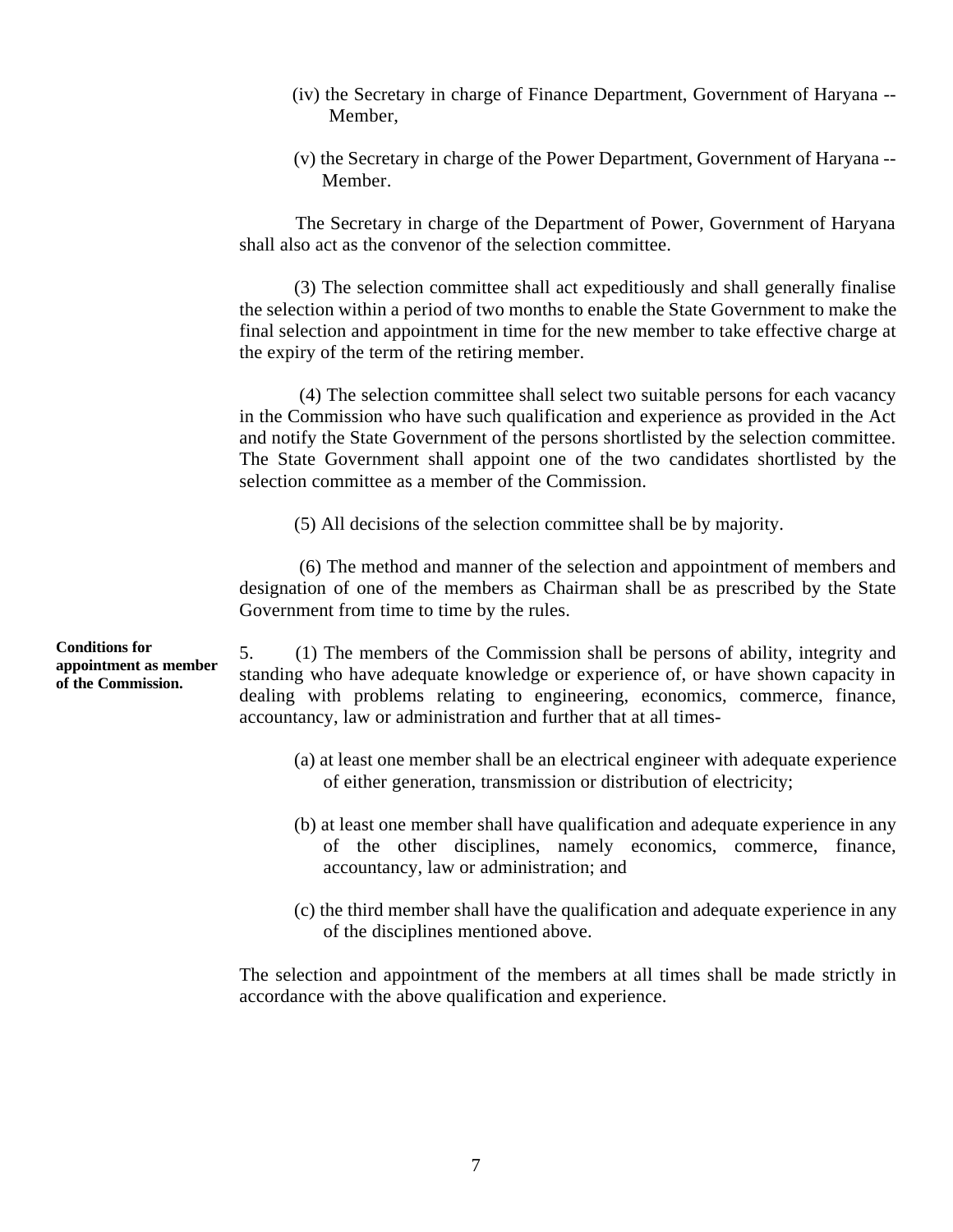(iv) the Secretary in charge of Finance Department, Government of Haryana -- Member,

(v) the Secretary in charge of the Power Department, Government of Haryana -- Member.

The Secretary in charge of the Department of Power, Government of Haryana shall also act as the convenor of the selection committee.

(3) The selection committee shall act expeditiously and shall generally finalise the selection within a period of two months to enable the State Government to make the final selection and appointment in time for the new member to take effective charge at the expiry of the term of the retiring member.

(4) The selection committee shall select two suitable persons for each vacancy in the Commission who have such qualification and experience as provided in the Act and notify the State Government of the persons shortlisted by the selection committee. The State Government shall appoint one of the two candidates shortlisted by the selection committee as a member of the Commission.

(5) All decisions of the selection committee shall be by majority.

(6) The method and manner of the selection and appointment of members and designation of one of the members as Chairman shall be as prescribed by the State Government from time to time by the rules.

**Conditions for appointment as member of the Commission.**

5. (1) The members of the Commission shall be persons of ability, integrity and standing who have adequate knowledge or experience of, or have shown capacity in dealing with problems relating to engineering, economics, commerce, finance, accountancy, law or administration and further that at all times-

(a) at least one member shall be an electrical engineer with adequate experience of either generation, transmission or distribution of electricity;

(b) at least one member shall have qualification and adequate experience in any of the other disciplines, namely economics, commerce, finance, accountancy, law or administration; and

(c) the third member shall have the qualification and adequate experience in any of the disciplines mentioned above.

The selection and appointment of the members at all times shall be made strictly in accordance with the above qualification and experience.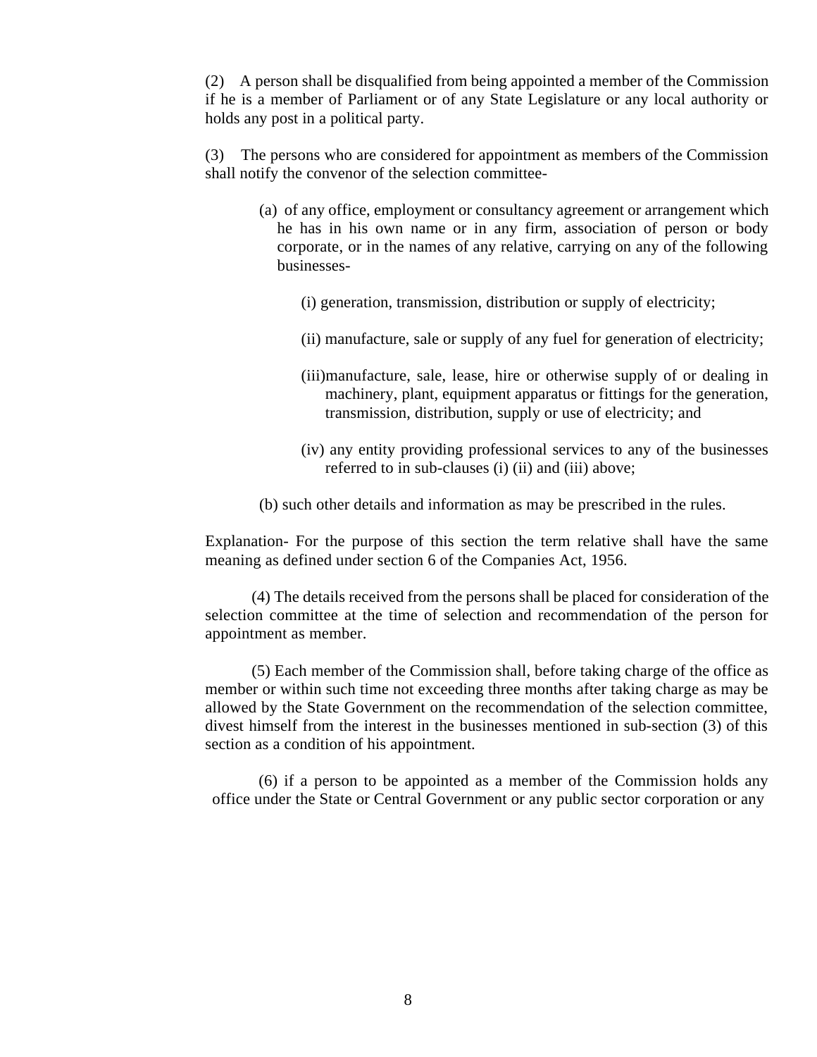(2) A person shall be disqualified from being appointed a member of the Commission if he is a member of Parliament or of any State Legislature or any local authority or holds any post in a political party.

(3) The persons who are considered for appointment as members of the Commission shall notify the convenor of the selection committee-

(a) of any office, employment or consultancy agreement or arrangement which he has in his own name or in any firm, association of person or body corporate, or in the names of any relative, carrying on any of the following businesses-

(i) generation, transmission, distribution or supply of electricity;

(ii) manufacture, sale or supply of any fuel for generation of electricity;

(iii)manufacture, sale, lease, hire or otherwise supply of or dealing in machinery, plant, equipment apparatus or fittings for the generation, transmission, distribution, supply or use of electricity; and

(iv) any entity providing professional services to any of the businesses referred to in sub-clauses (i) (ii) and (iii) above;

(b) such other details and information as may be prescribed in the rules.

Explanation- For the purpose of this section the term relative shall have the same meaning as defined under section 6 of the Companies Act, 1956.

(4) The details received from the persons shall be placed for consideration of the selection committee at the time of selection and recommendation of the person for appointment as member.

(5) Each member of the Commission shall, before taking charge of the office as member or within such time not exceeding three months after taking charge as may be allowed by the State Government on the recommendation of the selection committee, divest himself from the interest in the businesses mentioned in sub-section (3) of this section as a condition of his appointment.

(6) if a person to be appointed as a member of the Commission holds any office under the State or Central Government or any public sector corporation or any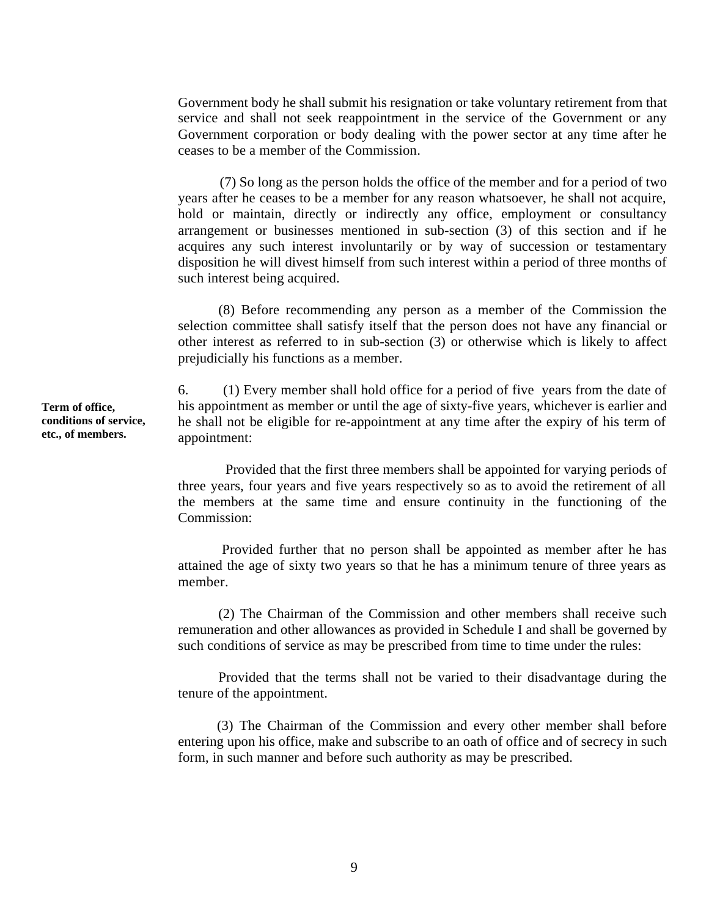Government body he shall submit his resignation or take voluntary retirement from that service and shall not seek reappointment in the service of the Government or any Government corporation or body dealing with the power sector at any time after he ceases to be a member of the Commission.

(7) So long as the person holds the office of the member and for a period of two years after he ceases to be a member for any reason whatsoever, he shall not acquire, hold or maintain, directly or indirectly any office, employment or consultancy arrangement or businesses mentioned in sub-section (3) of this section and if he acquires any such interest involuntarily or by way of succession or testamentary disposition he will divest himself from such interest within a period of three months of such interest being acquired.

(8) Before recommending any person as a member of the Commission the selection committee shall satisfy itself that the person does not have any financial or other interest as referred to in sub-section (3) or otherwise which is likely to affect prejudicially his functions as a member.

**Term of office, conditions of service, etc., of members.**

6. (1) Every member shall hold office for a period of five years from the date of his appointment as member or until the age of sixty-five years, whichever is earlier and he shall not be eligible for re-appointment at any time after the expiry of his term of appointment:

Provided that the first three members shall be appointed for varying periods of three years, four years and five years respectively so as to avoid the retirement of all the members at the same time and ensure continuity in the functioning of the Commission:

Provided further that no person shall be appointed as member after he has attained the age of sixty two years so that he has a minimum tenure of three years as member.

(2) The Chairman of the Commission and other members shall receive such remuneration and other allowances as provided in Schedule I and shall be governed by such conditions of service as may be prescribed from time to time under the rules:

Provided that the terms shall not be varied to their disadvantage during the tenure of the appointment.

(3) The Chairman of the Commission and every other member shall before entering upon his office, make and subscribe to an oath of office and of secrecy in such form, in such manner and before such authority as may be prescribed.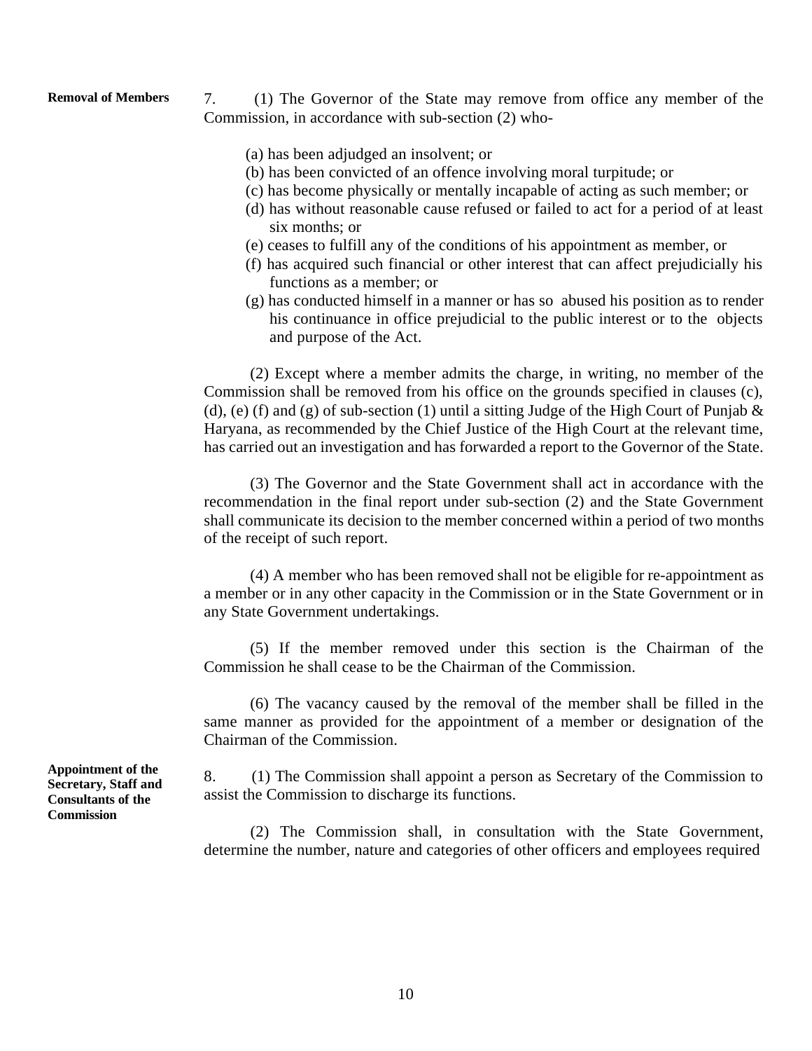**Removal of Members**

7. (1) The Governor of the State may remove from office any member of the Commission, in accordance with sub-section (2) who-

(a) has been adjudged an insolvent; or
(b) has been convicted of an offence involving moral turpitude; or
(c) has become physically or mentally incapable of acting as such member; or
(d) has without reasonable cause refused or failed to act for a period of at least six months; or
(e) ceases to fulfill any of the conditions of his appointment as member, or
(f) has acquired such financial or other interest that can affect prejudicially his functions as a member; or
(g) has conducted himself in a manner or has so abused his position as to render his continuance in office prejudicial to the public interest or to the objects and purpose of the Act.

(2) Except where a member admits the charge, in writing, no member of the Commission shall be removed from his office on the grounds specified in clauses (c), (d), (e) (f) and (g) of sub-section (1) until a sitting Judge of the High Court of Punjab & Haryana, as recommended by the Chief Justice of the High Court at the relevant time, has carried out an investigation and has forwarded a report to the Governor of the State.

(3) The Governor and the State Government shall act in accordance with the recommendation in the final report under sub-section (2) and the State Government shall communicate its decision to the member concerned within a period of two months of the receipt of such report.

(4) A member who has been removed shall not be eligible for re-appointment as a member or in any other capacity in the Commission or in the State Government or in any State Government undertakings.

(5) If the member removed under this section is the Chairman of the Commission he shall cease to be the Chairman of the Commission.

(6) The vacancy caused by the removal of the member shall be filled in the same manner as provided for the appointment of a member or designation of the Chairman of the Commission.

**Appointment of the Secretary, Staff and Consultants of the Commission**

8. (1) The Commission shall appoint a person as Secretary of the Commission to assist the Commission to discharge its functions.

(2) The Commission shall, in consultation with the State Government, determine the number, nature and categories of other officers and employees required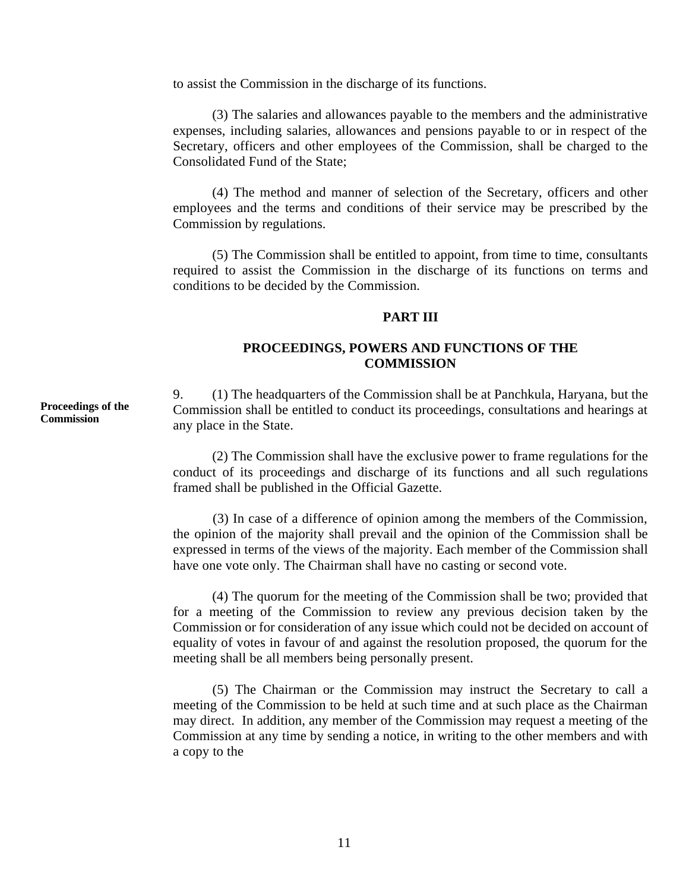to assist the Commission in the discharge of its functions.

(3) The salaries and allowances payable to the members and the administrative expenses, including salaries, allowances and pensions payable to or in respect of the Secretary, officers and other employees of the Commission, shall be charged to the Consolidated Fund of the State;

(4) The method and manner of selection of the Secretary, officers and other employees and the terms and conditions of their service may be prescribed by the Commission by regulations.

(5) The Commission shall be entitled to appoint, from time to time, consultants required to assist the Commission in the discharge of its functions on terms and conditions to be decided by the Commission.

## PART III

## PROCEEDINGS, POWERS AND FUNCTIONS OF THE COMMISSION

**Proceedings of the Commission**

9. (1) The headquarters of the Commission shall be at Panchkula, Haryana, but the Commission shall be entitled to conduct its proceedings, consultations and hearings at any place in the State.

(2) The Commission shall have the exclusive power to frame regulations for the conduct of its proceedings and discharge of its functions and all such regulations framed shall be published in the Official Gazette.

(3) In case of a difference of opinion among the members of the Commission, the opinion of the majority shall prevail and the opinion of the Commission shall be expressed in terms of the views of the majority. Each member of the Commission shall have one vote only. The Chairman shall have no casting or second vote.

(4) The quorum for the meeting of the Commission shall be two; provided that for a meeting of the Commission to review any previous decision taken by the Commission or for consideration of any issue which could not be decided on account of equality of votes in favour of and against the resolution proposed, the quorum for the meeting shall be all members being personally present.

(5) The Chairman or the Commission may instruct the Secretary to call a meeting of the Commission to be held at such time and at such place as the Chairman may direct. In addition, any member of the Commission may request a meeting of the Commission at any time by sending a notice, in writing to the other members and with a copy to the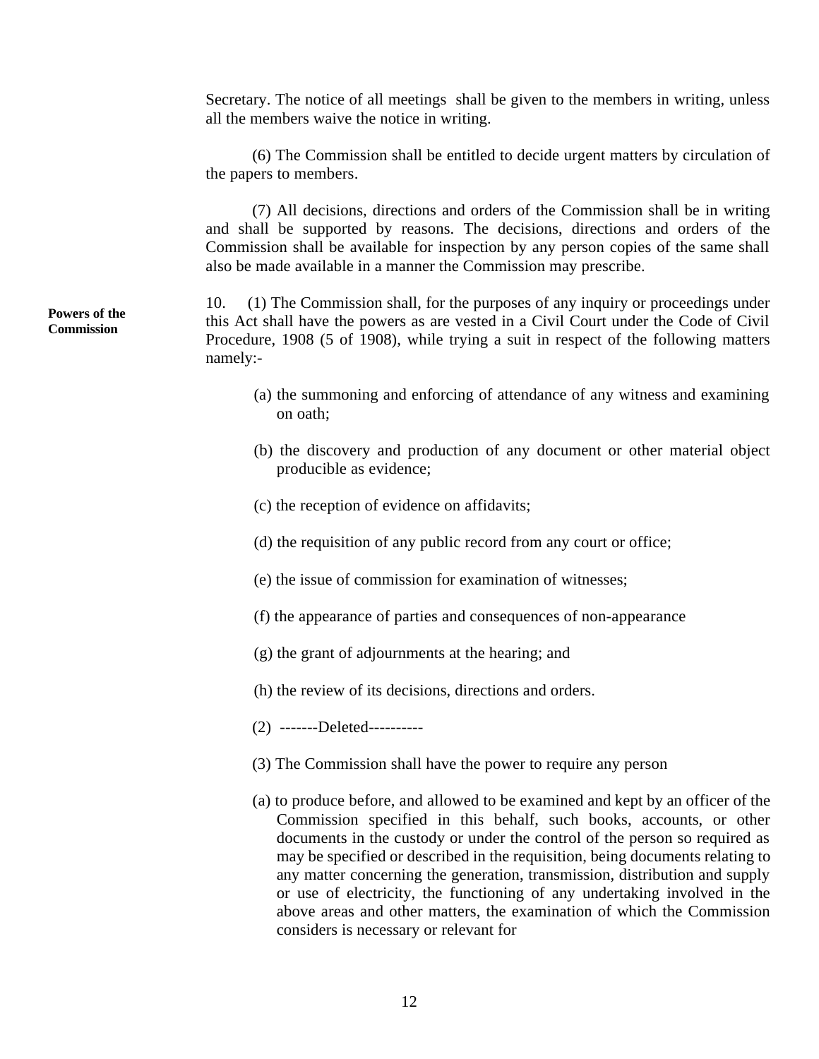Secretary. The notice of all meetings shall be given to the members in writing, unless all the members waive the notice in writing.

(6) The Commission shall be entitled to decide urgent matters by circulation of the papers to members.

(7) All decisions, directions and orders of the Commission shall be in writing and shall be supported by reasons. The decisions, directions and orders of the Commission shall be available for inspection by any person copies of the same shall also be made available in a manner the Commission may prescribe.

**Powers of the Commission**

10. (1) The Commission shall, for the purposes of any inquiry or proceedings under this Act shall have the powers as are vested in a Civil Court under the Code of Civil Procedure, 1908 (5 of 1908), while trying a suit in respect of the following matters namely:-

(a) the summoning and enforcing of attendance of any witness and examining on oath;

(b) the discovery and production of any document or other material object producible as evidence;

(c) the reception of evidence on affidavits;

(d) the requisition of any public record from any court or office;

(e) the issue of commission for examination of witnesses;

(f) the appearance of parties and consequences of non-appearance

(g) the grant of adjournments at the hearing; and

(h) the review of its decisions, directions and orders.

(2) -------Deleted----------

(3) The Commission shall have the power to require any person

(a) to produce before, and allowed to be examined and kept by an officer of the Commission specified in this behalf, such books, accounts, or other documents in the custody or under the control of the person so required as may be specified or described in the requisition, being documents relating to any matter concerning the generation, transmission, distribution and supply or use of electricity, the functioning of any undertaking involved in the above areas and other matters, the examination of which the Commission considers is necessary or relevant for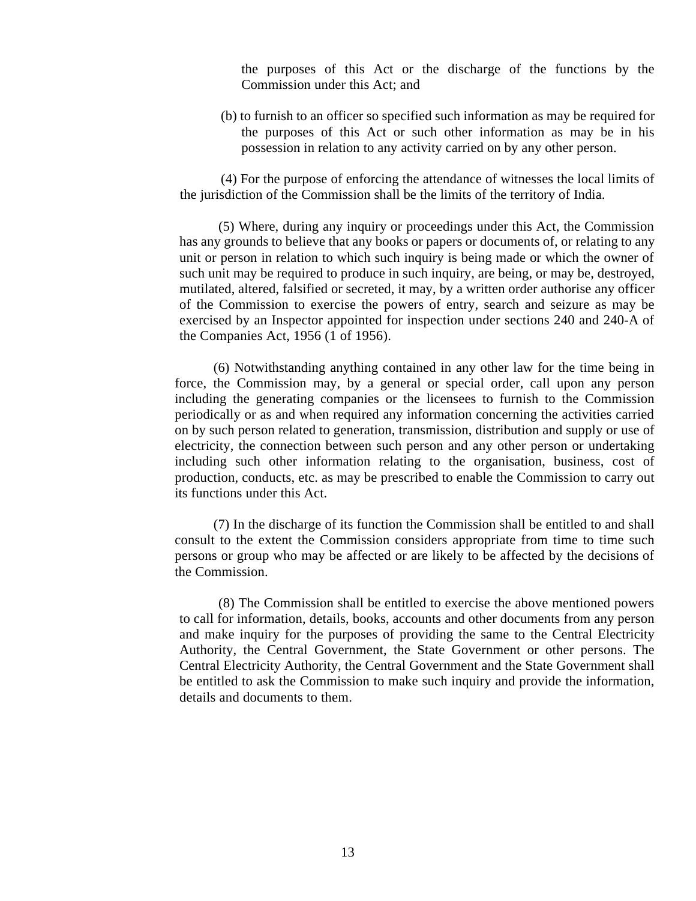the purposes of this Act or the discharge of the functions by the Commission under this Act; and

(b) to furnish to an officer so specified such information as may be required for the purposes of this Act or such other information as may be in his possession in relation to any activity carried on by any other person.

(4) For the purpose of enforcing the attendance of witnesses the local limits of the jurisdiction of the Commission shall be the limits of the territory of India.

(5) Where, during any inquiry or proceedings under this Act, the Commission has any grounds to believe that any books or papers or documents of, or relating to any unit or person in relation to which such inquiry is being made or which the owner of such unit may be required to produce in such inquiry, are being, or may be, destroyed, mutilated, altered, falsified or secreted, it may, by a written order authorise any officer of the Commission to exercise the powers of entry, search and seizure as may be exercised by an Inspector appointed for inspection under sections 240 and 240-A of the Companies Act, 1956 (1 of 1956).

(6) Notwithstanding anything contained in any other law for the time being in force, the Commission may, by a general or special order, call upon any person including the generating companies or the licensees to furnish to the Commission periodically or as and when required any information concerning the activities carried on by such person related to generation, transmission, distribution and supply or use of electricity, the connection between such person and any other person or undertaking including such other information relating to the organisation, business, cost of production, conducts, etc. as may be prescribed to enable the Commission to carry out its functions under this Act.

(7) In the discharge of its function the Commission shall be entitled to and shall consult to the extent the Commission considers appropriate from time to time such persons or group who may be affected or are likely to be affected by the decisions of the Commission.

(8) The Commission shall be entitled to exercise the above mentioned powers to call for information, details, books, accounts and other documents from any person and make inquiry for the purposes of providing the same to the Central Electricity Authority, the Central Government, the State Government or other persons. The Central Electricity Authority, the Central Government and the State Government shall be entitled to ask the Commission to make such inquiry and provide the information, details and documents to them.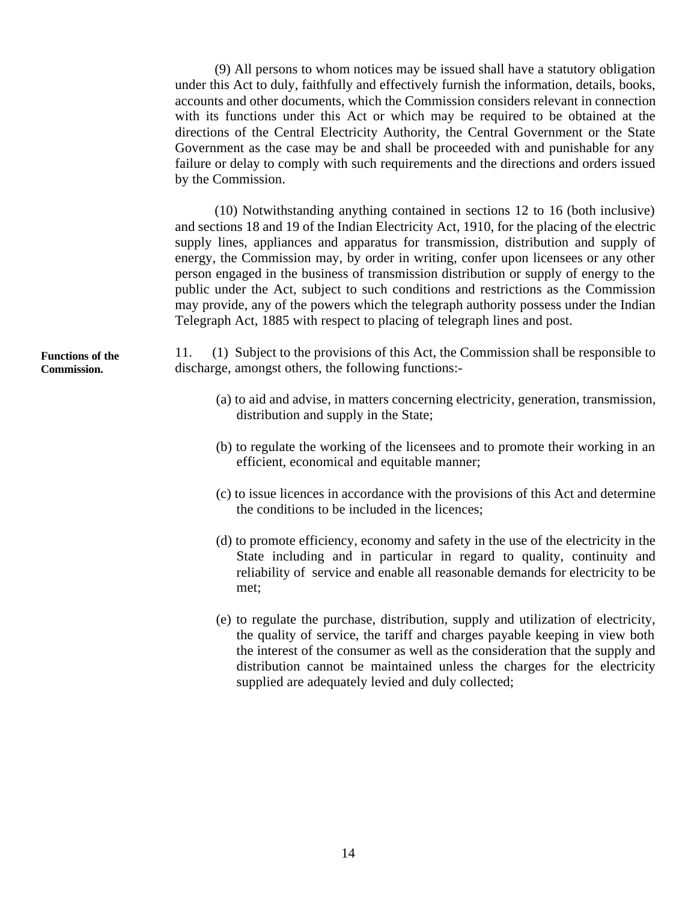(9) All persons to whom notices may be issued shall have a statutory obligation under this Act to duly, faithfully and effectively furnish the information, details, books, accounts and other documents, which the Commission considers relevant in connection with its functions under this Act or which may be required to be obtained at the directions of the Central Electricity Authority, the Central Government or the State Government as the case may be and shall be proceeded with and punishable for any failure or delay to comply with such requirements and the directions and orders issued by the Commission.

(10) Notwithstanding anything contained in sections 12 to 16 (both inclusive) and sections 18 and 19 of the Indian Electricity Act, 1910, for the placing of the electric supply lines, appliances and apparatus for transmission, distribution and supply of energy, the Commission may, by order in writing, confer upon licensees or any other person engaged in the business of transmission distribution or supply of energy to the public under the Act, subject to such conditions and restrictions as the Commission may provide, any of the powers which the telegraph authority possess under the Indian Telegraph Act, 1885 with respect to placing of telegraph lines and post.

**Functions of the Commission.**

11. (1) Subject to the provisions of this Act, the Commission shall be responsible to discharge, amongst others, the following functions:-

(a) to aid and advise, in matters concerning electricity, generation, transmission, distribution and supply in the State;

(b) to regulate the working of the licensees and to promote their working in an efficient, economical and equitable manner;

(c) to issue licences in accordance with the provisions of this Act and determine the conditions to be included in the licences;

(d) to promote efficiency, economy and safety in the use of the electricity in the State including and in particular in regard to quality, continuity and reliability of service and enable all reasonable demands for electricity to be met;

(e) to regulate the purchase, distribution, supply and utilization of electricity, the quality of service, the tariff and charges payable keeping in view both the interest of the consumer as well as the consideration that the supply and distribution cannot be maintained unless the charges for the electricity supplied are adequately levied and duly collected;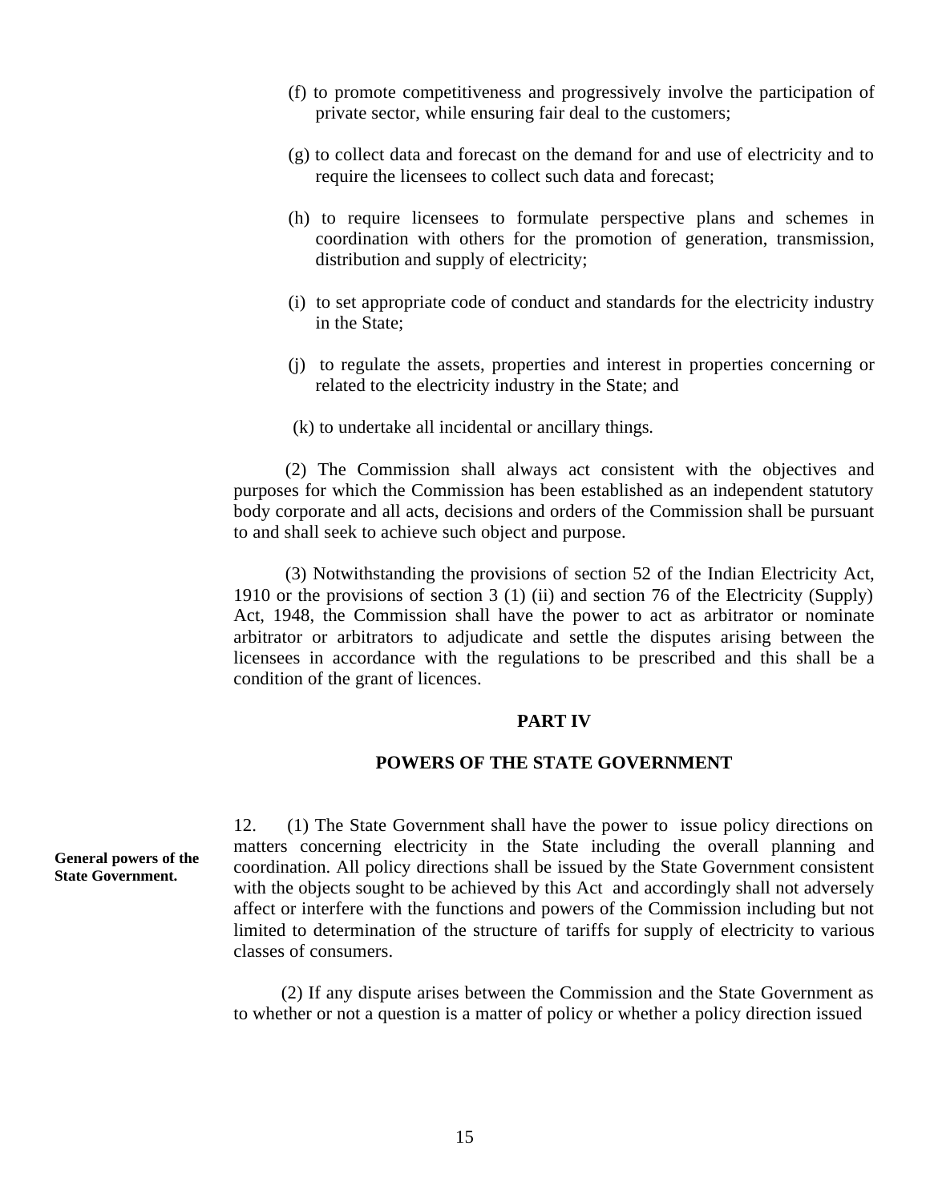(f) to promote competitiveness and progressively involve the participation of private sector, while ensuring fair deal to the customers;

(g) to collect data and forecast on the demand for and use of electricity and to require the licensees to collect such data and forecast;

(h) to require licensees to formulate perspective plans and schemes in coordination with others for the promotion of generation, transmission, distribution and supply of electricity;

(i) to set appropriate code of conduct and standards for the electricity industry in the State;

(j) to regulate the assets, properties and interest in properties concerning or related to the electricity industry in the State; and

(k) to undertake all incidental or ancillary things.

(2) The Commission shall always act consistent with the objectives and purposes for which the Commission has been established as an independent statutory body corporate and all acts, decisions and orders of the Commission shall be pursuant to and shall seek to achieve such object and purpose.

(3) Notwithstanding the provisions of section 52 of the Indian Electricity Act, 1910 or the provisions of section 3 (1) (ii) and section 76 of the Electricity (Supply) Act, 1948, the Commission shall have the power to act as arbitrator or nominate arbitrator or arbitrators to adjudicate and settle the disputes arising between the licensees in accordance with the regulations to be prescribed and this shall be a condition of the grant of licences.

## PART IV

## POWERS OF THE STATE GOVERNMENT

**General powers of the State Government.**

12. (1) The State Government shall have the power to issue policy directions on matters concerning electricity in the State including the overall planning and coordination. All policy directions shall be issued by the State Government consistent with the objects sought to be achieved by this Act and accordingly shall not adversely affect or interfere with the functions and powers of the Commission including but not limited to determination of the structure of tariffs for supply of electricity to various classes of consumers.

(2) If any dispute arises between the Commission and the State Government as to whether or not a question is a matter of policy or whether a policy direction issued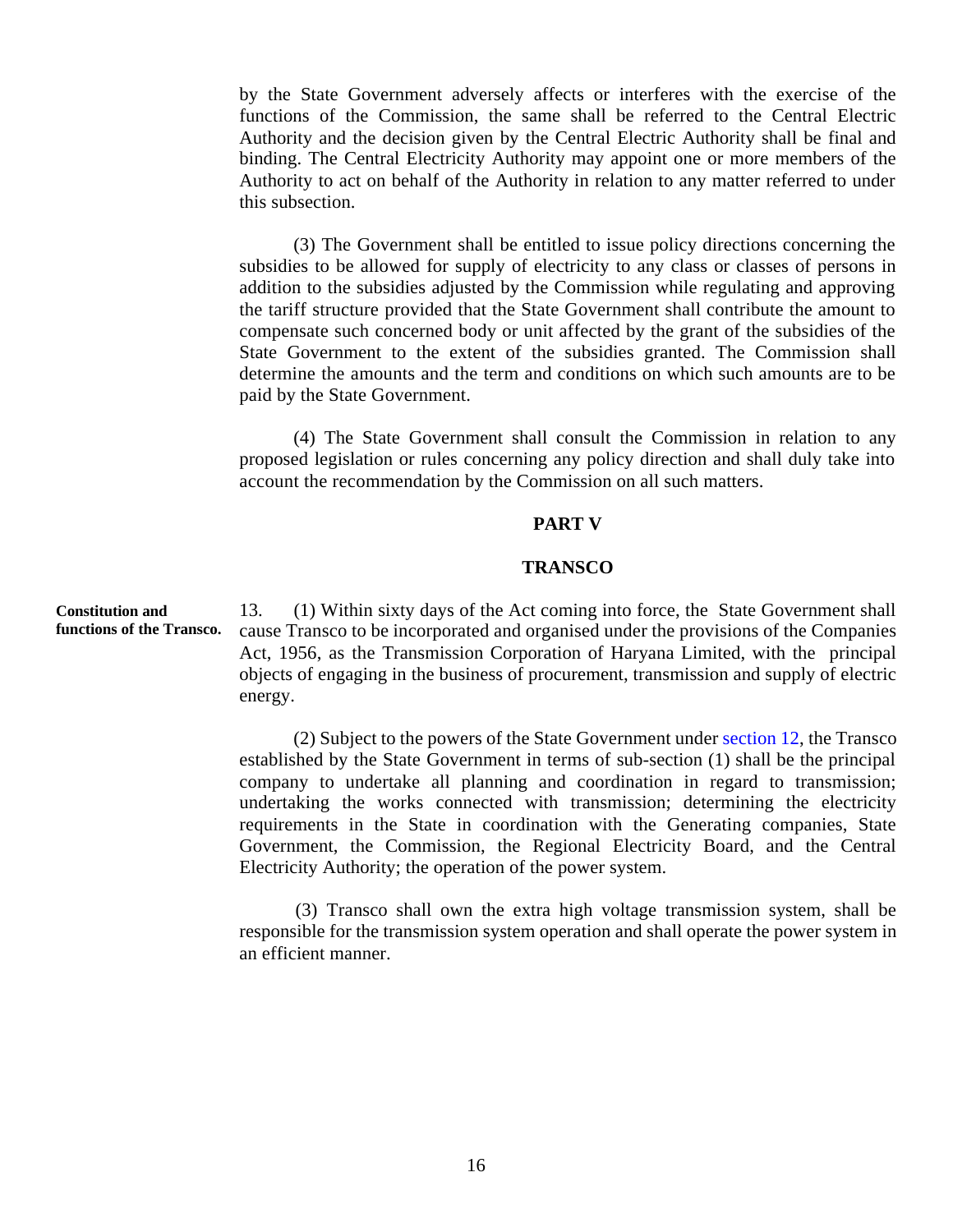by the State Government adversely affects or interferes with the exercise of the functions of the Commission, the same shall be referred to the Central Electric Authority and the decision given by the Central Electric Authority shall be final and binding. The Central Electricity Authority may appoint one or more members of the Authority to act on behalf of the Authority in relation to any matter referred to under this subsection.

(3) The Government shall be entitled to issue policy directions concerning the subsidies to be allowed for supply of electricity to any class or classes of persons in addition to the subsidies adjusted by the Commission while regulating and approving the tariff structure provided that the State Government shall contribute the amount to compensate such concerned body or unit affected by the grant of the subsidies of the State Government to the extent of the subsidies granted. The Commission shall determine the amounts and the term and conditions on which such amounts are to be paid by the State Government.

(4) The State Government shall consult the Commission in relation to any proposed legislation or rules concerning any policy direction and shall duly take into account the recommendation by the Commission on all such matters.

## PART V

## TRANSCO

**Constitution and functions of the Transco.**

13. (1) Within sixty days of the Act coming into force, the State Government shall cause Transco to be incorporated and organised under the provisions of the Companies Act, 1956, as the Transmission Corporation of Haryana Limited, with the principal objects of engaging in the business of procurement, transmission and supply of electric energy.

(2) Subject to the powers of the State Government under section 12, the Transco established by the State Government in terms of sub-section (1) shall be the principal company to undertake all planning and coordination in regard to transmission; undertaking the works connected with transmission; determining the electricity requirements in the State in coordination with the Generating companies, State Government, the Commission, the Regional Electricity Board, and the Central Electricity Authority; the operation of the power system.

(3) Transco shall own the extra high voltage transmission system, shall be responsible for the transmission system operation and shall operate the power system in an efficient manner.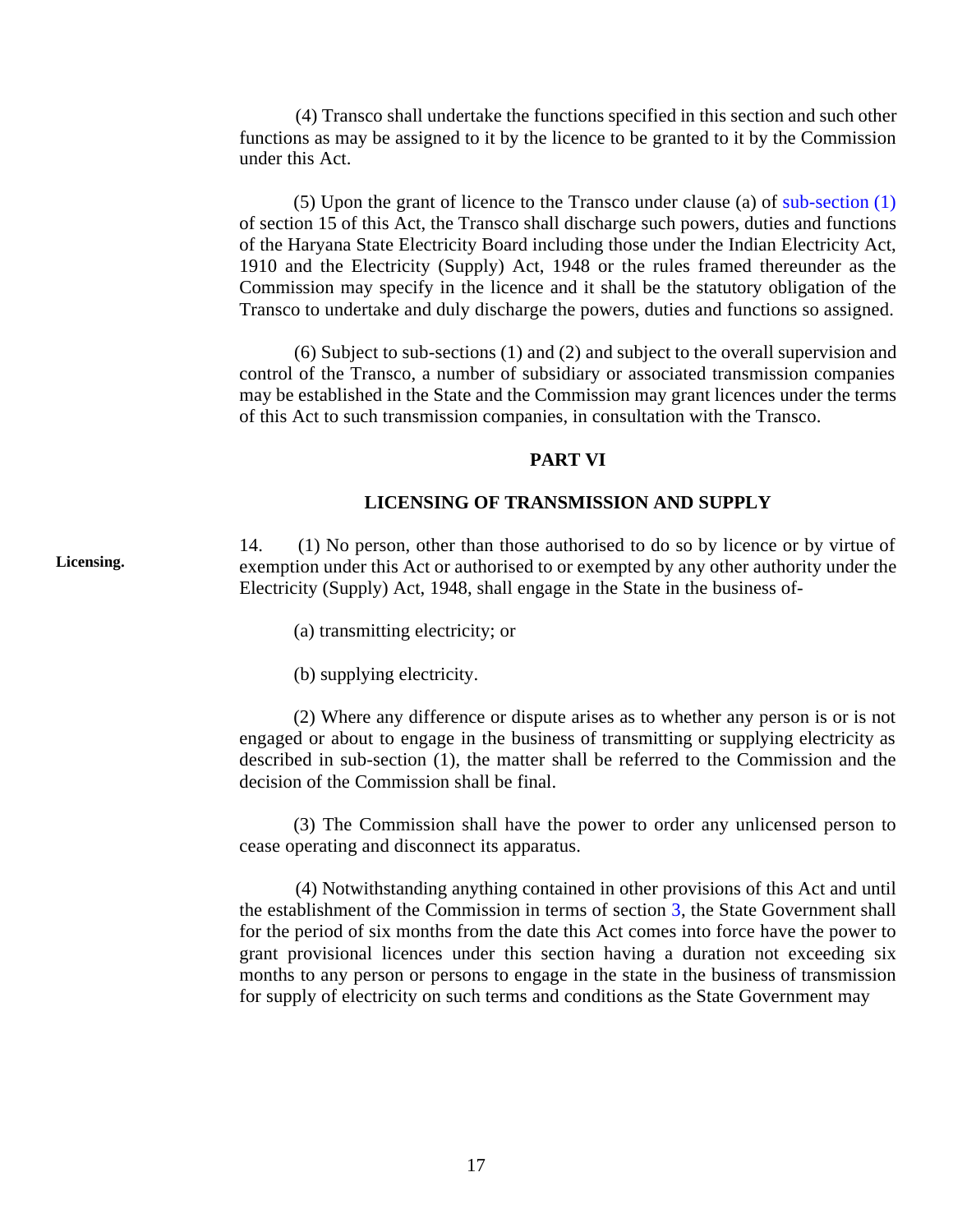(4) Transco shall undertake the functions specified in this section and such other functions as may be assigned to it by the licence to be granted to it by the Commission under this Act.

(5) Upon the grant of licence to the Transco under clause (a) of sub-section (1) of section 15 of this Act, the Transco shall discharge such powers, duties and functions of the Haryana State Electricity Board including those under the Indian Electricity Act, 1910 and the Electricity (Supply) Act, 1948 or the rules framed thereunder as the Commission may specify in the licence and it shall be the statutory obligation of the Transco to undertake and duly discharge the powers, duties and functions so assigned.

(6) Subject to sub-sections (1) and (2) and subject to the overall supervision and control of the Transco, a number of subsidiary or associated transmission companies may be established in the State and the Commission may grant licences under the terms of this Act to such transmission companies, in consultation with the Transco.

## PART VI

## LICENSING OF TRANSMISSION AND SUPPLY

**Licensing.**

14. (1) No person, other than those authorised to do so by licence or by virtue of exemption under this Act or authorised to or exempted by any other authority under the Electricity (Supply) Act, 1948, shall engage in the State in the business of-

(a) transmitting electricity; or

(b) supplying electricity.

(2) Where any difference or dispute arises as to whether any person is or is not engaged or about to engage in the business of transmitting or supplying electricity as described in sub-section (1), the matter shall be referred to the Commission and the decision of the Commission shall be final.

(3) The Commission shall have the power to order any unlicensed person to cease operating and disconnect its apparatus.

(4) Notwithstanding anything contained in other provisions of this Act and until the establishment of the Commission in terms of section 3, the State Government shall for the period of six months from the date this Act comes into force have the power to grant provisional licences under this section having a duration not exceeding six months to any person or persons to engage in the state in the business of transmission for supply of electricity on such terms and conditions as the State Government may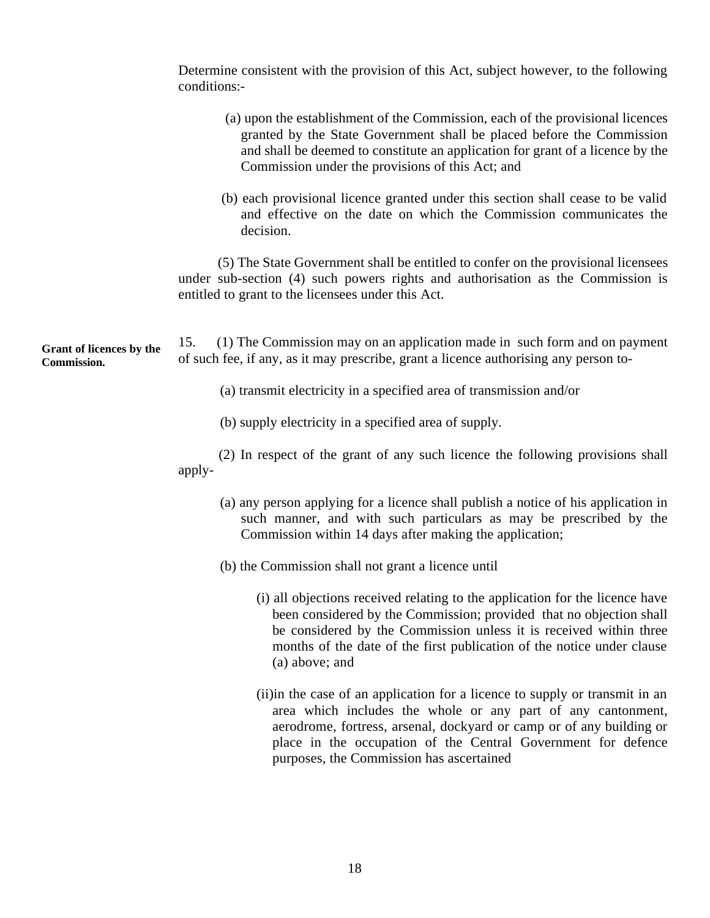Determine consistent with the provision of this Act, subject however, to the following conditions:-

(a) upon the establishment of the Commission, each of the provisional licences granted by the State Government shall be placed before the Commission and shall be deemed to constitute an application for grant of a licence by the Commission under the provisions of this Act; and

(b) each provisional licence granted under this section shall cease to be valid and effective on the date on which the Commission communicates the decision.

(5) The State Government shall be entitled to confer on the provisional licensees under sub-section (4) such powers rights and authorisation as the Commission is entitled to grant to the licensees under this Act.

**Grant of licences by the Commission.**

15. (1) The Commission may on an application made in such form and on payment of such fee, if any, as it may prescribe, grant a licence authorising any person to-

(a) transmit electricity in a specified area of transmission and/or

(b) supply electricity in a specified area of supply.

(2) In respect of the grant of any such licence the following provisions shall apply-

(a) any person applying for a licence shall publish a notice of his application in such manner, and with such particulars as may be prescribed by the Commission within 14 days after making the application;

(b) the Commission shall not grant a licence until

(i) all objections received relating to the application for the licence have been considered by the Commission; provided that no objection shall be considered by the Commission unless it is received within three months of the date of the first publication of the notice under clause (a) above; and

(ii)in the case of an application for a licence to supply or transmit in an area which includes the whole or any part of any cantonment, aerodrome, fortress, arsenal, dockyard or camp or of any building or place in the occupation of the Central Government for defence purposes, the Commission has ascertained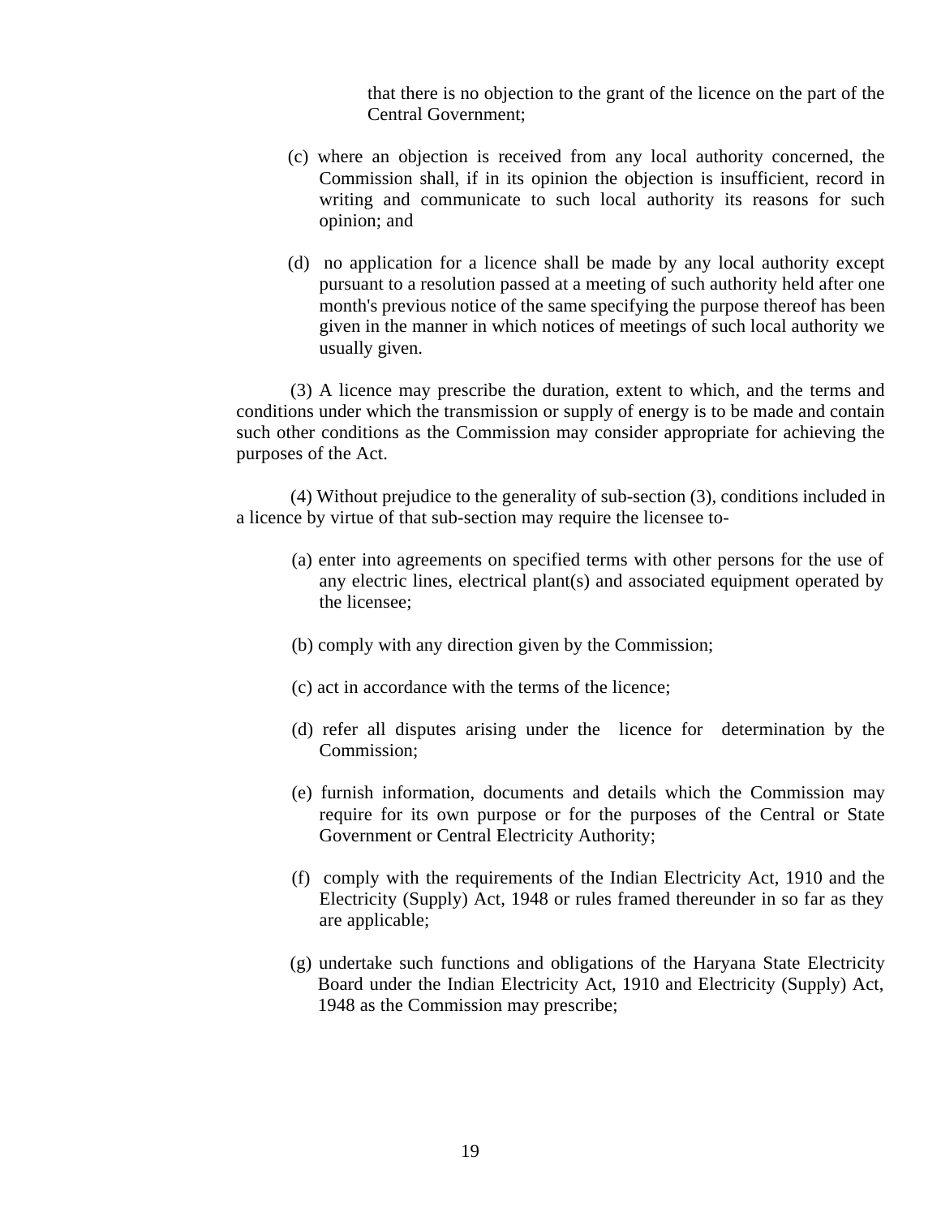that there is no objection to the grant of the licence on the part of the Central Government;

(c) where an objection is received from any local authority concerned, the Commission shall, if in its opinion the objection is insufficient, record in writing and communicate to such local authority its reasons for such opinion; and

(d) no application for a licence shall be made by any local authority except pursuant to a resolution passed at a meeting of such authority held after one month's previous notice of the same specifying the purpose thereof has been given in the manner in which notices of meetings of such local authority we usually given.

(3) A licence may prescribe the duration, extent to which, and the terms and conditions under which the transmission or supply of energy is to be made and contain such other conditions as the Commission may consider appropriate for achieving the purposes of the Act.

(4) Without prejudice to the generality of sub-section (3), conditions included in a licence by virtue of that sub-section may require the licensee to-

(a) enter into agreements on specified terms with other persons for the use of any electric lines, electrical plant(s) and associated equipment operated by the licensee;

(b) comply with any direction given by the Commission;

(c) act in accordance with the terms of the licence;

(d) refer all disputes arising under the licence for determination by the Commission;

(e) furnish information, documents and details which the Commission may require for its own purpose or for the purposes of the Central or State Government or Central Electricity Authority;

(f) comply with the requirements of the Indian Electricity Act, 1910 and the Electricity (Supply) Act, 1948 or rules framed thereunder in so far as they are applicable;

(g) undertake such functions and obligations of the Haryana State Electricity Board under the Indian Electricity Act, 1910 and Electricity (Supply) Act, 1948 as the Commission may prescribe;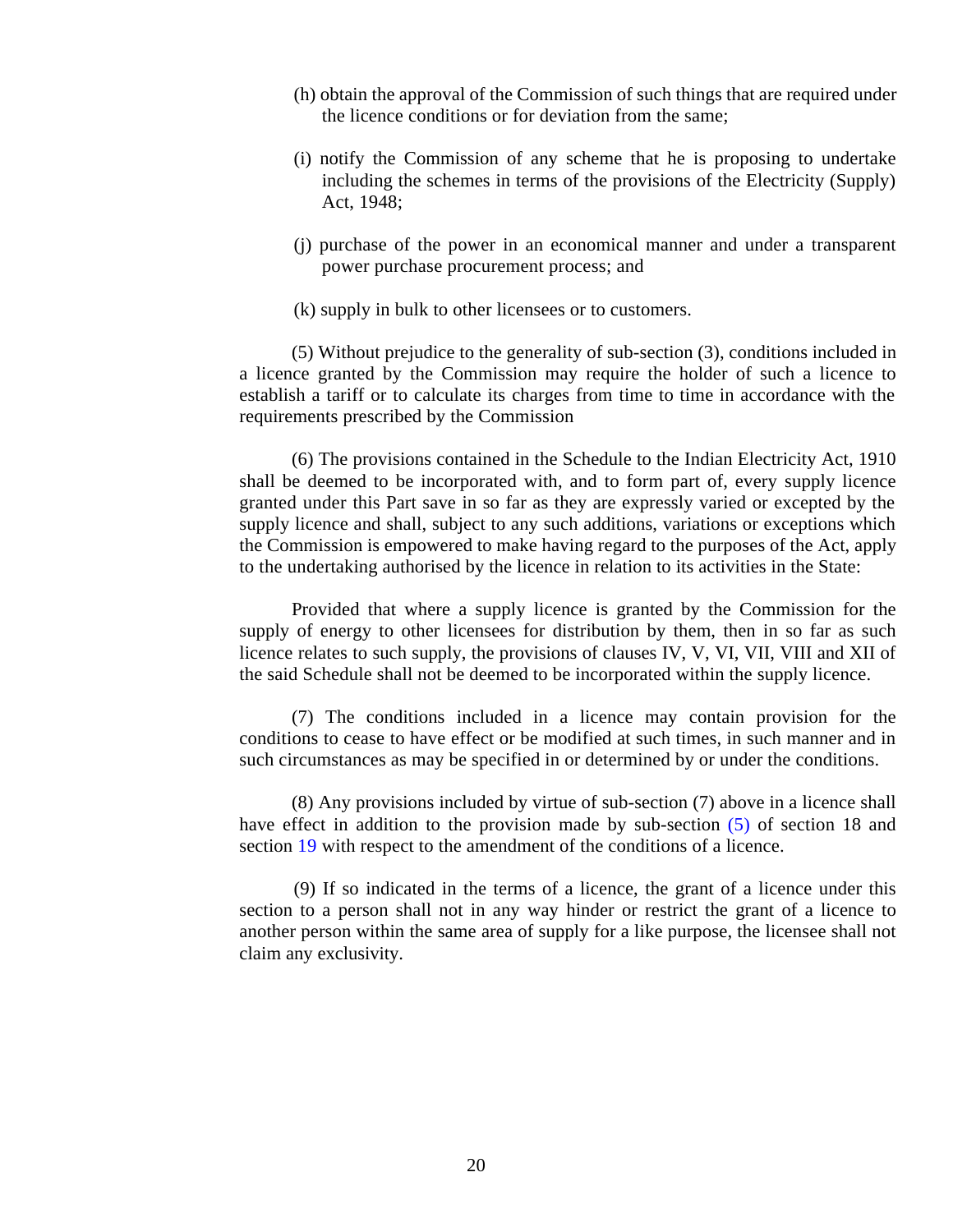(h) obtain the approval of the Commission of such things that are required under the licence conditions or for deviation from the same;

(i) notify the Commission of any scheme that he is proposing to undertake including the schemes in terms of the provisions of the Electricity (Supply) Act, 1948;

(j) purchase of the power in an economical manner and under a transparent power purchase procurement process; and

(k) supply in bulk to other licensees or to customers.

(5) Without prejudice to the generality of sub-section (3), conditions included in a licence granted by the Commission may require the holder of such a licence to establish a tariff or to calculate its charges from time to time in accordance with the requirements prescribed by the Commission

(6) The provisions contained in the Schedule to the Indian Electricity Act, 1910 shall be deemed to be incorporated with, and to form part of, every supply licence granted under this Part save in so far as they are expressly varied or excepted by the supply licence and shall, subject to any such additions, variations or exceptions which the Commission is empowered to make having regard to the purposes of the Act, apply to the undertaking authorised by the licence in relation to its activities in the State:

Provided that where a supply licence is granted by the Commission for the supply of energy to other licensees for distribution by them, then in so far as such licence relates to such supply, the provisions of clauses IV, V, VI, VII, VIII and XII of the said Schedule shall not be deemed to be incorporated within the supply licence.

(7) The conditions included in a licence may contain provision for the conditions to cease to have effect or be modified at such times, in such manner and in such circumstances as may be specified in or determined by or under the conditions.

(8) Any provisions included by virtue of sub-section (7) above in a licence shall have effect in addition to the provision made by sub-section (5) of section 18 and section 19 with respect to the amendment of the conditions of a licence.

(9) If so indicated in the terms of a licence, the grant of a licence under this section to a person shall not in any way hinder or restrict the grant of a licence to another person within the same area of supply for a like purpose, the licensee shall not claim any exclusivity.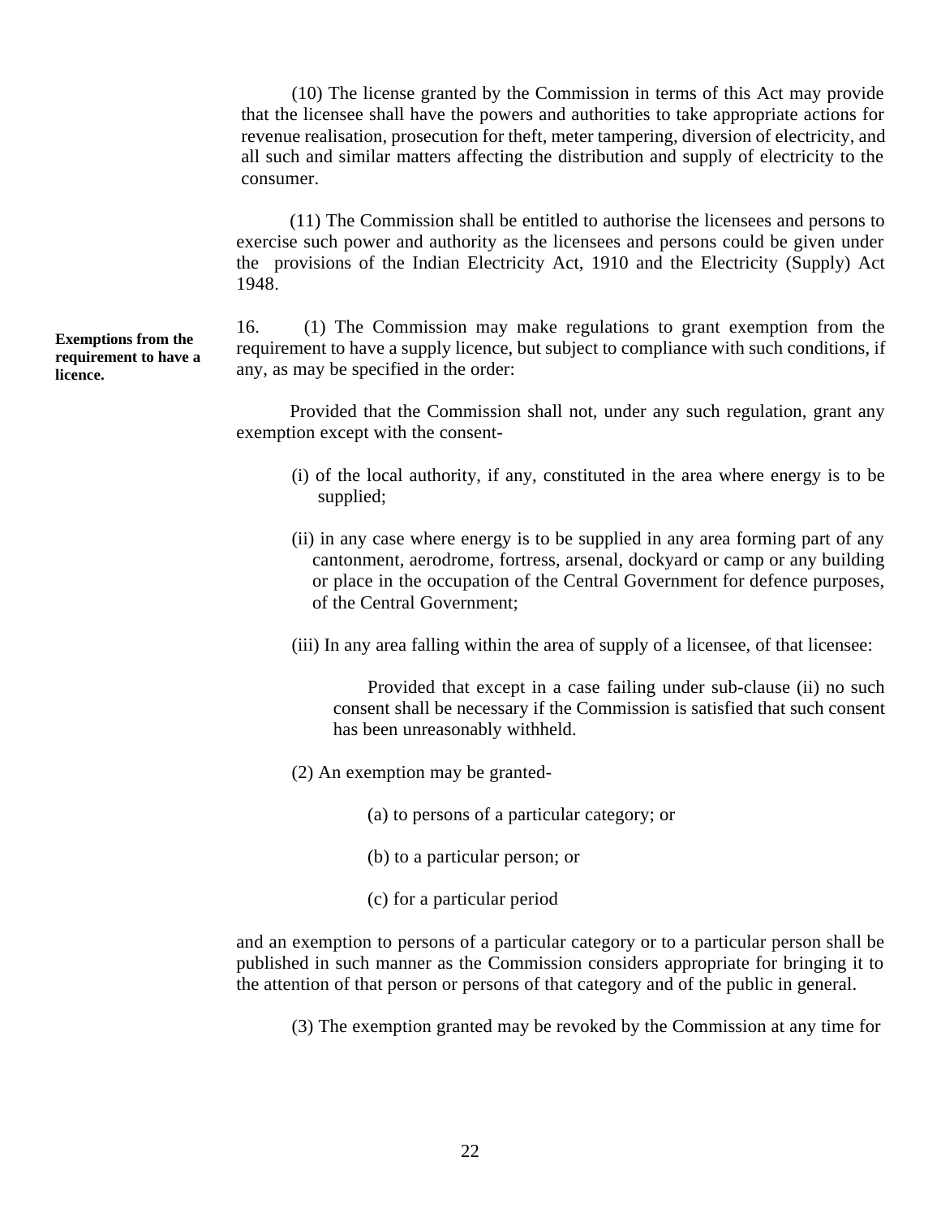(10) The license granted by the Commission in terms of this Act may provide that the licensee shall have the powers and authorities to take appropriate actions for revenue realisation, prosecution for theft, meter tampering, diversion of electricity, and all such and similar matters affecting the distribution and supply of electricity to the consumer.

(11) The Commission shall be entitled to authorise the licensees and persons to exercise such power and authority as the licensees and persons could be given under the provisions of the Indian Electricity Act, 1910 and the Electricity (Supply) Act 1948.

**Exemptions from the requirement to have a licence.**

16. (1) The Commission may make regulations to grant exemption from the requirement to have a supply licence, but subject to compliance with such conditions, if any, as may be specified in the order:

Provided that the Commission shall not, under any such regulation, grant any exemption except with the consent-

(i) of the local authority, if any, constituted in the area where energy is to be supplied;

(ii) in any case where energy is to be supplied in any area forming part of any cantonment, aerodrome, fortress, arsenal, dockyard or camp or any building or place in the occupation of the Central Government for defence purposes, of the Central Government;

(iii) In any area falling within the area of supply of a licensee, of that licensee:

Provided that except in a case failing under sub-clause (ii) no such consent shall be necessary if the Commission is satisfied that such consent has been unreasonably withheld.

(2) An exemption may be granted-

(a) to persons of a particular category; or

(b) to a particular person; or

(c) for a particular period

and an exemption to persons of a particular category or to a particular person shall be published in such manner as the Commission considers appropriate for bringing it to the attention of that person or persons of that category and of the public in general.

(3) The exemption granted may be revoked by the Commission at any time for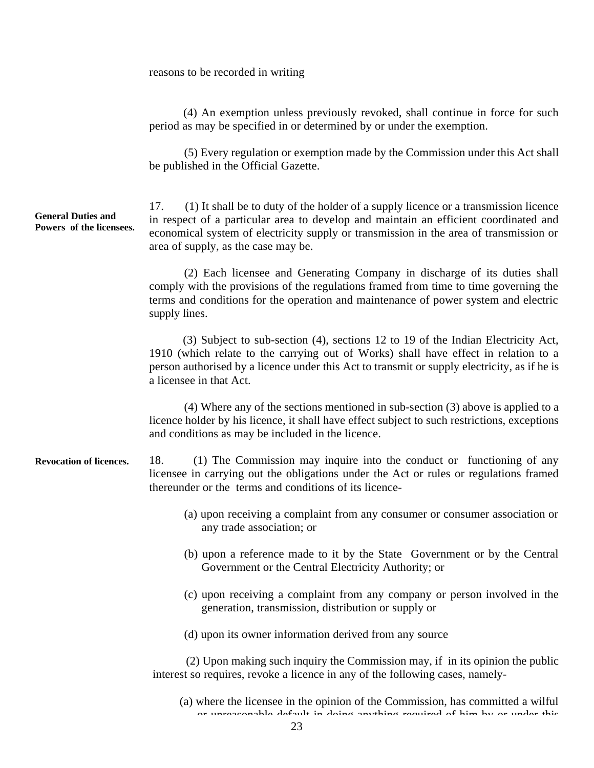reasons to be recorded in writing

(4) An exemption unless previously revoked, shall continue in force for such period as may be specified in or determined by or under the exemption.

(5) Every regulation or exemption made by the Commission under this Act shall be published in the Official Gazette.

**General Duties and Powers of the licensees.**

17. (1) It shall be to duty of the holder of a supply licence or a transmission licence in respect of a particular area to develop and maintain an efficient coordinated and economical system of electricity supply or transmission in the area of transmission or area of supply, as the case may be.

(2) Each licensee and Generating Company in discharge of its duties shall comply with the provisions of the regulations framed from time to time governing the terms and conditions for the operation and maintenance of power system and electric supply lines.

(3) Subject to sub-section (4), sections 12 to 19 of the Indian Electricity Act, 1910 (which relate to the carrying out of Works) shall have effect in relation to a person authorised by a licence under this Act to transmit or supply electricity, as if he is a licensee in that Act.

(4) Where any of the sections mentioned in sub-section (3) above is applied to a licence holder by his licence, it shall have effect subject to such restrictions, exceptions and conditions as may be included in the licence.

**Revocation of licences.**

18. (1) The Commission may inquire into the conduct or functioning of any licensee in carrying out the obligations under the Act or rules or regulations framed thereunder or the terms and conditions of its licence-

(a) upon receiving a complaint from any consumer or consumer association or any trade association; or

(b) upon a reference made to it by the State Government or by the Central Government or the Central Electricity Authority; or

(c) upon receiving a complaint from any company or person involved in the generation, transmission, distribution or supply or

(d) upon its owner information derived from any source

(2) Upon making such inquiry the Commission may, if in its opinion the public interest so requires, revoke a licence in any of the following cases, namely-

(a) where the licensee in the opinion of the Commission, has committed a wilful or unreasonable default in doing anything required of him by or under this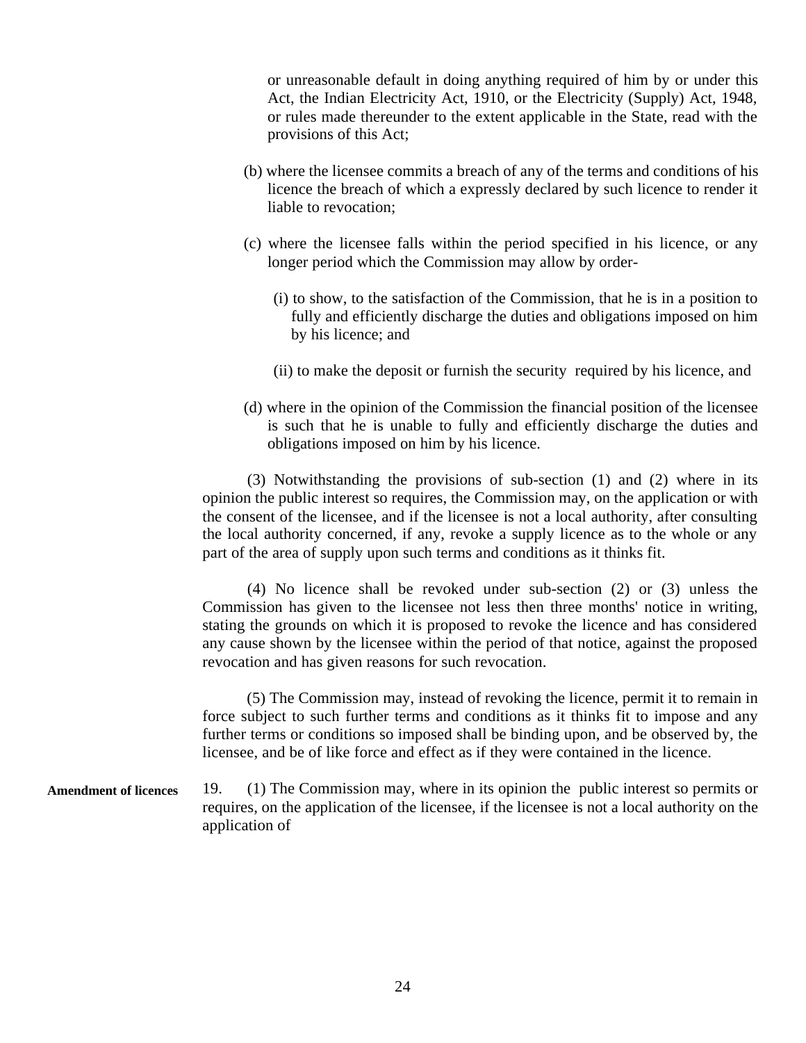or unreasonable default in doing anything required of him by or under this Act, the Indian Electricity Act, 1910, or the Electricity (Supply) Act, 1948, or rules made thereunder to the extent applicable in the State, read with the provisions of this Act;

(b) where the licensee commits a breach of any of the terms and conditions of his licence the breach of which a expressly declared by such licence to render it liable to revocation;

(c) where the licensee falls within the period specified in his licence, or any longer period which the Commission may allow by order-

(i) to show, to the satisfaction of the Commission, that he is in a position to fully and efficiently discharge the duties and obligations imposed on him by his licence; and

(ii) to make the deposit or furnish the security required by his licence, and

(d) where in the opinion of the Commission the financial position of the licensee is such that he is unable to fully and efficiently discharge the duties and obligations imposed on him by his licence.

(3) Notwithstanding the provisions of sub-section (1) and (2) where in its opinion the public interest so requires, the Commission may, on the application or with the consent of the licensee, and if the licensee is not a local authority, after consulting the local authority concerned, if any, revoke a supply licence as to the whole or any part of the area of supply upon such terms and conditions as it thinks fit.

(4) No licence shall be revoked under sub-section (2) or (3) unless the Commission has given to the licensee not less then three months' notice in writing, stating the grounds on which it is proposed to revoke the licence and has considered any cause shown by the licensee within the period of that notice, against the proposed revocation and has given reasons for such revocation.

(5) The Commission may, instead of revoking the licence, permit it to remain in force subject to such further terms and conditions as it thinks fit to impose and any further terms or conditions so imposed shall be binding upon, and be observed by, the licensee, and be of like force and effect as if they were contained in the licence.

**Amendment of licences**

19. (1) The Commission may, where in its opinion the public interest so permits or requires, on the application of the licensee, if the licensee is not a local authority on the application of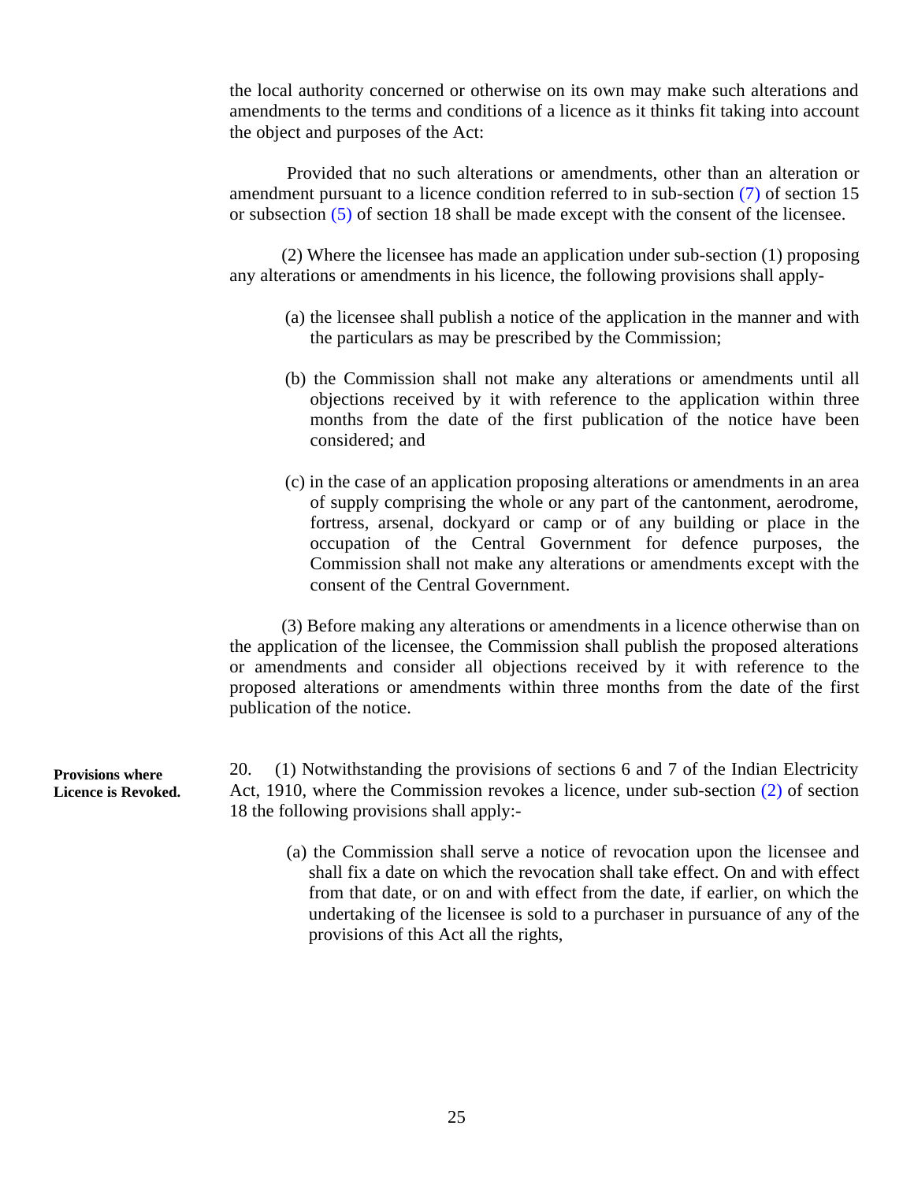the local authority concerned or otherwise on its own may make such alterations and amendments to the terms and conditions of a licence as it thinks fit taking into account the object and purposes of the Act:

Provided that no such alterations or amendments, other than an alteration or amendment pursuant to a licence condition referred to in sub-section (7) of section 15 or subsection (5) of section 18 shall be made except with the consent of the licensee.

(2) Where the licensee has made an application under sub-section (1) proposing any alterations or amendments in his licence, the following provisions shall apply-

(a) the licensee shall publish a notice of the application in the manner and with the particulars as may be prescribed by the Commission;

(b) the Commission shall not make any alterations or amendments until all objections received by it with reference to the application within three months from the date of the first publication of the notice have been considered; and

(c) in the case of an application proposing alterations or amendments in an area of supply comprising the whole or any part of the cantonment, aerodrome, fortress, arsenal, dockyard or camp or of any building or place in the occupation of the Central Government for defence purposes, the Commission shall not make any alterations or amendments except with the consent of the Central Government.

(3) Before making any alterations or amendments in a licence otherwise than on the application of the licensee, the Commission shall publish the proposed alterations or amendments and consider all objections received by it with reference to the proposed alterations or amendments within three months from the date of the first publication of the notice.

**Provisions where Licence is Revoked.**

20. (1) Notwithstanding the provisions of sections 6 and 7 of the Indian Electricity Act, 1910, where the Commission revokes a licence, under sub-section (2) of section 18 the following provisions shall apply:-

(a) the Commission shall serve a notice of revocation upon the licensee and shall fix a date on which the revocation shall take effect. On and with effect from that date, or on and with effect from the date, if earlier, on which the undertaking of the licensee is sold to a purchaser in pursuance of any of the provisions of this Act all the rights,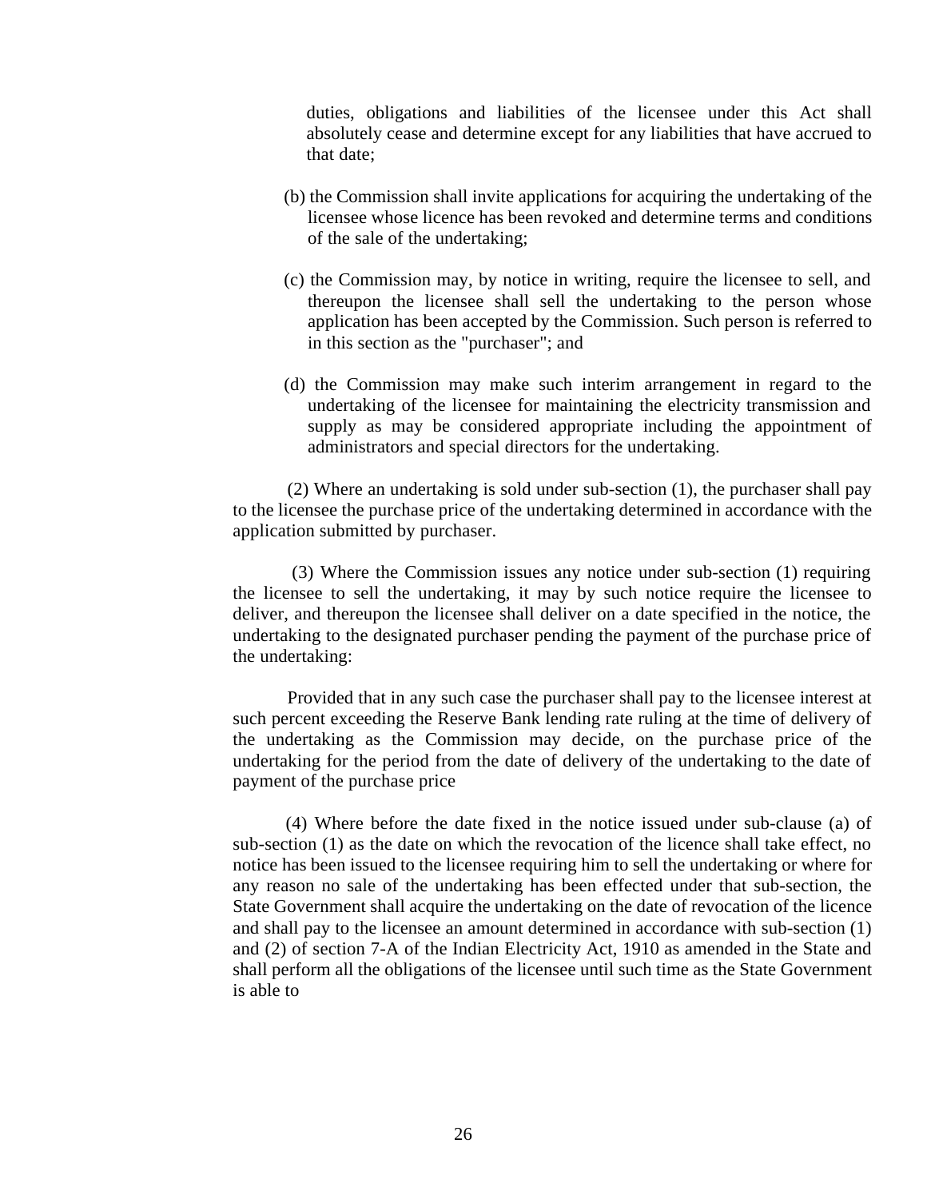duties, obligations and liabilities of the licensee under this Act shall absolutely cease and determine except for any liabilities that have accrued to that date;

(b) the Commission shall invite applications for acquiring the undertaking of the licensee whose licence has been revoked and determine terms and conditions of the sale of the undertaking;

(c) the Commission may, by notice in writing, require the licensee to sell, and thereupon the licensee shall sell the undertaking to the person whose application has been accepted by the Commission. Such person is referred to in this section as the "purchaser"; and

(d) the Commission may make such interim arrangement in regard to the undertaking of the licensee for maintaining the electricity transmission and supply as may be considered appropriate including the appointment of administrators and special directors for the undertaking.

(2) Where an undertaking is sold under sub-section (1), the purchaser shall pay to the licensee the purchase price of the undertaking determined in accordance with the application submitted by purchaser.

(3) Where the Commission issues any notice under sub-section (1) requiring the licensee to sell the undertaking, it may by such notice require the licensee to deliver, and thereupon the licensee shall deliver on a date specified in the notice, the undertaking to the designated purchaser pending the payment of the purchase price of the undertaking:

Provided that in any such case the purchaser shall pay to the licensee interest at such percent exceeding the Reserve Bank lending rate ruling at the time of delivery of the undertaking as the Commission may decide, on the purchase price of the undertaking for the period from the date of delivery of the undertaking to the date of payment of the purchase price

(4) Where before the date fixed in the notice issued under sub-clause (a) of sub-section (1) as the date on which the revocation of the licence shall take effect, no notice has been issued to the licensee requiring him to sell the undertaking or where for any reason no sale of the undertaking has been effected under that sub-section, the State Government shall acquire the undertaking on the date of revocation of the licence and shall pay to the licensee an amount determined in accordance with sub-section (1) and (2) of section 7-A of the Indian Electricity Act, 1910 as amended in the State and shall perform all the obligations of the licensee until such time as the State Government is able to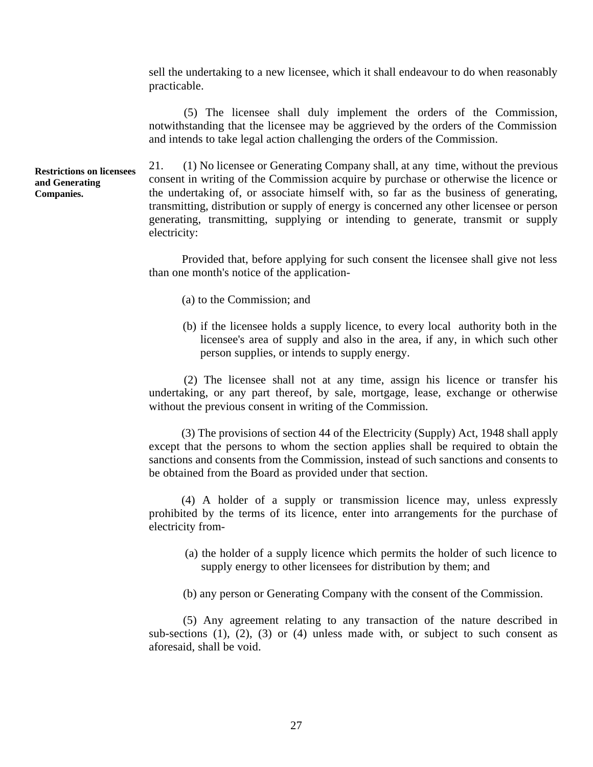sell the undertaking to a new licensee, which it shall endeavour to do when reasonably practicable.

(5) The licensee shall duly implement the orders of the Commission, notwithstanding that the licensee may be aggrieved by the orders of the Commission and intends to take legal action challenging the orders of the Commission.

**Restrictions on licensees and Generating Companies.**

21. (1) No licensee or Generating Company shall, at any time, without the previous consent in writing of the Commission acquire by purchase or otherwise the licence or the undertaking of, or associate himself with, so far as the business of generating, transmitting, distribution or supply of energy is concerned any other licensee or person generating, transmitting, supplying or intending to generate, transmit or supply electricity:

Provided that, before applying for such consent the licensee shall give not less than one month's notice of the application-

(a) to the Commission; and

(b) if the licensee holds a supply licence, to every local authority both in the licensee's area of supply and also in the area, if any, in which such other person supplies, or intends to supply energy.

(2) The licensee shall not at any time, assign his licence or transfer his undertaking, or any part thereof, by sale, mortgage, lease, exchange or otherwise without the previous consent in writing of the Commission.

(3) The provisions of section 44 of the Electricity (Supply) Act, 1948 shall apply except that the persons to whom the section applies shall be required to obtain the sanctions and consents from the Commission, instead of such sanctions and consents to be obtained from the Board as provided under that section.

(4) A holder of a supply or transmission licence may, unless expressly prohibited by the terms of its licence, enter into arrangements for the purchase of electricity from-

(a) the holder of a supply licence which permits the holder of such licence to supply energy to other licensees for distribution by them; and

(b) any person or Generating Company with the consent of the Commission.

(5) Any agreement relating to any transaction of the nature described in sub-sections (1), (2), (3) or (4) unless made with, or subject to such consent as aforesaid, shall be void.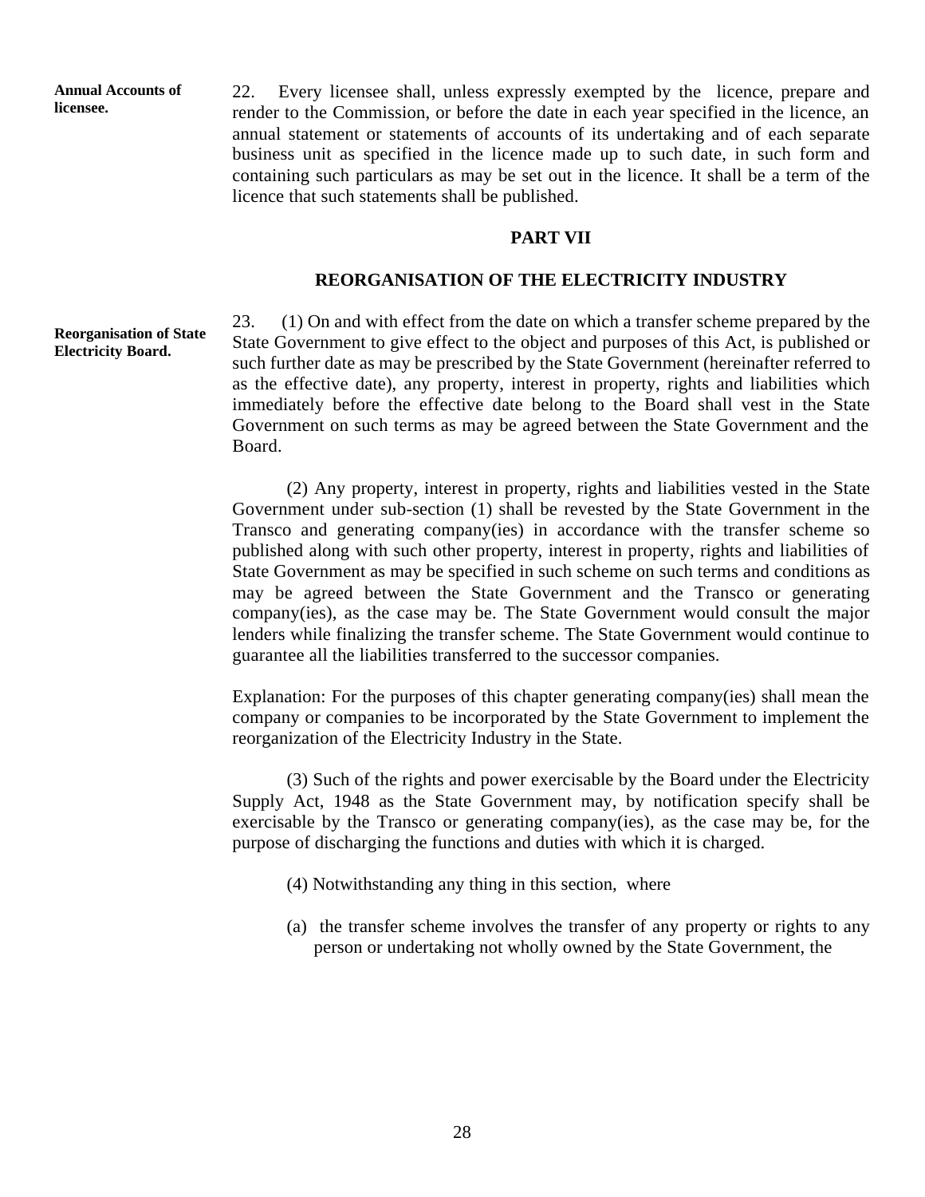**Annual Accounts of licensee.**

22. Every licensee shall, unless expressly exempted by the licence, prepare and render to the Commission, or before the date in each year specified in the licence, an annual statement or statements of accounts of its undertaking and of each separate business unit as specified in the licence made up to such date, in such form and containing such particulars as may be set out in the licence. It shall be a term of the licence that such statements shall be published.

## PART VII

## REORGANISATION OF THE ELECTRICITY INDUSTRY

**Reorganisation of State Electricity Board.**

23. (1) On and with effect from the date on which a transfer scheme prepared by the State Government to give effect to the object and purposes of this Act, is published or such further date as may be prescribed by the State Government (hereinafter referred to as the effective date), any property, interest in property, rights and liabilities which immediately before the effective date belong to the Board shall vest in the State Government on such terms as may be agreed between the State Government and the Board.

(2) Any property, interest in property, rights and liabilities vested in the State Government under sub-section (1) shall be revested by the State Government in the Transco and generating company(ies) in accordance with the transfer scheme so published along with such other property, interest in property, rights and liabilities of State Government as may be specified in such scheme on such terms and conditions as may be agreed between the State Government and the Transco or generating company(ies), as the case may be. The State Government would consult the major lenders while finalizing the transfer scheme. The State Government would continue to guarantee all the liabilities transferred to the successor companies.

Explanation: For the purposes of this chapter generating company(ies) shall mean the company or companies to be incorporated by the State Government to implement the reorganization of the Electricity Industry in the State.

(3) Such of the rights and power exercisable by the Board under the Electricity Supply Act, 1948 as the State Government may, by notification specify shall be exercisable by the Transco or generating company(ies), as the case may be, for the purpose of discharging the functions and duties with which it is charged.

(4) Notwithstanding any thing in this section, where

(a) the transfer scheme involves the transfer of any property or rights to any person or undertaking not wholly owned by the State Government, the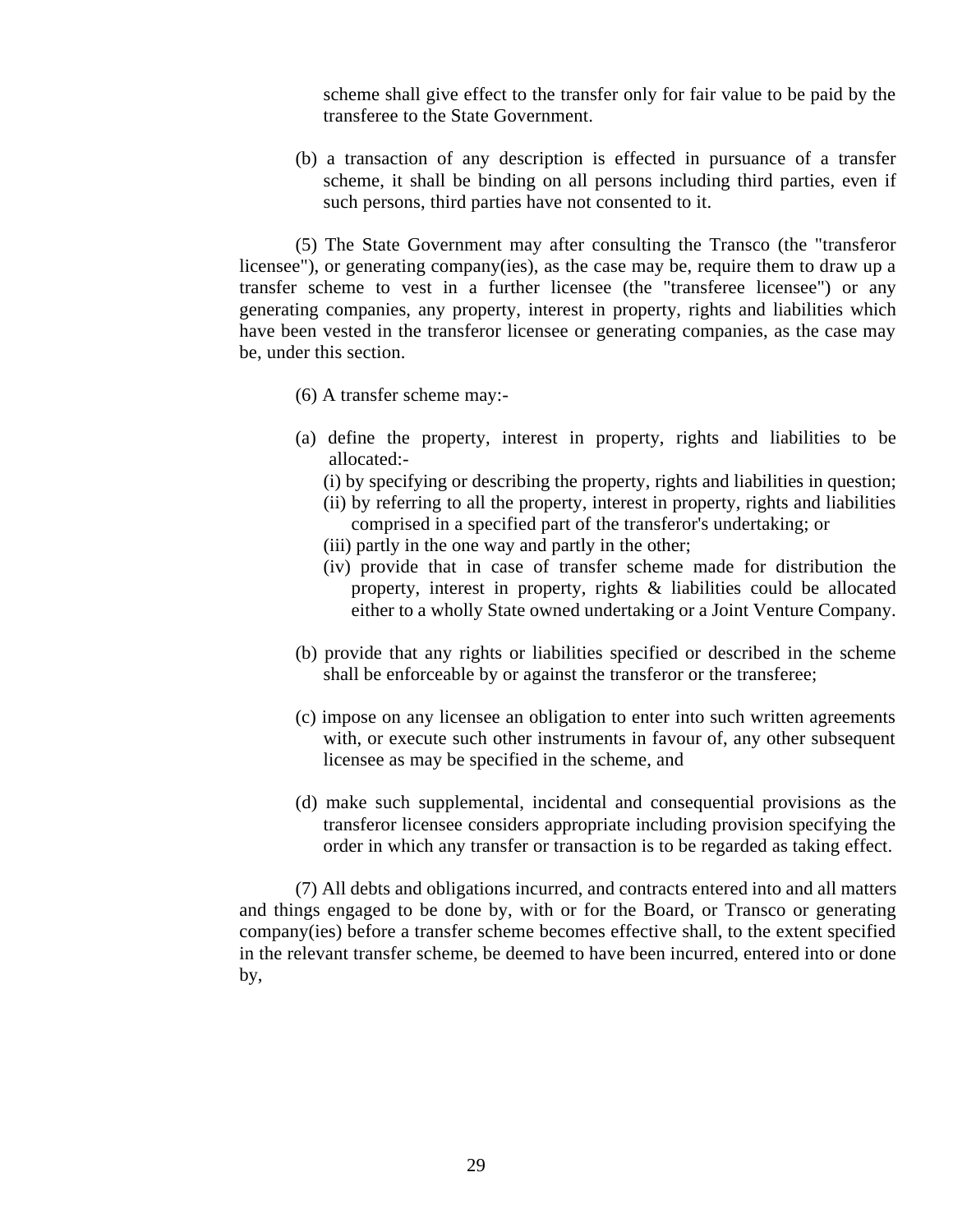scheme shall give effect to the transfer only for fair value to be paid by the transferee to the State Government.

(b) a transaction of any description is effected in pursuance of a transfer scheme, it shall be binding on all persons including third parties, even if such persons, third parties have not consented to it.

(5) The State Government may after consulting the Transco (the "transferor licensee"), or generating company(ies), as the case may be, require them to draw up a transfer scheme to vest in a further licensee (the "transferee licensee") or any generating companies, any property, interest in property, rights and liabilities which have been vested in the transferor licensee or generating companies, as the case may be, under this section.

(6) A transfer scheme may:-

(a) define the property, interest in property, rights and liabilities to be allocated:-

(i) by specifying or describing the property, rights and liabilities in question;

(ii) by referring to all the property, interest in property, rights and liabilities comprised in a specified part of the transferor's undertaking; or

(iii) partly in the one way and partly in the other;

(iv) provide that in case of transfer scheme made for distribution the property, interest in property, rights & liabilities could be allocated either to a wholly State owned undertaking or a Joint Venture Company.

(b) provide that any rights or liabilities specified or described in the scheme shall be enforceable by or against the transferor or the transferee;

(c) impose on any licensee an obligation to enter into such written agreements with, or execute such other instruments in favour of, any other subsequent licensee as may be specified in the scheme, and

(d) make such supplemental, incidental and consequential provisions as the transferor licensee considers appropriate including provision specifying the order in which any transfer or transaction is to be regarded as taking effect.

(7) All debts and obligations incurred, and contracts entered into and all matters and things engaged to be done by, with or for the Board, or Transco or generating company(ies) before a transfer scheme becomes effective shall, to the extent specified in the relevant transfer scheme, be deemed to have been incurred, entered into or done by,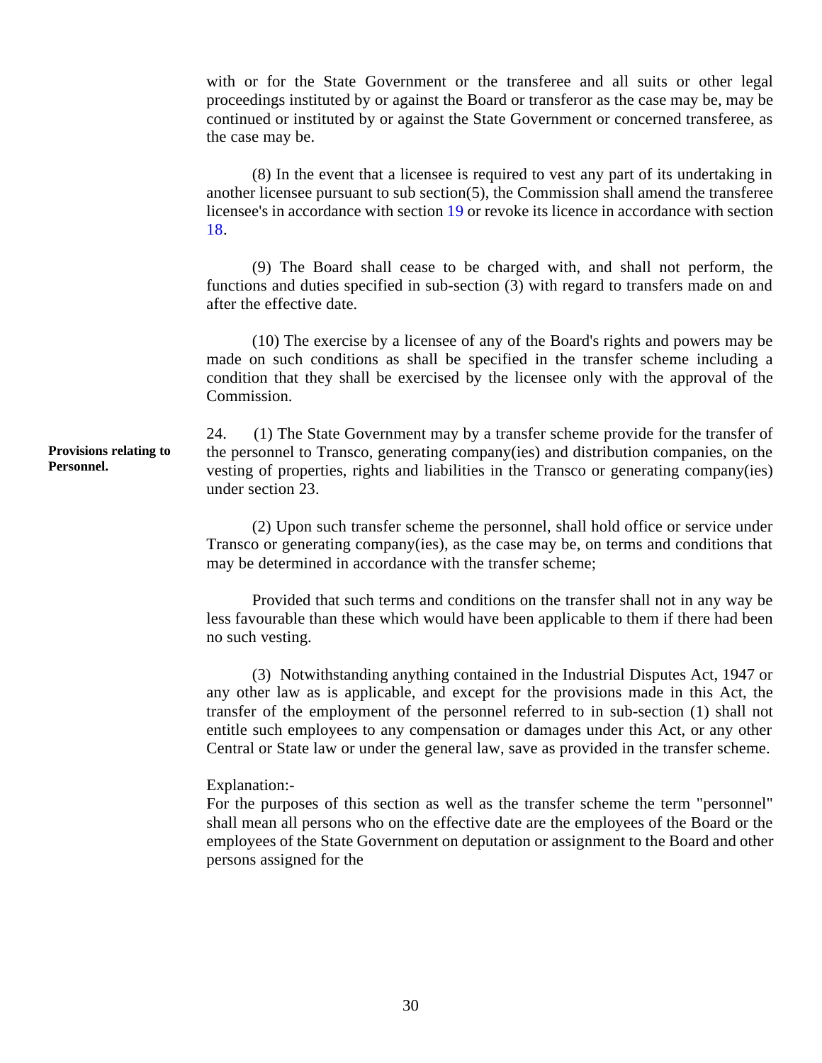with or for the State Government or the transferee and all suits or other legal proceedings instituted by or against the Board or transferor as the case may be, may be continued or instituted by or against the State Government or concerned transferee, as the case may be.

(8) In the event that a licensee is required to vest any part of its undertaking in another licensee pursuant to sub section(5), the Commission shall amend the transferee licensee's in accordance with section 19 or revoke its licence in accordance with section 18.

(9) The Board shall cease to be charged with, and shall not perform, the functions and duties specified in sub-section (3) with regard to transfers made on and after the effective date.

(10) The exercise by a licensee of any of the Board's rights and powers may be made on such conditions as shall be specified in the transfer scheme including a condition that they shall be exercised by the licensee only with the approval of the Commission.

**Provisions relating to Personnel.**

24. (1) The State Government may by a transfer scheme provide for the transfer of the personnel to Transco, generating company(ies) and distribution companies, on the vesting of properties, rights and liabilities in the Transco or generating company(ies) under section 23.

(2) Upon such transfer scheme the personnel, shall hold office or service under Transco or generating company(ies), as the case may be, on terms and conditions that may be determined in accordance with the transfer scheme;

Provided that such terms and conditions on the transfer shall not in any way be less favourable than these which would have been applicable to them if there had been no such vesting.

(3) Notwithstanding anything contained in the Industrial Disputes Act, 1947 or any other law as is applicable, and except for the provisions made in this Act, the transfer of the employment of the personnel referred to in sub-section (1) shall not entitle such employees to any compensation or damages under this Act, or any other Central or State law or under the general law, save as provided in the transfer scheme.

Explanation:-
For the purposes of this section as well as the transfer scheme the term "personnel" shall mean all persons who on the effective date are the employees of the Board or the employees of the State Government on deputation or assignment to the Board and other persons assigned for the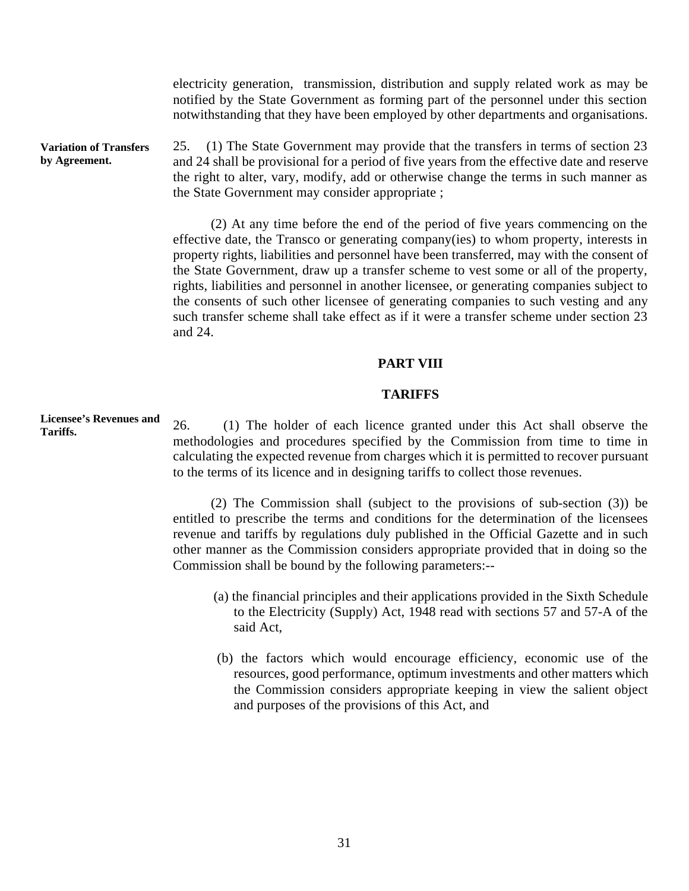electricity generation, transmission, distribution and supply related work as may be notified by the State Government as forming part of the personnel under this section notwithstanding that they have been employed by other departments and organisations.

**Variation of Transfers by Agreement.**

25. (1) The State Government may provide that the transfers in terms of section 23 and 24 shall be provisional for a period of five years from the effective date and reserve the right to alter, vary, modify, add or otherwise change the terms in such manner as the State Government may consider appropriate ;

(2) At any time before the end of the period of five years commencing on the effective date, the Transco or generating company(ies) to whom property, interests in property rights, liabilities and personnel have been transferred, may with the consent of the State Government, draw up a transfer scheme to vest some or all of the property, rights, liabilities and personnel in another licensee, or generating companies subject to the consents of such other licensee of generating companies to such vesting and any such transfer scheme shall take effect as if it were a transfer scheme under section 23 and 24.

## PART VIII

## TARIFFS

**Licensee's Revenues and Tariffs.**

26. (1) The holder of each licence granted under this Act shall observe the methodologies and procedures specified by the Commission from time to time in calculating the expected revenue from charges which it is permitted to recover pursuant to the terms of its licence and in designing tariffs to collect those revenues.

(2) The Commission shall (subject to the provisions of sub-section (3)) be entitled to prescribe the terms and conditions for the determination of the licensees revenue and tariffs by regulations duly published in the Official Gazette and in such other manner as the Commission considers appropriate provided that in doing so the Commission shall be bound by the following parameters:--

(a) the financial principles and their applications provided in the Sixth Schedule to the Electricity (Supply) Act, 1948 read with sections 57 and 57-A of the said Act,

(b) the factors which would encourage efficiency, economic use of the resources, good performance, optimum investments and other matters which the Commission considers appropriate keeping in view the salient object and purposes of the provisions of this Act, and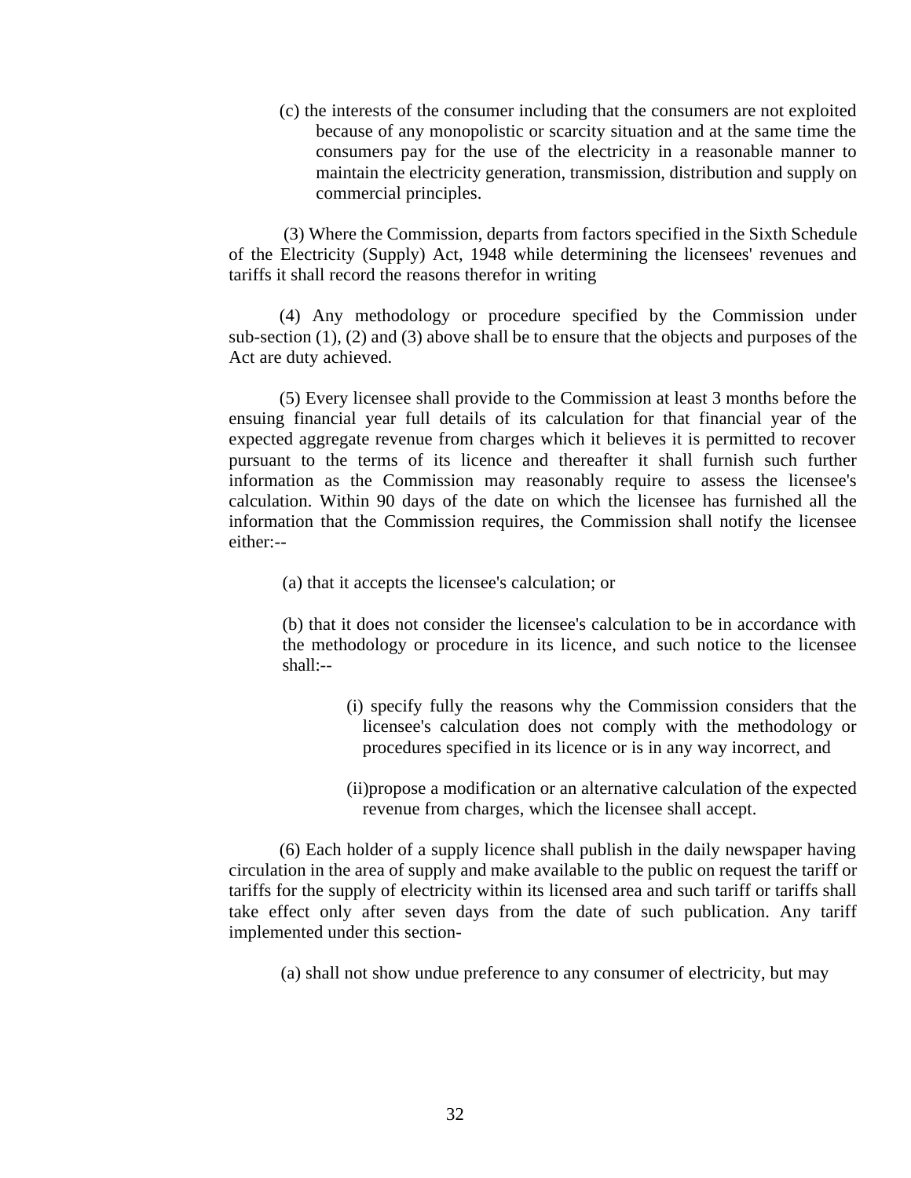(c) the interests of the consumer including that the consumers are not exploited because of any monopolistic or scarcity situation and at the same time the consumers pay for the use of the electricity in a reasonable manner to maintain the electricity generation, transmission, distribution and supply on commercial principles.

(3) Where the Commission, departs from factors specified in the Sixth Schedule of the Electricity (Supply) Act, 1948 while determining the licensees' revenues and tariffs it shall record the reasons therefor in writing

(4) Any methodology or procedure specified by the Commission under sub-section (1), (2) and (3) above shall be to ensure that the objects and purposes of the Act are duty achieved.

(5) Every licensee shall provide to the Commission at least 3 months before the ensuing financial year full details of its calculation for that financial year of the expected aggregate revenue from charges which it believes it is permitted to recover pursuant to the terms of its licence and thereafter it shall furnish such further information as the Commission may reasonably require to assess the licensee's calculation. Within 90 days of the date on which the licensee has furnished all the information that the Commission requires, the Commission shall notify the licensee either:--

(a) that it accepts the licensee's calculation; or

(b) that it does not consider the licensee's calculation to be in accordance with the methodology or procedure in its licence, and such notice to the licensee shall:--

(i) specify fully the reasons why the Commission considers that the licensee's calculation does not comply with the methodology or procedures specified in its licence or is in any way incorrect, and

(ii)propose a modification or an alternative calculation of the expected revenue from charges, which the licensee shall accept.

(6) Each holder of a supply licence shall publish in the daily newspaper having circulation in the area of supply and make available to the public on request the tariff or tariffs for the supply of electricity within its licensed area and such tariff or tariffs shall take effect only after seven days from the date of such publication. Any tariff implemented under this section-

(a) shall not show undue preference to any consumer of electricity, but may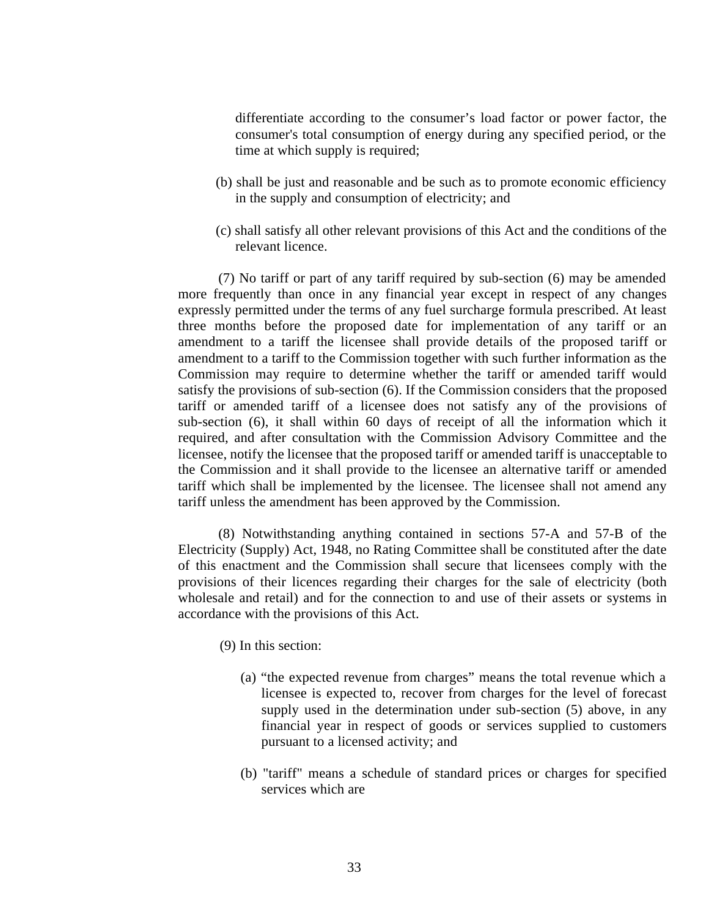differentiate according to the consumer's load factor or power factor, the consumer's total consumption of energy during any specified period, or the time at which supply is required;

(b) shall be just and reasonable and be such as to promote economic efficiency in the supply and consumption of electricity; and

(c) shall satisfy all other relevant provisions of this Act and the conditions of the relevant licence.

(7) No tariff or part of any tariff required by sub-section (6) may be amended more frequently than once in any financial year except in respect of any changes expressly permitted under the terms of any fuel surcharge formula prescribed. At least three months before the proposed date for implementation of any tariff or an amendment to a tariff the licensee shall provide details of the proposed tariff or amendment to a tariff to the Commission together with such further information as the Commission may require to determine whether the tariff or amended tariff would satisfy the provisions of sub-section (6). If the Commission considers that the proposed tariff or amended tariff of a licensee does not satisfy any of the provisions of sub-section (6), it shall within 60 days of receipt of all the information which it required, and after consultation with the Commission Advisory Committee and the licensee, notify the licensee that the proposed tariff or amended tariff is unacceptable to the Commission and it shall provide to the licensee an alternative tariff or amended tariff which shall be implemented by the licensee. The licensee shall not amend any tariff unless the amendment has been approved by the Commission.

(8) Notwithstanding anything contained in sections 57-A and 57-B of the Electricity (Supply) Act, 1948, no Rating Committee shall be constituted after the date of this enactment and the Commission shall secure that licensees comply with the provisions of their licences regarding their charges for the sale of electricity (both wholesale and retail) and for the connection to and use of their assets or systems in accordance with the provisions of this Act.

(9) In this section:

(a) "the expected revenue from charges" means the total revenue which a licensee is expected to, recover from charges for the level of forecast supply used in the determination under sub-section (5) above, in any financial year in respect of goods or services supplied to customers pursuant to a licensed activity; and

(b) "tariff" means a schedule of standard prices or charges for specified services which are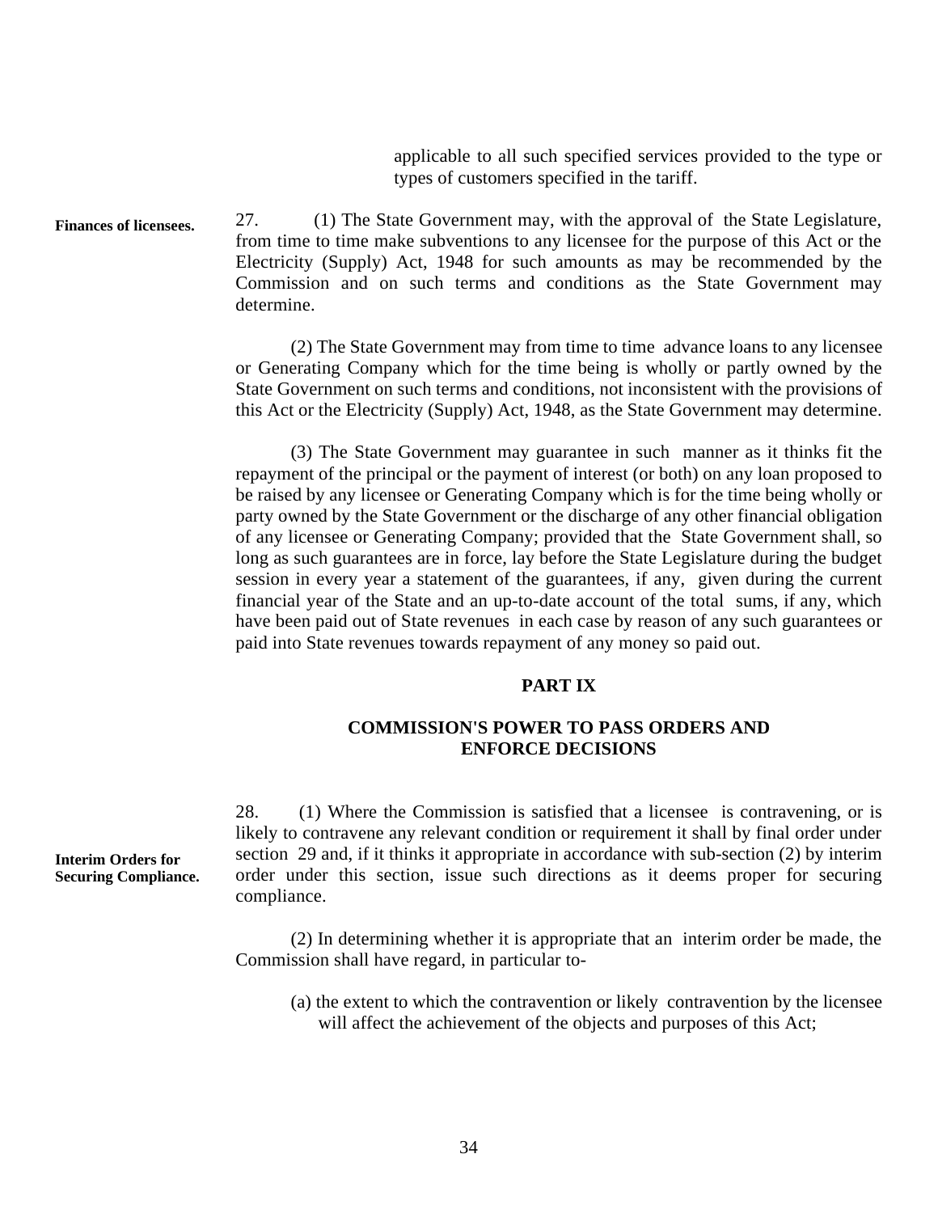applicable to all such specified services provided to the type or types of customers specified in the tariff.

**Finances of licensees.**

27. (1) The State Government may, with the approval of the State Legislature, from time to time make subventions to any licensee for the purpose of this Act or the Electricity (Supply) Act, 1948 for such amounts as may be recommended by the Commission and on such terms and conditions as the State Government may determine.

(2) The State Government may from time to time advance loans to any licensee or Generating Company which for the time being is wholly or partly owned by the State Government on such terms and conditions, not inconsistent with the provisions of this Act or the Electricity (Supply) Act, 1948, as the State Government may determine.

(3) The State Government may guarantee in such manner as it thinks fit the repayment of the principal or the payment of interest (or both) on any loan proposed to be raised by any licensee or Generating Company which is for the time being wholly or party owned by the State Government or the discharge of any other financial obligation of any licensee or Generating Company; provided that the State Government shall, so long as such guarantees are in force, lay before the State Legislature during the budget session in every year a statement of the guarantees, if any, given during the current financial year of the State and an up-to-date account of the total sums, if any, which have been paid out of State revenues in each case by reason of any such guarantees or paid into State revenues towards repayment of any money so paid out.

## PART IX

## COMMISSION'S POWER TO PASS ORDERS AND ENFORCE DECISIONS

**Interim Orders for Securing Compliance.**

28. (1) Where the Commission is satisfied that a licensee is contravening, or is likely to contravene any relevant condition or requirement it shall by final order under section 29 and, if it thinks it appropriate in accordance with sub-section (2) by interim order under this section, issue such directions as it deems proper for securing compliance.

(2) In determining whether it is appropriate that an interim order be made, the Commission shall have regard, in particular to-

(a) the extent to which the contravention or likely contravention by the licensee will affect the achievement of the objects and purposes of this Act;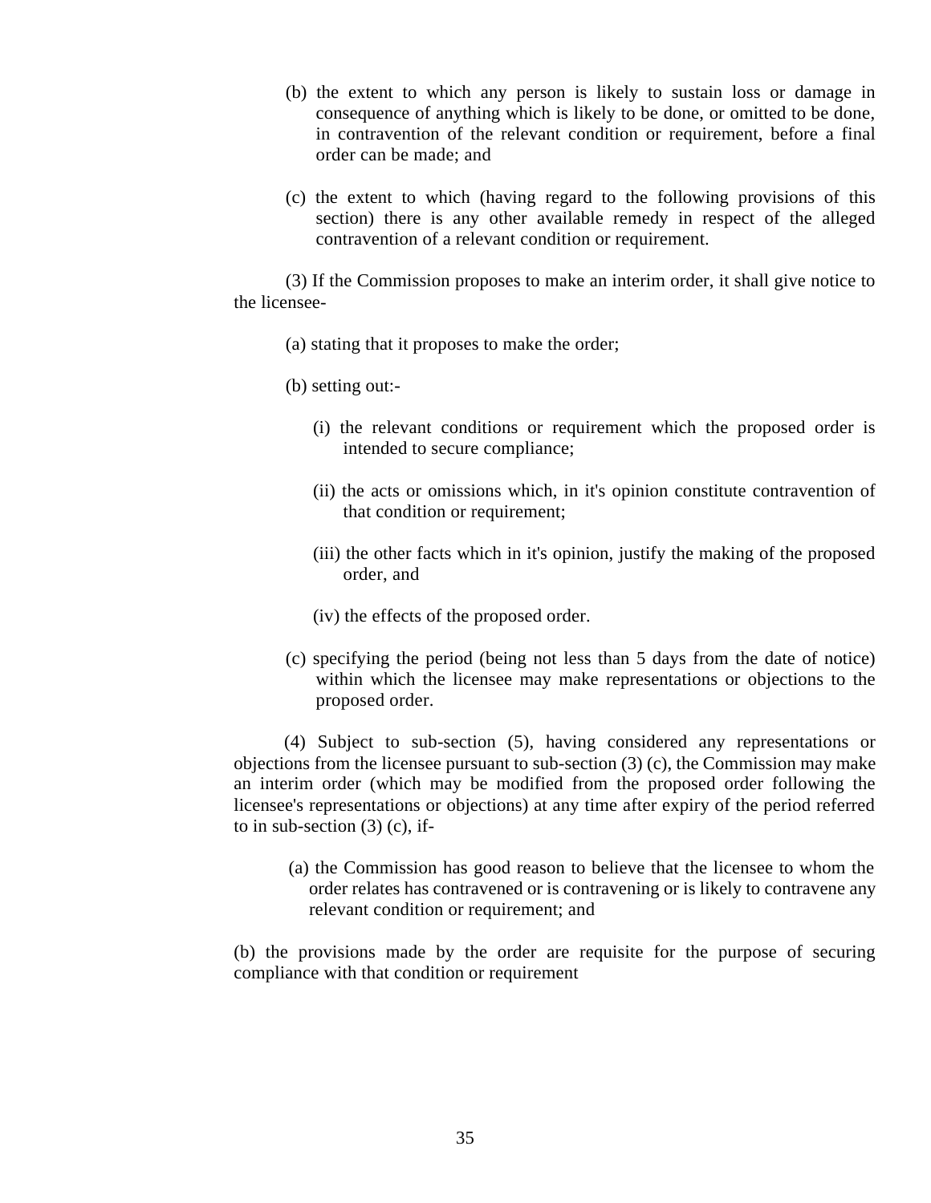(b) the extent to which any person is likely to sustain loss or damage in consequence of anything which is likely to be done, or omitted to be done, in contravention of the relevant condition or requirement, before a final order can be made; and

(c) the extent to which (having regard to the following provisions of this section) there is any other available remedy in respect of the alleged contravention of a relevant condition or requirement.

(3) If the Commission proposes to make an interim order, it shall give notice to the licensee-

(a) stating that it proposes to make the order;

(b) setting out:-

(i) the relevant conditions or requirement which the proposed order is intended to secure compliance;

(ii) the acts or omissions which, in it's opinion constitute contravention of that condition or requirement;

(iii) the other facts which in it's opinion, justify the making of the proposed order, and

(iv) the effects of the proposed order.

(c) specifying the period (being not less than 5 days from the date of notice) within which the licensee may make representations or objections to the proposed order.

(4) Subject to sub-section (5), having considered any representations or objections from the licensee pursuant to sub-section (3) (c), the Commission may make an interim order (which may be modified from the proposed order following the licensee's representations or objections) at any time after expiry of the period referred to in sub-section (3) (c), if-

(a) the Commission has good reason to believe that the licensee to whom the order relates has contravened or is contravening or is likely to contravene any relevant condition or requirement; and

(b) the provisions made by the order are requisite for the purpose of securing compliance with that condition or requirement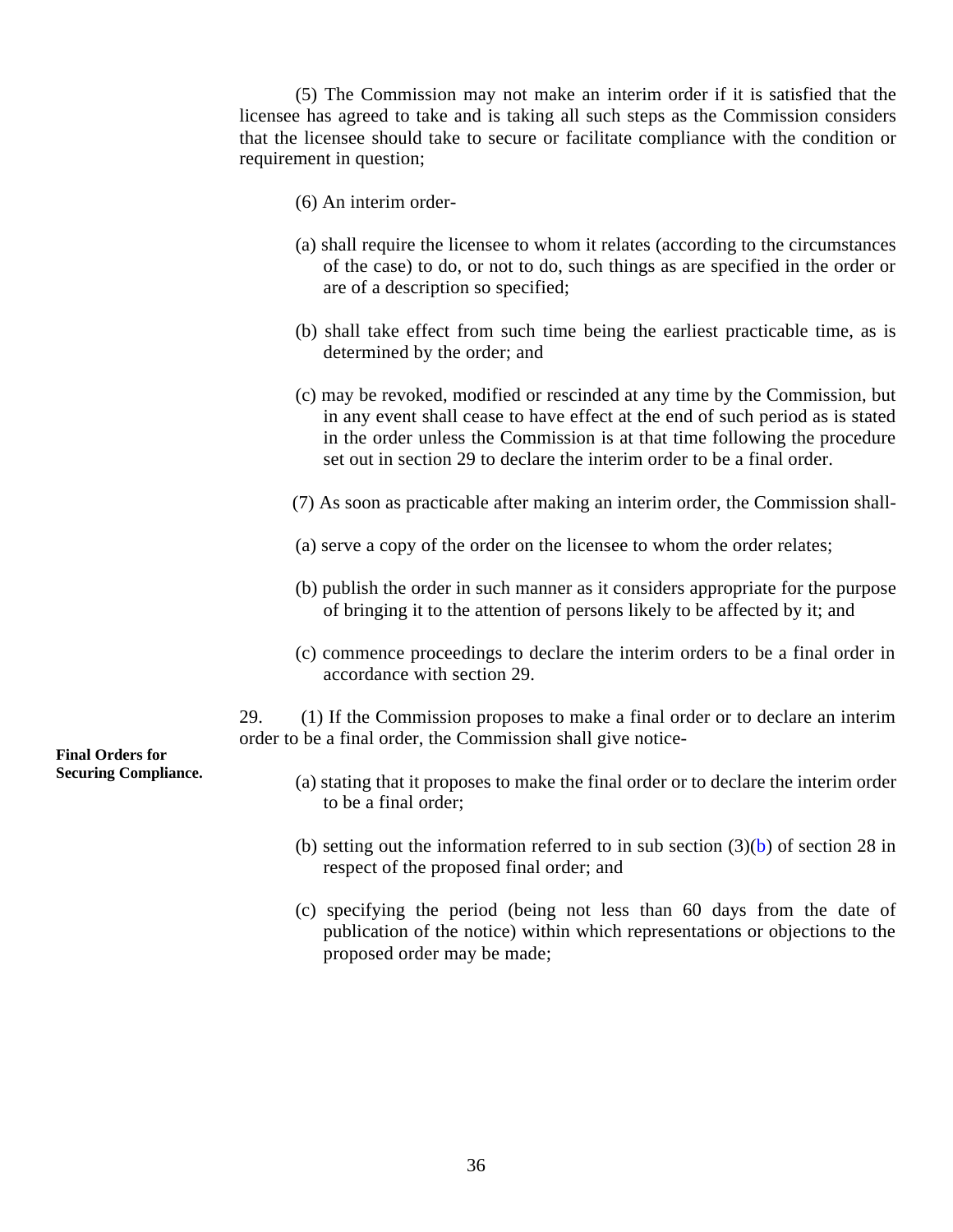(5) The Commission may not make an interim order if it is satisfied that the licensee has agreed to take and is taking all such steps as the Commission considers that the licensee should take to secure or facilitate compliance with the condition or requirement in question;

(6) An interim order-

(a) shall require the licensee to whom it relates (according to the circumstances of the case) to do, or not to do, such things as are specified in the order or are of a description so specified;

(b) shall take effect from such time being the earliest practicable time, as is determined by the order; and

(c) may be revoked, modified or rescinded at any time by the Commission, but in any event shall cease to have effect at the end of such period as is stated in the order unless the Commission is at that time following the procedure set out in section 29 to declare the interim order to be a final order.

(7) As soon as practicable after making an interim order, the Commission shall-

(a) serve a copy of the order on the licensee to whom the order relates;

(b) publish the order in such manner as it considers appropriate for the purpose of bringing it to the attention of persons likely to be affected by it; and

(c) commence proceedings to declare the interim orders to be a final order in accordance with section 29.

**Final Orders for Securing Compliance.**

29. (1) If the Commission proposes to make a final order or to declare an interim order to be a final order, the Commission shall give notice-

(a) stating that it proposes to make the final order or to declare the interim order to be a final order;

(b) setting out the information referred to in sub section (3)(b) of section 28 in respect of the proposed final order; and

(c) specifying the period (being not less than 60 days from the date of publication of the notice) within which representations or objections to the proposed order may be made;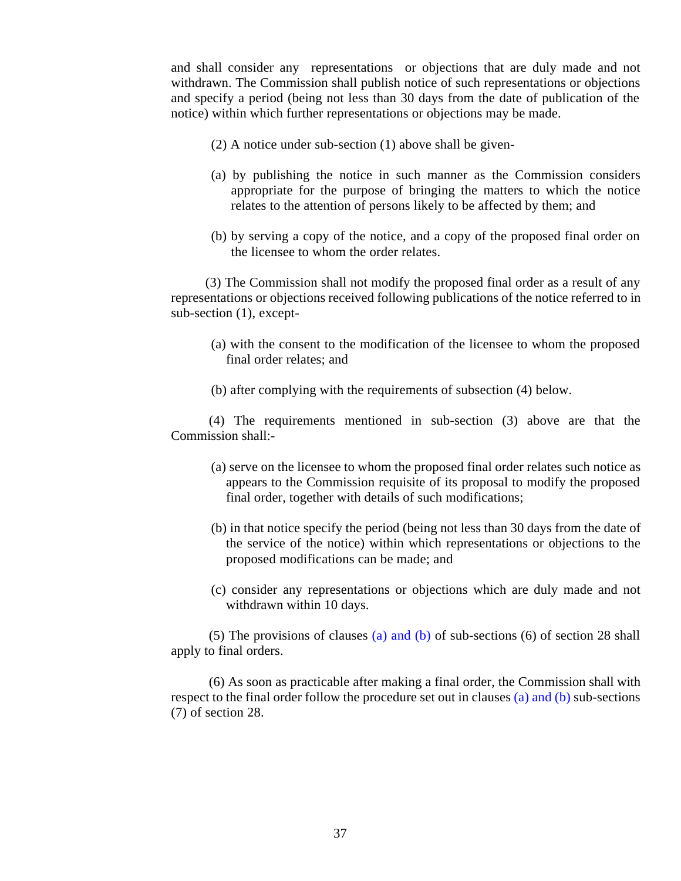and shall consider any representations or objections that are duly made and not withdrawn. The Commission shall publish notice of such representations or objections and specify a period (being not less than 30 days from the date of publication of the notice) within which further representations or objections may be made.

(2) A notice under sub-section (1) above shall be given-

(a) by publishing the notice in such manner as the Commission considers appropriate for the purpose of bringing the matters to which the notice relates to the attention of persons likely to be affected by them; and

(b) by serving a copy of the notice, and a copy of the proposed final order on the licensee to whom the order relates.

(3) The Commission shall not modify the proposed final order as a result of any representations or objections received following publications of the notice referred to in sub-section (1), except-

(a) with the consent to the modification of the licensee to whom the proposed final order relates; and

(b) after complying with the requirements of subsection (4) below.

(4) The requirements mentioned in sub-section (3) above are that the Commission shall:-

(a) serve on the licensee to whom the proposed final order relates such notice as appears to the Commission requisite of its proposal to modify the proposed final order, together with details of such modifications;

(b) in that notice specify the period (being not less than 30 days from the date of the service of the notice) within which representations or objections to the proposed modifications can be made; and

(c) consider any representations or objections which are duly made and not withdrawn within 10 days.

(5) The provisions of clauses (a) and (b) of sub-sections (6) of section 28 shall apply to final orders.

(6) As soon as practicable after making a final order, the Commission shall with respect to the final order follow the procedure set out in clauses (a) and (b) sub-sections (7) of section 28.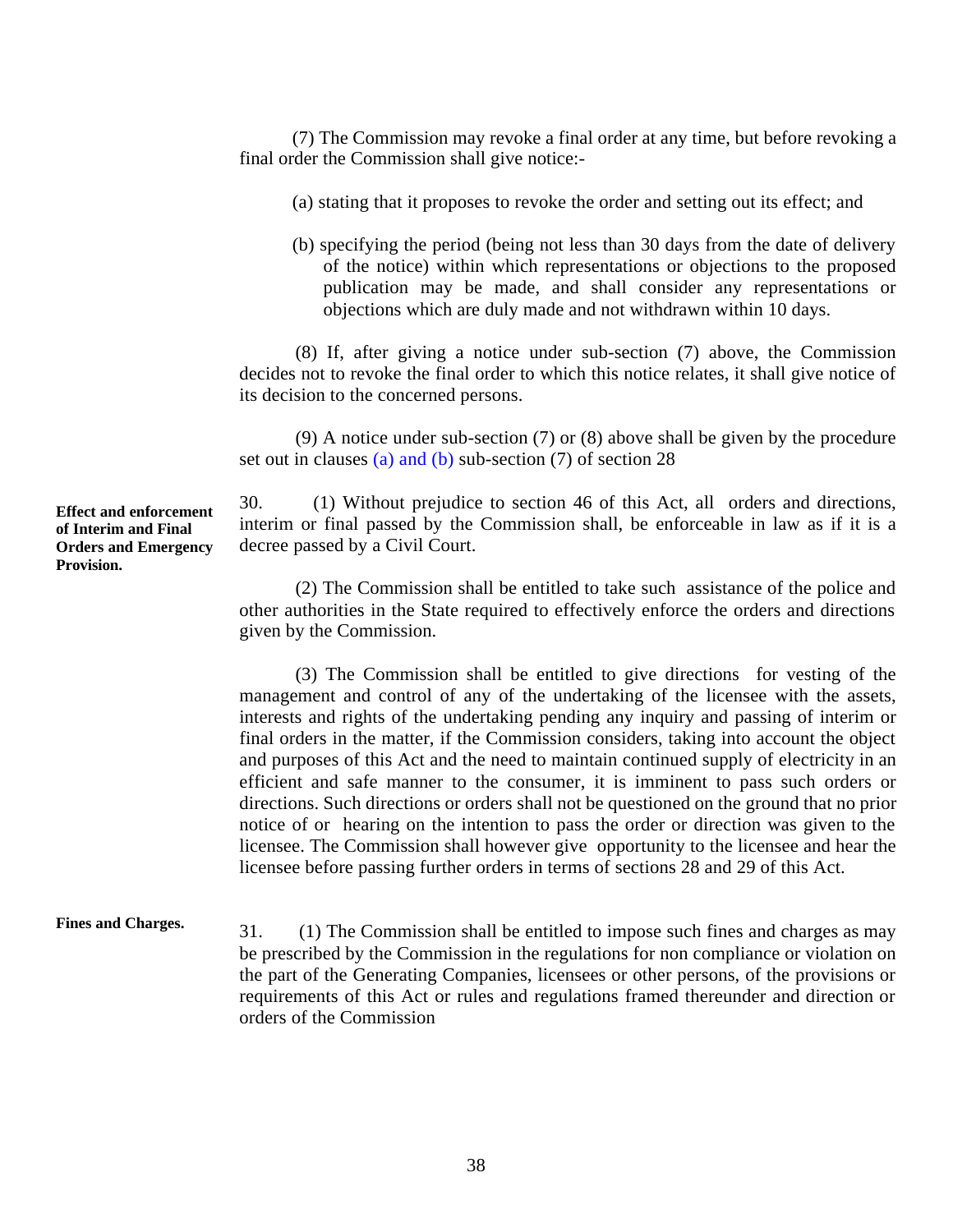(7) The Commission may revoke a final order at any time, but before revoking a final order the Commission shall give notice:-

(a) stating that it proposes to revoke the order and setting out its effect; and

(b) specifying the period (being not less than 30 days from the date of delivery of the notice) within which representations or objections to the proposed publication may be made, and shall consider any representations or objections which are duly made and not withdrawn within 10 days.

(8) If, after giving a notice under sub-section (7) above, the Commission decides not to revoke the final order to which this notice relates, it shall give notice of its decision to the concerned persons.

(9) A notice under sub-section (7) or (8) above shall be given by the procedure set out in clauses (a) and (b) sub-section (7) of section 28

**Effect and enforcement of Interim and Final Orders and Emergency Provision.**

30. (1) Without prejudice to section 46 of this Act, all orders and directions, interim or final passed by the Commission shall, be enforceable in law as if it is a decree passed by a Civil Court.

(2) The Commission shall be entitled to take such assistance of the police and other authorities in the State required to effectively enforce the orders and directions given by the Commission.

(3) The Commission shall be entitled to give directions for vesting of the management and control of any of the undertaking of the licensee with the assets, interests and rights of the undertaking pending any inquiry and passing of interim or final orders in the matter, if the Commission considers, taking into account the object and purposes of this Act and the need to maintain continued supply of electricity in an efficient and safe manner to the consumer, it is imminent to pass such orders or directions. Such directions or orders shall not be questioned on the ground that no prior notice of or hearing on the intention to pass the order or direction was given to the licensee. The Commission shall however give opportunity to the licensee and hear the licensee before passing further orders in terms of sections 28 and 29 of this Act.

**Fines and Charges.**

31. (1) The Commission shall be entitled to impose such fines and charges as may be prescribed by the Commission in the regulations for non compliance or violation on the part of the Generating Companies, licensees or other persons, of the provisions or requirements of this Act or rules and regulations framed thereunder and direction or orders of the Commission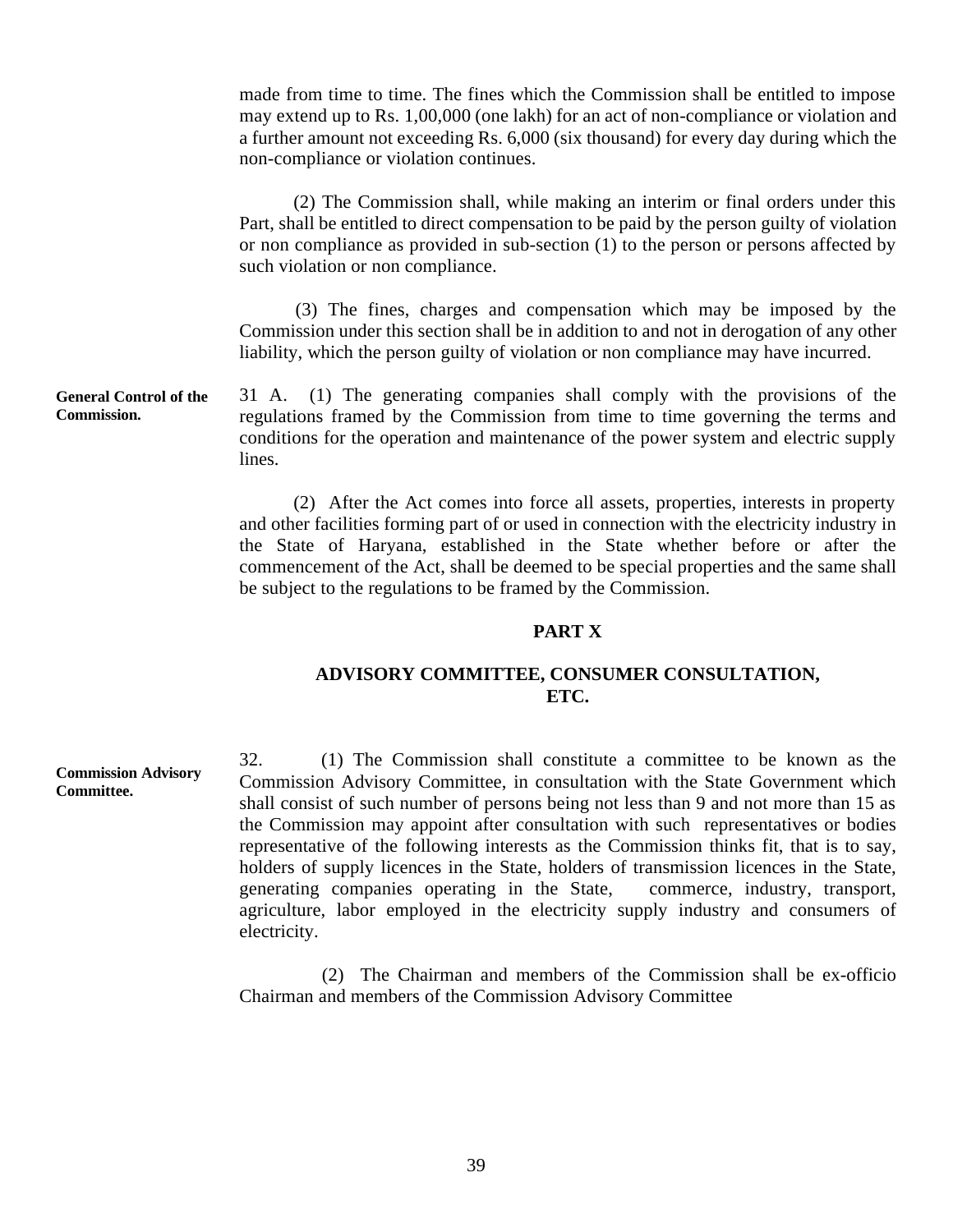made from time to time. The fines which the Commission shall be entitled to impose may extend up to Rs. 1,00,000 (one lakh) for an act of non-compliance or violation and a further amount not exceeding Rs. 6,000 (six thousand) for every day during which the non-compliance or violation continues.

(2) The Commission shall, while making an interim or final orders under this Part, shall be entitled to direct compensation to be paid by the person guilty of violation or non compliance as provided in sub-section (1) to the person or persons affected by such violation or non compliance.

(3) The fines, charges and compensation which may be imposed by the Commission under this section shall be in addition to and not in derogation of any other liability, which the person guilty of violation or non compliance may have incurred.

**General Control of the Commission.**

31 A. (1) The generating companies shall comply with the provisions of the regulations framed by the Commission from time to time governing the terms and conditions for the operation and maintenance of the power system and electric supply lines.

(2) After the Act comes into force all assets, properties, interests in property and other facilities forming part of or used in connection with the electricity industry in the State of Haryana, established in the State whether before or after the commencement of the Act, shall be deemed to be special properties and the same shall be subject to the regulations to be framed by the Commission.

## PART X

## ADVISORY COMMITTEE, CONSUMER CONSULTATION, ETC.

**Commission Advisory Committee.**

32. (1) The Commission shall constitute a committee to be known as the Commission Advisory Committee, in consultation with the State Government which shall consist of such number of persons being not less than 9 and not more than 15 as the Commission may appoint after consultation with such representatives or bodies representative of the following interests as the Commission thinks fit, that is to say, holders of supply licences in the State, holders of transmission licences in the State, generating companies operating in the State, commerce, industry, transport, agriculture, labor employed in the electricity supply industry and consumers of electricity.

(2) The Chairman and members of the Commission shall be ex-officio Chairman and members of the Commission Advisory Committee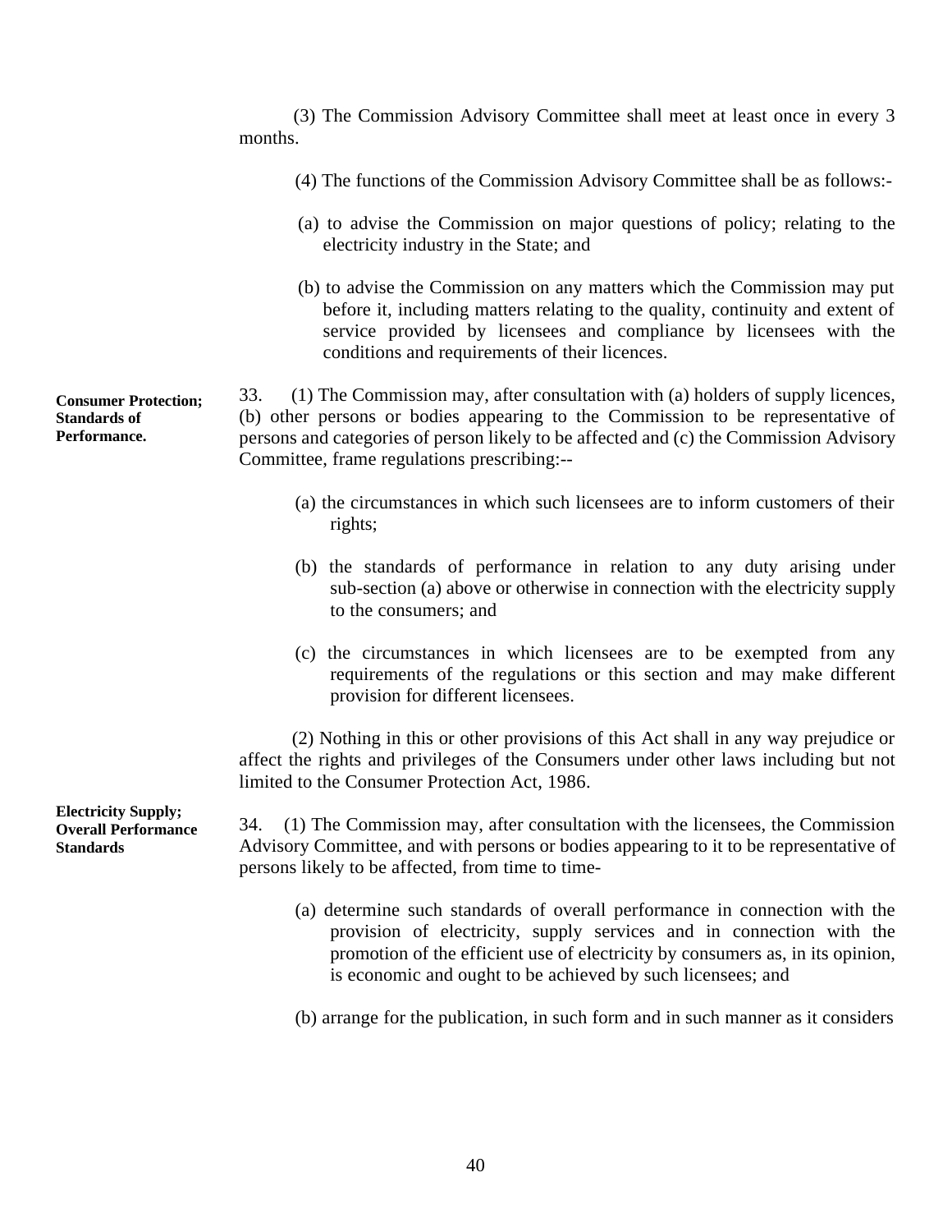(3) The Commission Advisory Committee shall meet at least once in every 3 months.

(4) The functions of the Commission Advisory Committee shall be as follows:-

(a) to advise the Commission on major questions of policy; relating to the electricity industry in the State; and

(b) to advise the Commission on any matters which the Commission may put before it, including matters relating to the quality, continuity and extent of service provided by licensees and compliance by licensees with the conditions and requirements of their licences.

**Consumer Protection; Standards of Performance.**

33. (1) The Commission may, after consultation with (a) holders of supply licences, (b) other persons or bodies appearing to the Commission to be representative of persons and categories of person likely to be affected and (c) the Commission Advisory Committee, frame regulations prescribing:--

(a) the circumstances in which such licensees are to inform customers of their rights;

(b) the standards of performance in relation to any duty arising under sub-section (a) above or otherwise in connection with the electricity supply to the consumers; and

(c) the circumstances in which licensees are to be exempted from any requirements of the regulations or this section and may make different provision for different licensees.

(2) Nothing in this or other provisions of this Act shall in any way prejudice or affect the rights and privileges of the Consumers under other laws including but not limited to the Consumer Protection Act, 1986.

**Electricity Supply; Overall Performance Standards**

34. (1) The Commission may, after consultation with the licensees, the Commission Advisory Committee, and with persons or bodies appearing to it to be representative of persons likely to be affected, from time to time-

(a) determine such standards of overall performance in connection with the provision of electricity, supply services and in connection with the promotion of the efficient use of electricity by consumers as, in its opinion, is economic and ought to be achieved by such licensees; and

(b) arrange for the publication, in such form and in such manner as it considers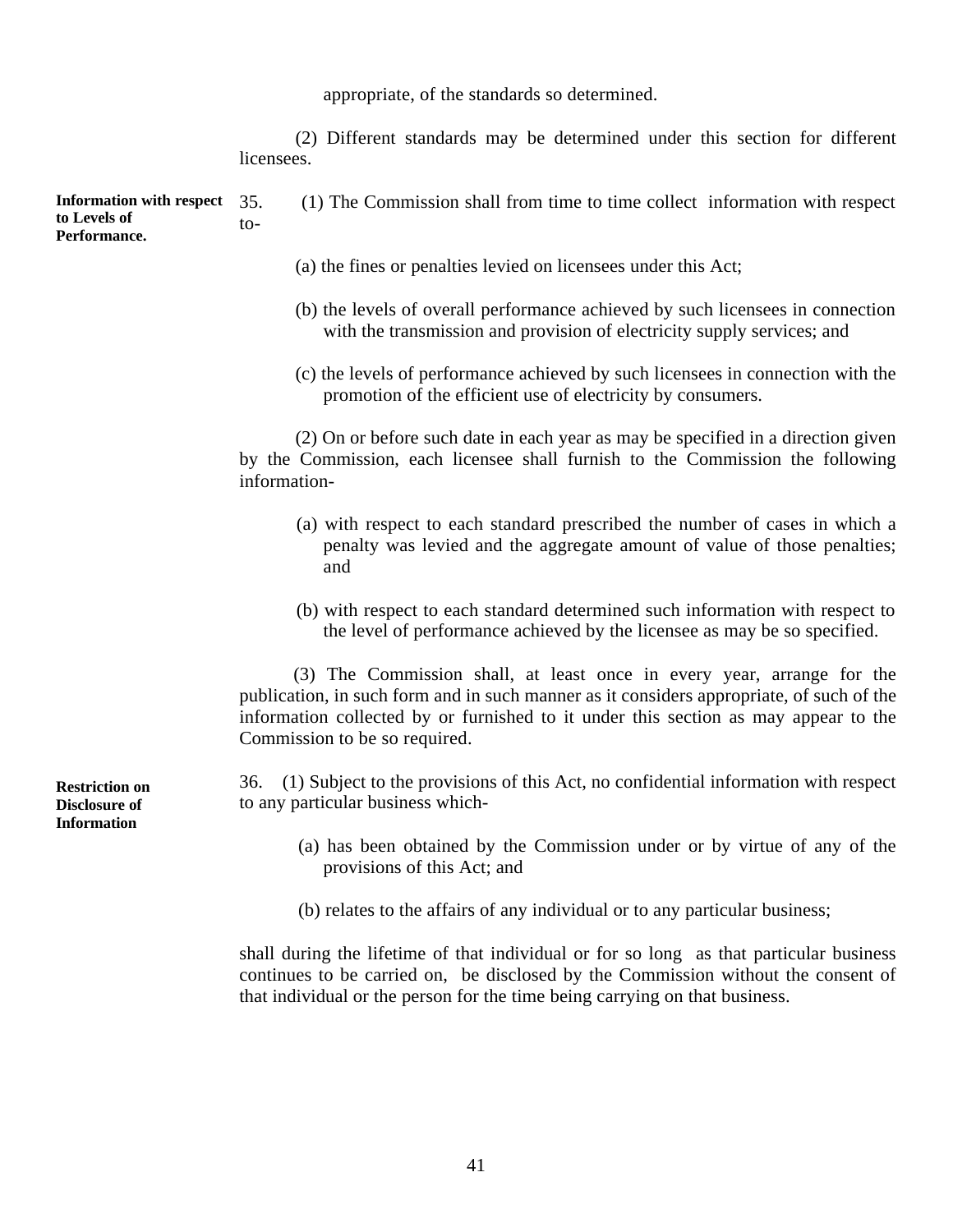appropriate, of the standards so determined.

(2) Different standards may be determined under this section for different licensees.

**Information with respect to Levels of Performance.**

35. (1) The Commission shall from time to time collect information with respect to-

(a) the fines or penalties levied on licensees under this Act;

(b) the levels of overall performance achieved by such licensees in connection with the transmission and provision of electricity supply services; and

(c) the levels of performance achieved by such licensees in connection with the promotion of the efficient use of electricity by consumers.

(2) On or before such date in each year as may be specified in a direction given by the Commission, each licensee shall furnish to the Commission the following information-

(a) with respect to each standard prescribed the number of cases in which a penalty was levied and the aggregate amount of value of those penalties; and

(b) with respect to each standard determined such information with respect to the level of performance achieved by the licensee as may be so specified.

(3) The Commission shall, at least once in every year, arrange for the publication, in such form and in such manner as it considers appropriate, of such of the information collected by or furnished to it under this section as may appear to the Commission to be so required.

**Restriction on Disclosure of Information**

36. (1) Subject to the provisions of this Act, no confidential information with respect to any particular business which-

(a) has been obtained by the Commission under or by virtue of any of the provisions of this Act; and

(b) relates to the affairs of any individual or to any particular business;

shall during the lifetime of that individual or for so long as that particular business continues to be carried on, be disclosed by the Commission without the consent of that individual or the person for the time being carrying on that business.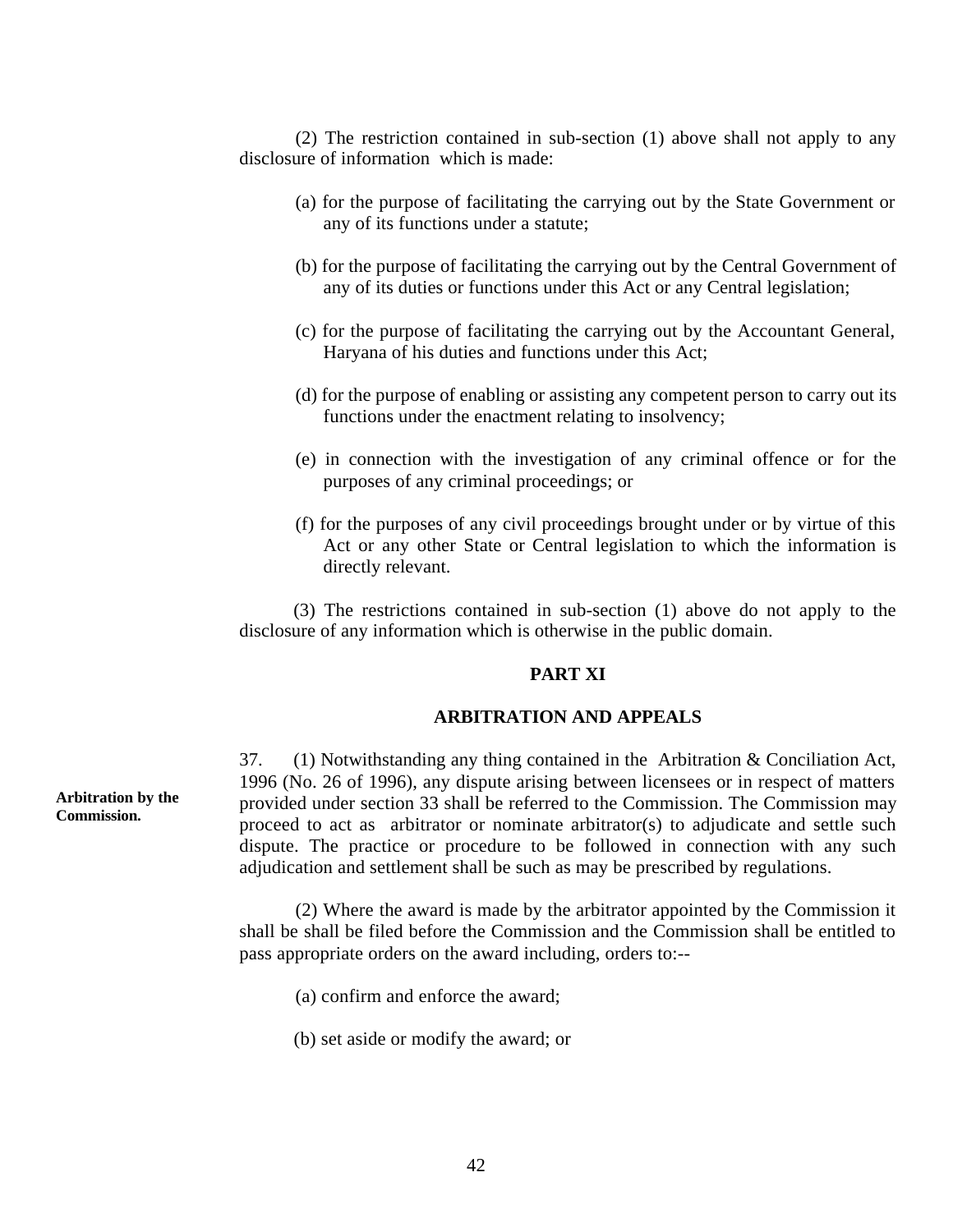(2) The restriction contained in sub-section (1) above shall not apply to any disclosure of information which is made:

(a) for the purpose of facilitating the carrying out by the State Government or any of its functions under a statute;

(b) for the purpose of facilitating the carrying out by the Central Government of any of its duties or functions under this Act or any Central legislation;

(c) for the purpose of facilitating the carrying out by the Accountant General, Haryana of his duties and functions under this Act;

(d) for the purpose of enabling or assisting any competent person to carry out its functions under the enactment relating to insolvency;

(e) in connection with the investigation of any criminal offence or for the purposes of any criminal proceedings; or

(f) for the purposes of any civil proceedings brought under or by virtue of this Act or any other State or Central legislation to which the information is directly relevant.

(3) The restrictions contained in sub-section (1) above do not apply to the disclosure of any information which is otherwise in the public domain.

## PART XI

## ARBITRATION AND APPEALS

**Arbitration by the Commission.**

37. (1) Notwithstanding any thing contained in the Arbitration & Conciliation Act, 1996 (No. 26 of 1996), any dispute arising between licensees or in respect of matters provided under section 33 shall be referred to the Commission. The Commission may proceed to act as arbitrator or nominate arbitrator(s) to adjudicate and settle such dispute. The practice or procedure to be followed in connection with any such adjudication and settlement shall be such as may be prescribed by regulations.

(2) Where the award is made by the arbitrator appointed by the Commission it shall be shall be filed before the Commission and the Commission shall be entitled to pass appropriate orders on the award including, orders to:--

(a) confirm and enforce the award;

(b) set aside or modify the award; or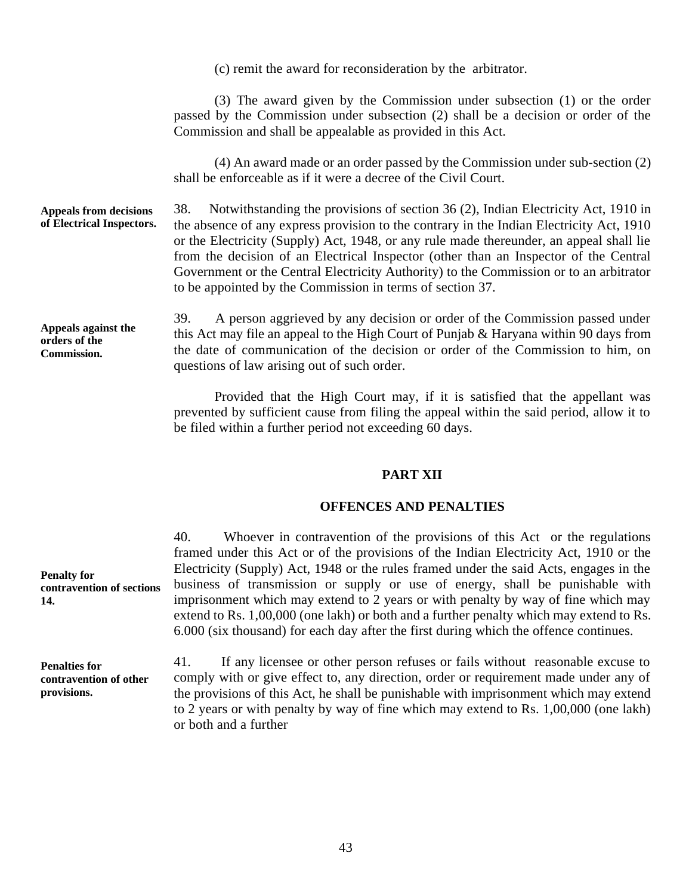(c) remit the award for reconsideration by the arbitrator.

(3) The award given by the Commission under subsection (1) or the order passed by the Commission under subsection (2) shall be a decision or order of the Commission and shall be appealable as provided in this Act.

(4) An award made or an order passed by the Commission under sub-section (2) shall be enforceable as if it were a decree of the Civil Court.

**Appeals from decisions of Electrical Inspectors.**

38. Notwithstanding the provisions of section 36 (2), Indian Electricity Act, 1910 in the absence of any express provision to the contrary in the Indian Electricity Act, 1910 or the Electricity (Supply) Act, 1948, or any rule made thereunder, an appeal shall lie from the decision of an Electrical Inspector (other than an Inspector of the Central Government or the Central Electricity Authority) to the Commission or to an arbitrator to be appointed by the Commission in terms of section 37.

**Appeals against the orders of the Commission.**

39. A person aggrieved by any decision or order of the Commission passed under this Act may file an appeal to the High Court of Punjab & Haryana within 90 days from the date of communication of the decision or order of the Commission to him, on questions of law arising out of such order.

Provided that the High Court may, if it is satisfied that the appellant was prevented by sufficient cause from filing the appeal within the said period, allow it to be filed within a further period not exceeding 60 days.

## PART XII

## OFFENCES AND PENALTIES

**Penalty for contravention of sections 14.**

40. Whoever in contravention of the provisions of this Act or the regulations framed under this Act or of the provisions of the Indian Electricity Act, 1910 or the Electricity (Supply) Act, 1948 or the rules framed under the said Acts, engages in the business of transmission or supply or use of energy, shall be punishable with imprisonment which may extend to 2 years or with penalty by way of fine which may extend to Rs. 1,00,000 (one lakh) or both and a further penalty which may extend to Rs. 6.000 (six thousand) for each day after the first during which the offence continues.

**Penalties for contravention of other provisions.**

41. If any licensee or other person refuses or fails without reasonable excuse to comply with or give effect to, any direction, order or requirement made under any of the provisions of this Act, he shall be punishable with imprisonment which may extend to 2 years or with penalty by way of fine which may extend to Rs. 1,00,000 (one lakh) or both and a further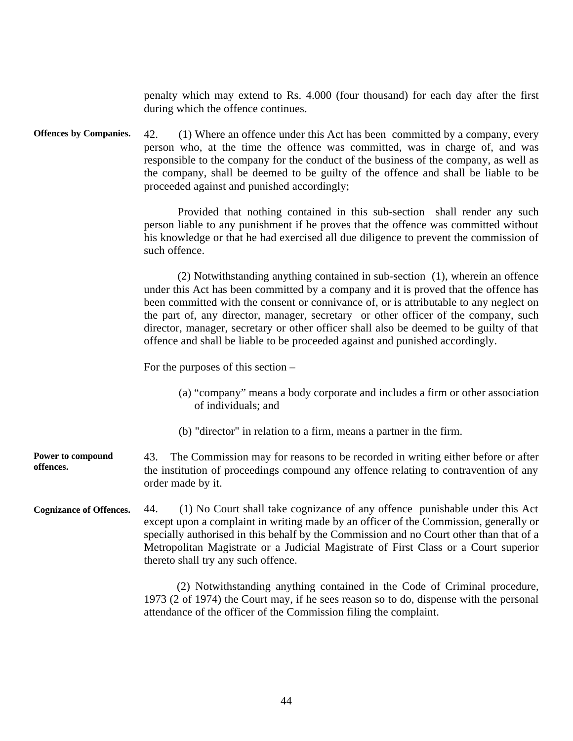penalty which may extend to Rs. 4.000 (four thousand) for each day after the first during which the offence continues.

**Offences by Companies.**

42. (1) Where an offence under this Act has been committed by a company, every person who, at the time the offence was committed, was in charge of, and was responsible to the company for the conduct of the business of the company, as well as the company, shall be deemed to be guilty of the offence and shall be liable to be proceeded against and punished accordingly;

Provided that nothing contained in this sub-section shall render any such person liable to any punishment if he proves that the offence was committed without his knowledge or that he had exercised all due diligence to prevent the commission of such offence.

(2) Notwithstanding anything contained in sub-section (1), wherein an offence under this Act has been committed by a company and it is proved that the offence has been committed with the consent or connivance of, or is attributable to any neglect on the part of, any director, manager, secretary or other officer of the company, such director, manager, secretary or other officer shall also be deemed to be guilty of that offence and shall be liable to be proceeded against and punished accordingly.

For the purposes of this section –

(a) "company" means a body corporate and includes a firm or other association of individuals; and

(b) "director" in relation to a firm, means a partner in the firm.

**Power to compound offences.**

43. The Commission may for reasons to be recorded in writing either before or after the institution of proceedings compound any offence relating to contravention of any order made by it.

**Cognizance of Offences.**

44. (1) No Court shall take cognizance of any offence punishable under this Act except upon a complaint in writing made by an officer of the Commission, generally or specially authorised in this behalf by the Commission and no Court other than that of a Metropolitan Magistrate or a Judicial Magistrate of First Class or a Court superior thereto shall try any such offence.

(2) Notwithstanding anything contained in the Code of Criminal procedure, 1973 (2 of 1974) the Court may, if he sees reason so to do, dispense with the personal attendance of the officer of the Commission filing the complaint.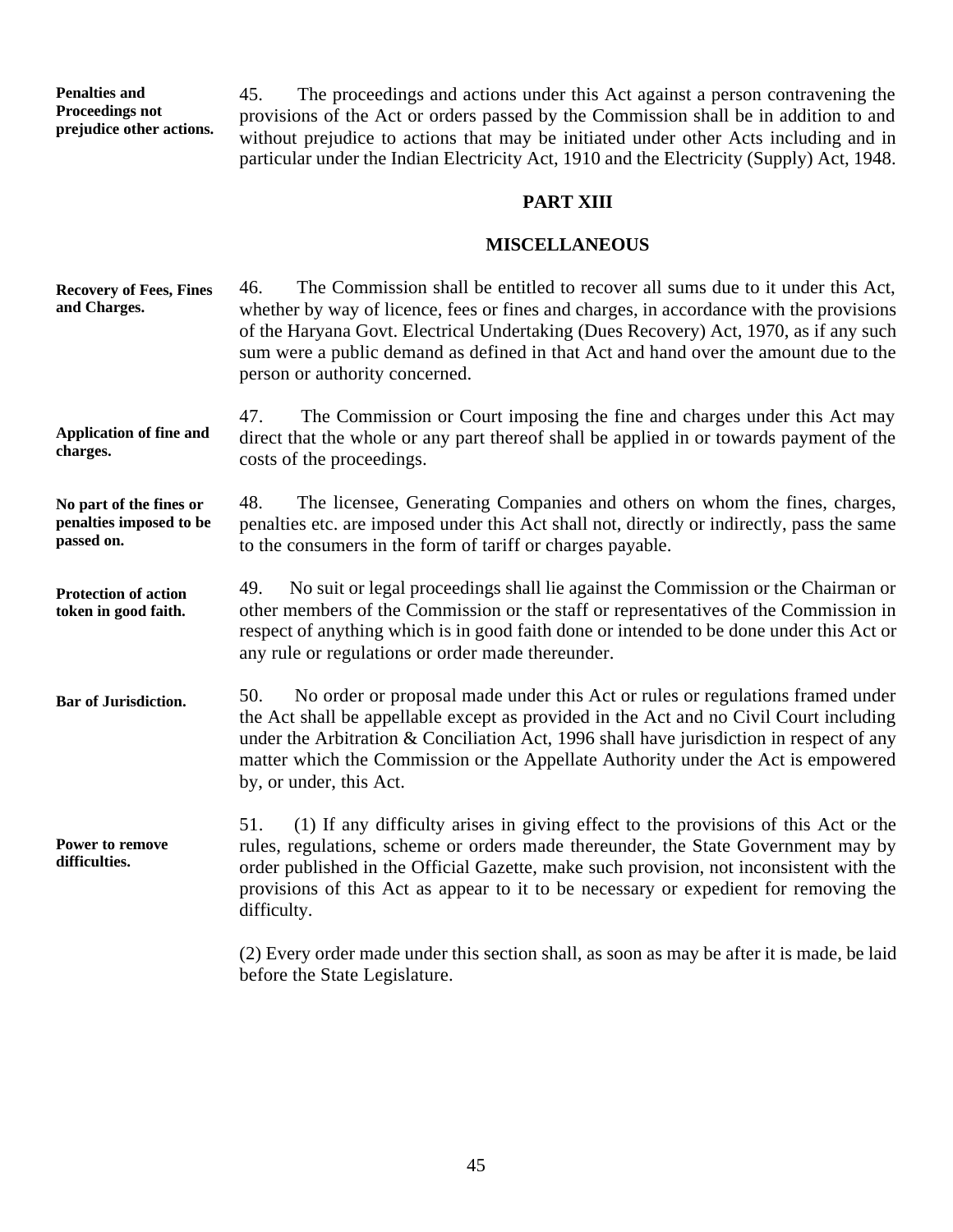**Penalties and Proceedings not prejudice other actions.**

45. The proceedings and actions under this Act against a person contravening the provisions of the Act or orders passed by the Commission shall be in addition to and without prejudice to actions that may be initiated under other Acts including and in particular under the Indian Electricity Act, 1910 and the Electricity (Supply) Act, 1948.

## PART XIII

## MISCELLANEOUS

**Recovery of Fees, Fines and Charges.**

46. The Commission shall be entitled to recover all sums due to it under this Act, whether by way of licence, fees or fines and charges, in accordance with the provisions of the Haryana Govt. Electrical Undertaking (Dues Recovery) Act, 1970, as if any such sum were a public demand as defined in that Act and hand over the amount due to the person or authority concerned.

**Application of fine and charges.**

47. The Commission or Court imposing the fine and charges under this Act may direct that the whole or any part thereof shall be applied in or towards payment of the costs of the proceedings.

**No part of the fines or penalties imposed to be passed on.**

48. The licensee, Generating Companies and others on whom the fines, charges, penalties etc. are imposed under this Act shall not, directly or indirectly, pass the same to the consumers in the form of tariff or charges payable.

**Protection of action token in good faith.**

49. No suit or legal proceedings shall lie against the Commission or the Chairman or other members of the Commission or the staff or representatives of the Commission in respect of anything which is in good faith done or intended to be done under this Act or any rule or regulations or order made thereunder.

**Bar of Jurisdiction.**

50. No order or proposal made under this Act or rules or regulations framed under the Act shall be appellable except as provided in the Act and no Civil Court including under the Arbitration & Conciliation Act, 1996 shall have jurisdiction in respect of any matter which the Commission or the Appellate Authority under the Act is empowered by, or under, this Act.

**Power to remove difficulties.**

51. (1) If any difficulty arises in giving effect to the provisions of this Act or the rules, regulations, scheme or orders made thereunder, the State Government may by order published in the Official Gazette, make such provision, not inconsistent with the provisions of this Act as appear to it to be necessary or expedient for removing the difficulty.

(2) Every order made under this section shall, as soon as may be after it is made, be laid before the State Legislature.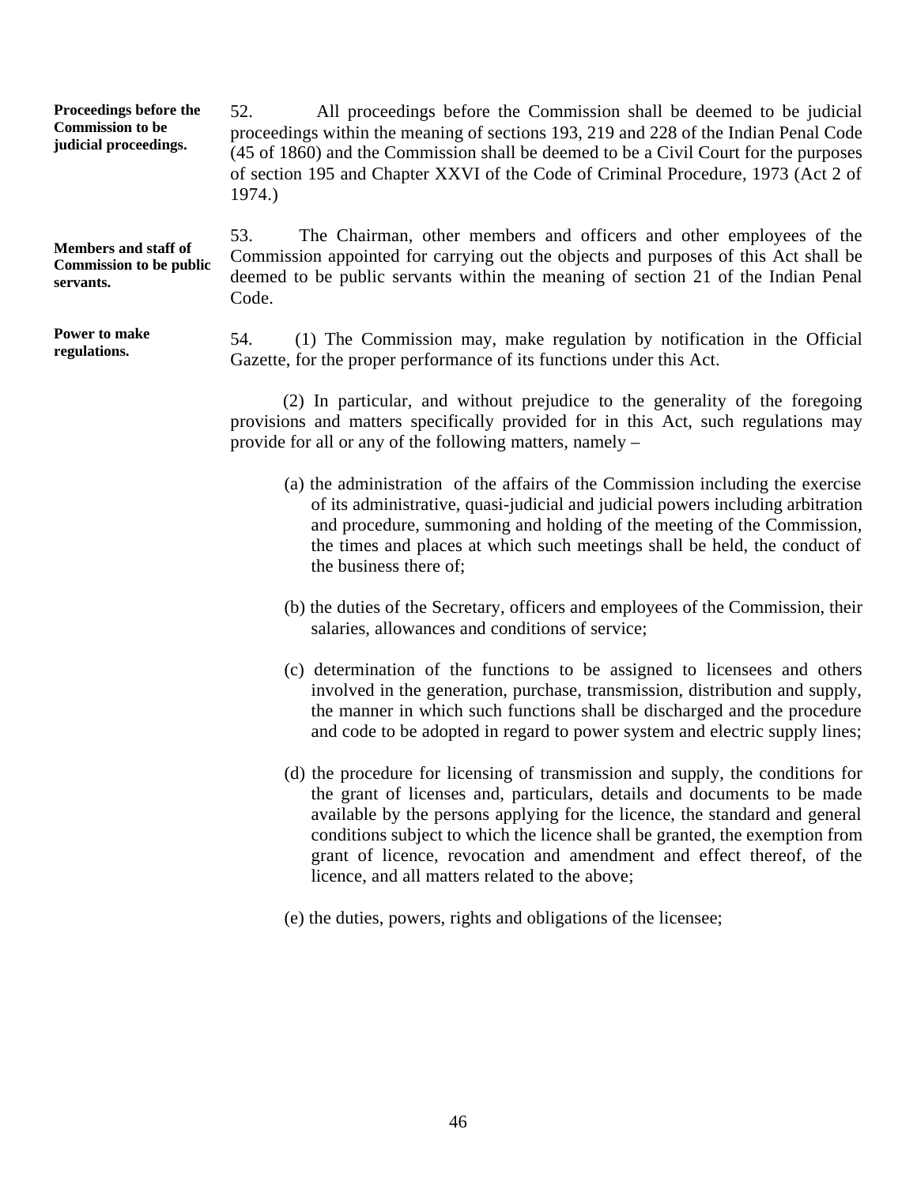**Proceedings before the Commission to be judicial proceedings.**

52. All proceedings before the Commission shall be deemed to be judicial proceedings within the meaning of sections 193, 219 and 228 of the Indian Penal Code (45 of 1860) and the Commission shall be deemed to be a Civil Court for the purposes of section 195 and Chapter XXVI of the Code of Criminal Procedure, 1973 (Act 2 of 1974.)

**Members and staff of Commission to be public servants.**

53. The Chairman, other members and officers and other employees of the Commission appointed for carrying out the objects and purposes of this Act shall be deemed to be public servants within the meaning of section 21 of the Indian Penal Code.

**Power to make regulations.**

54. (1) The Commission may, make regulation by notification in the Official Gazette, for the proper performance of its functions under this Act.

(2) In particular, and without prejudice to the generality of the foregoing provisions and matters specifically provided for in this Act, such regulations may provide for all or any of the following matters, namely –

(a) the administration of the affairs of the Commission including the exercise of its administrative, quasi-judicial and judicial powers including arbitration and procedure, summoning and holding of the meeting of the Commission, the times and places at which such meetings shall be held, the conduct of the business there of;

(b) the duties of the Secretary, officers and employees of the Commission, their salaries, allowances and conditions of service;

(c) determination of the functions to be assigned to licensees and others involved in the generation, purchase, transmission, distribution and supply, the manner in which such functions shall be discharged and the procedure and code to be adopted in regard to power system and electric supply lines;

(d) the procedure for licensing of transmission and supply, the conditions for the grant of licenses and, particulars, details and documents to be made available by the persons applying for the licence, the standard and general conditions subject to which the licence shall be granted, the exemption from grant of licence, revocation and amendment and effect thereof, of the licence, and all matters related to the above;

(e) the duties, powers, rights and obligations of the licensee;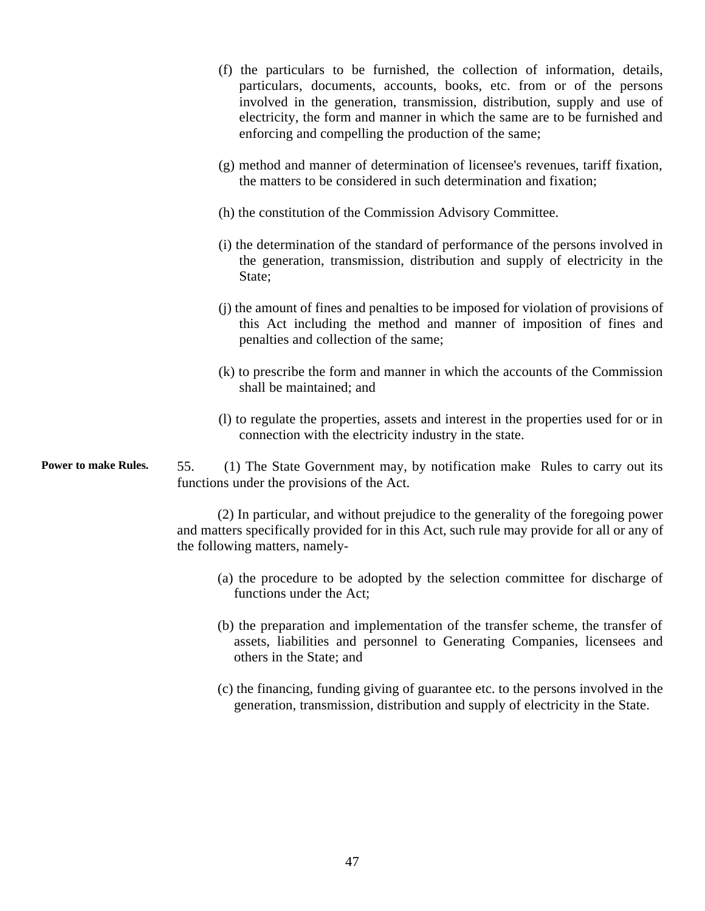(f) the particulars to be furnished, the collection of information, details, particulars, documents, accounts, books, etc. from or of the persons involved in the generation, transmission, distribution, supply and use of electricity, the form and manner in which the same are to be furnished and enforcing and compelling the production of the same;

(g) method and manner of determination of licensee's revenues, tariff fixation, the matters to be considered in such determination and fixation;

(h) the constitution of the Commission Advisory Committee.

(i) the determination of the standard of performance of the persons involved in the generation, transmission, distribution and supply of electricity in the State;

(j) the amount of fines and penalties to be imposed for violation of provisions of this Act including the method and manner of imposition of fines and penalties and collection of the same;

(k) to prescribe the form and manner in which the accounts of the Commission shall be maintained; and

(l) to regulate the properties, assets and interest in the properties used for or in connection with the electricity industry in the state.

**Power to make Rules.**

55. (1) The State Government may, by notification make Rules to carry out its functions under the provisions of the Act.

(2) In particular, and without prejudice to the generality of the foregoing power and matters specifically provided for in this Act, such rule may provide for all or any of the following matters, namely-

(a) the procedure to be adopted by the selection committee for discharge of functions under the Act;

(b) the preparation and implementation of the transfer scheme, the transfer of assets, liabilities and personnel to Generating Companies, licensees and others in the State; and

(c) the financing, funding giving of guarantee etc. to the persons involved in the generation, transmission, distribution and supply of electricity in the State.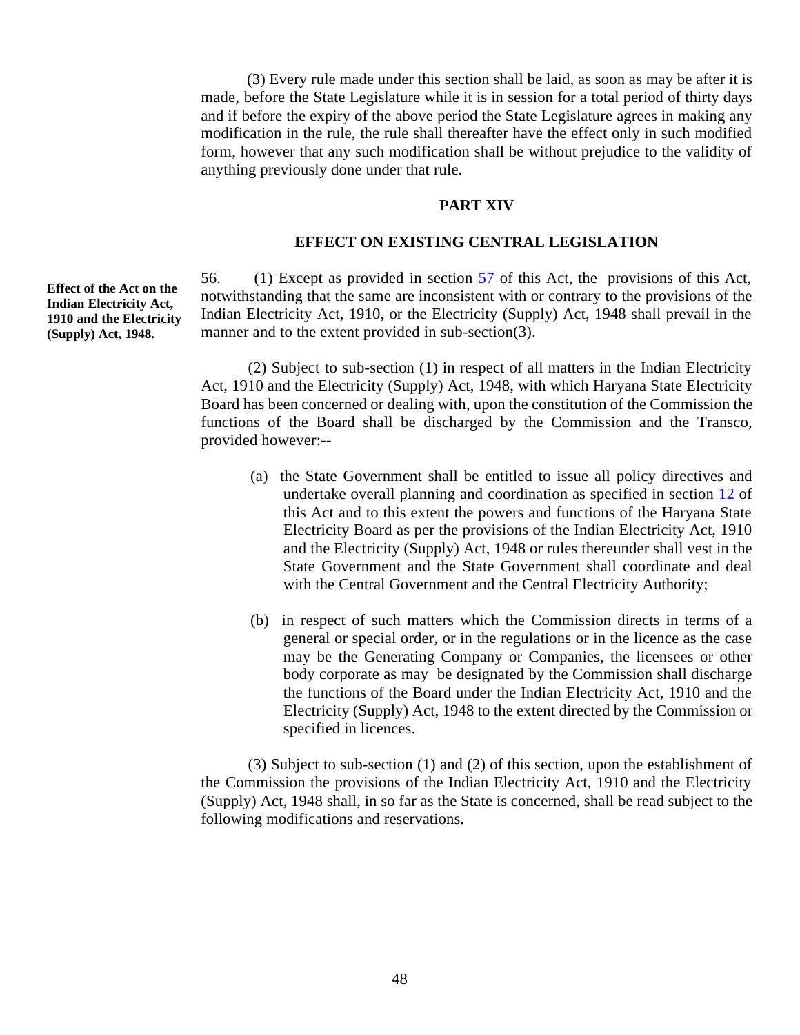(3) Every rule made under this section shall be laid, as soon as may be after it is made, before the State Legislature while it is in session for a total period of thirty days and if before the expiry of the above period the State Legislature agrees in making any modification in the rule, the rule shall thereafter have the effect only in such modified form, however that any such modification shall be without prejudice to the validity of anything previously done under that rule.

## PART XIV

## EFFECT ON EXISTING CENTRAL LEGISLATION

**Effect of the Act on the Indian Electricity Act, 1910 and the Electricity (Supply) Act, 1948.**

56. (1) Except as provided in section 57 of this Act, the provisions of this Act, notwithstanding that the same are inconsistent with or contrary to the provisions of the Indian Electricity Act, 1910, or the Electricity (Supply) Act, 1948 shall prevail in the manner and to the extent provided in sub-section(3).

(2) Subject to sub-section (1) in respect of all matters in the Indian Electricity Act, 1910 and the Electricity (Supply) Act, 1948, with which Haryana State Electricity Board has been concerned or dealing with, upon the constitution of the Commission the functions of the Board shall be discharged by the Commission and the Transco, provided however:--

(a) the State Government shall be entitled to issue all policy directives and undertake overall planning and coordination as specified in section 12 of this Act and to this extent the powers and functions of the Haryana State Electricity Board as per the provisions of the Indian Electricity Act, 1910 and the Electricity (Supply) Act, 1948 or rules thereunder shall vest in the State Government and the State Government shall coordinate and deal with the Central Government and the Central Electricity Authority;

(b) in respect of such matters which the Commission directs in terms of a general or special order, or in the regulations or in the licence as the case may be the Generating Company or Companies, the licensees or other body corporate as may be designated by the Commission shall discharge the functions of the Board under the Indian Electricity Act, 1910 and the Electricity (Supply) Act, 1948 to the extent directed by the Commission or specified in licences.

(3) Subject to sub-section (1) and (2) of this section, upon the establishment of the Commission the provisions of the Indian Electricity Act, 1910 and the Electricity (Supply) Act, 1948 shall, in so far as the State is concerned, shall be read subject to the following modifications and reservations.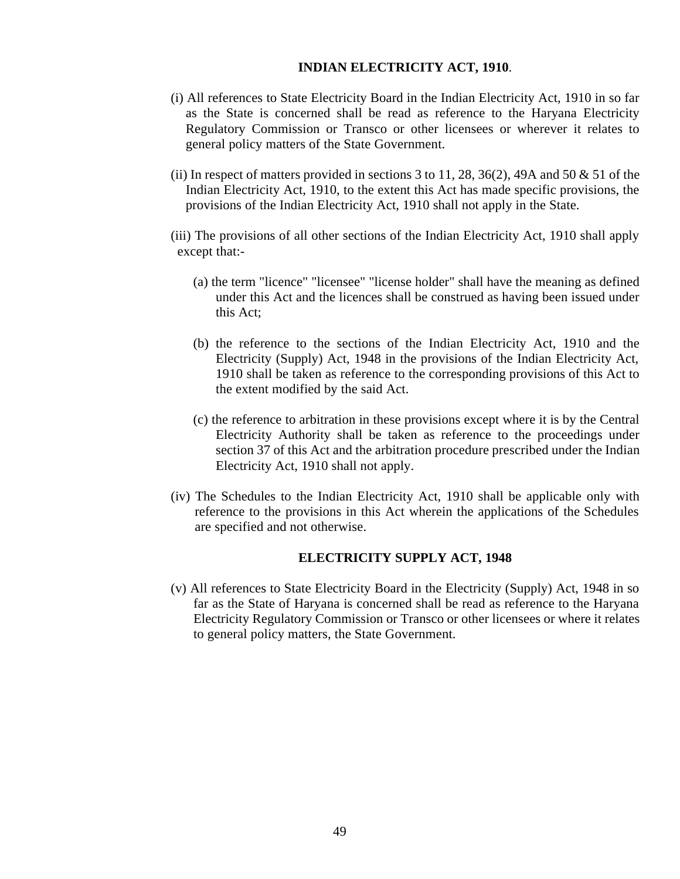## INDIAN ELECTRICITY ACT, 1910.

(i) All references to State Electricity Board in the Indian Electricity Act, 1910 in so far as the State is concerned shall be read as reference to the Haryana Electricity Regulatory Commission or Transco or other licensees or wherever it relates to general policy matters of the State Government.

(ii) In respect of matters provided in sections 3 to 11, 28, 36(2), 49A and 50 & 51 of the Indian Electricity Act, 1910, to the extent this Act has made specific provisions, the provisions of the Indian Electricity Act, 1910 shall not apply in the State.

(iii) The provisions of all other sections of the Indian Electricity Act, 1910 shall apply except that:-

(a) the term "licence" "licensee" "license holder" shall have the meaning as defined under this Act and the licences shall be construed as having been issued under this Act;

(b) the reference to the sections of the Indian Electricity Act, 1910 and the Electricity (Supply) Act, 1948 in the provisions of the Indian Electricity Act, 1910 shall be taken as reference to the corresponding provisions of this Act to the extent modified by the said Act.

(c) the reference to arbitration in these provisions except where it is by the Central Electricity Authority shall be taken as reference to the proceedings under section 37 of this Act and the arbitration procedure prescribed under the Indian Electricity Act, 1910 shall not apply.

(iv) The Schedules to the Indian Electricity Act, 1910 shall be applicable only with reference to the provisions in this Act wherein the applications of the Schedules are specified and not otherwise.

## ELECTRICITY SUPPLY ACT, 1948

(v) All references to State Electricity Board in the Electricity (Supply) Act, 1948 in so far as the State of Haryana is concerned shall be read as reference to the Haryana Electricity Regulatory Commission or Transco or other licensees or where it relates to general policy matters, the State Government.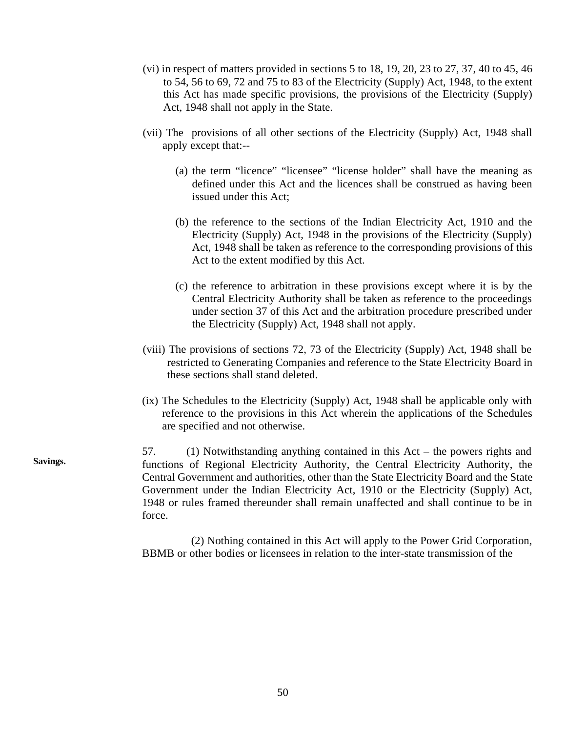(vi) in respect of matters provided in sections 5 to 18, 19, 20, 23 to 27, 37, 40 to 45, 46 to 54, 56 to 69, 72 and 75 to 83 of the Electricity (Supply) Act, 1948, to the extent this Act has made specific provisions, the provisions of the Electricity (Supply) Act, 1948 shall not apply in the State.

(vii) The provisions of all other sections of the Electricity (Supply) Act, 1948 shall apply except that:--

(a) the term "licence" "licensee" "license holder" shall have the meaning as defined under this Act and the licences shall be construed as having been issued under this Act;

(b) the reference to the sections of the Indian Electricity Act, 1910 and the Electricity (Supply) Act, 1948 in the provisions of the Electricity (Supply) Act, 1948 shall be taken as reference to the corresponding provisions of this Act to the extent modified by this Act.

(c) the reference to arbitration in these provisions except where it is by the Central Electricity Authority shall be taken as reference to the proceedings under section 37 of this Act and the arbitration procedure prescribed under the Electricity (Supply) Act, 1948 shall not apply.

(viii) The provisions of sections 72, 73 of the Electricity (Supply) Act, 1948 shall be restricted to Generating Companies and reference to the State Electricity Board in these sections shall stand deleted.

(ix) The Schedules to the Electricity (Supply) Act, 1948 shall be applicable only with reference to the provisions in this Act wherein the applications of the Schedules are specified and not otherwise.

**Savings.**

57. (1) Notwithstanding anything contained in this Act – the powers rights and functions of Regional Electricity Authority, the Central Electricity Authority, the Central Government and authorities, other than the State Electricity Board and the State Government under the Indian Electricity Act, 1910 or the Electricity (Supply) Act, 1948 or rules framed thereunder shall remain unaffected and shall continue to be in force.

(2) Nothing contained in this Act will apply to the Power Grid Corporation, BBMB or other bodies or licensees in relation to the inter-state transmission of the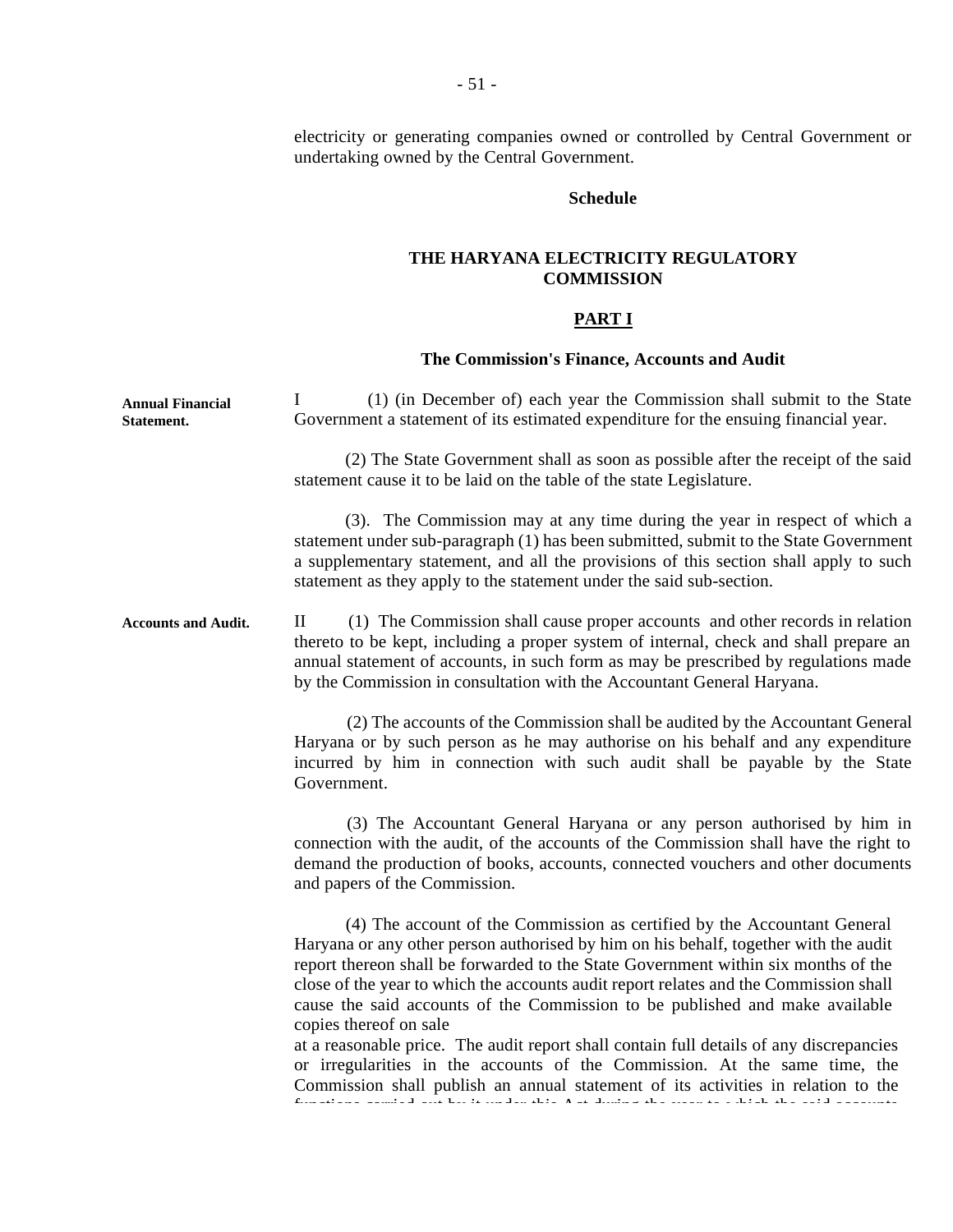electricity or generating companies owned or controlled by Central Government or undertaking owned by the Central Government.

**Schedule**

## THE HARYANA ELECTRICITY REGULATORY COMMISSION

## PART I

### The Commission's Finance, Accounts and Audit

**Annual Financial Statement.**

I (1) (in December of) each year the Commission shall submit to the State Government a statement of its estimated expenditure for the ensuing financial year.

(2) The State Government shall as soon as possible after the receipt of the said statement cause it to be laid on the table of the state Legislature.

(3). The Commission may at any time during the year in respect of which a statement under sub-paragraph (1) has been submitted, submit to the State Government a supplementary statement, and all the provisions of this section shall apply to such statement as they apply to the statement under the said sub-section.

**Accounts and Audit.**

II (1) The Commission shall cause proper accounts and other records in relation thereto to be kept, including a proper system of internal, check and shall prepare an annual statement of accounts, in such form as may be prescribed by regulations made by the Commission in consultation with the Accountant General Haryana.

(2) The accounts of the Commission shall be audited by the Accountant General Haryana or by such person as he may authorise on his behalf and any expenditure incurred by him in connection with such audit shall be payable by the State Government.

(3) The Accountant General Haryana or any person authorised by him in connection with the audit, of the accounts of the Commission shall have the right to demand the production of books, accounts, connected vouchers and other documents and papers of the Commission.

(4) The account of the Commission as certified by the Accountant General Haryana or any other person authorised by him on his behalf, together with the audit report thereon shall be forwarded to the State Government within six months of the close of the year to which the accounts audit report relates and the Commission shall cause the said accounts of the Commission to be published and make available copies thereof on sale at a reasonable price. The audit report shall contain full details of any discrepancies or irregularities in the accounts of the Commission. At the same time, the Commission shall publish an annual statement of its activities in relation to the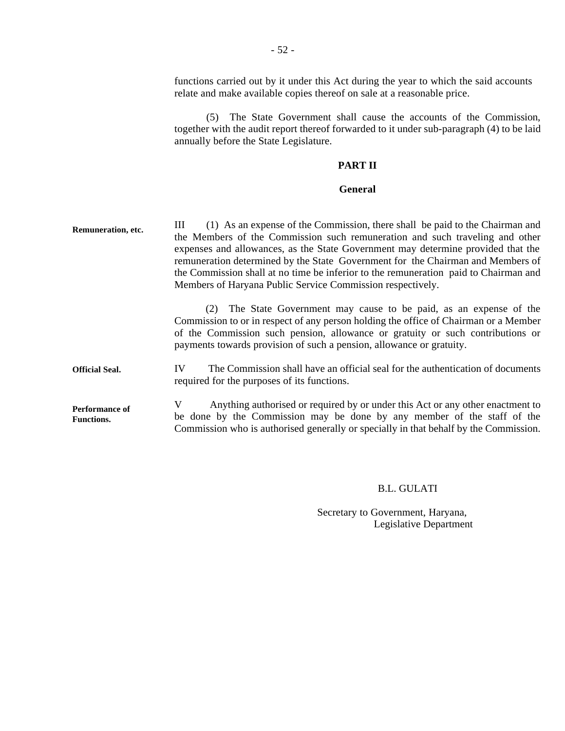functions carried out by it under this Act during the year to which the said accounts relate and make available copies thereof on sale at a reasonable price.

(5) The State Government shall cause the accounts of the Commission, together with the audit report thereof forwarded to it under sub-paragraph (4) to be laid annually before the State Legislature.

## PART II

## General

**Remuneration, etc.**

III (1) As an expense of the Commission, there shall be paid to the Chairman and the Members of the Commission such remuneration and such traveling and other expenses and allowances, as the State Government may determine provided that the remuneration determined by the State Government for the Chairman and Members of the Commission shall at no time be inferior to the remuneration paid to Chairman and Members of Haryana Public Service Commission respectively.

(2) The State Government may cause to be paid, as an expense of the Commission to or in respect of any person holding the office of Chairman or a Member of the Commission such pension, allowance or gratuity or such contributions or payments towards provision of such a pension, allowance or gratuity.

**Official Seal.**

IV The Commission shall have an official seal for the authentication of documents required for the purposes of its functions.

**Performance of Functions.**

V Anything authorised or required by or under this Act or any other enactment to be done by the Commission may be done by any member of the staff of the Commission who is authorised generally or specially in that behalf by the Commission.

B.L. GULATI

Secretary to Government, Haryana,
Legislative Department